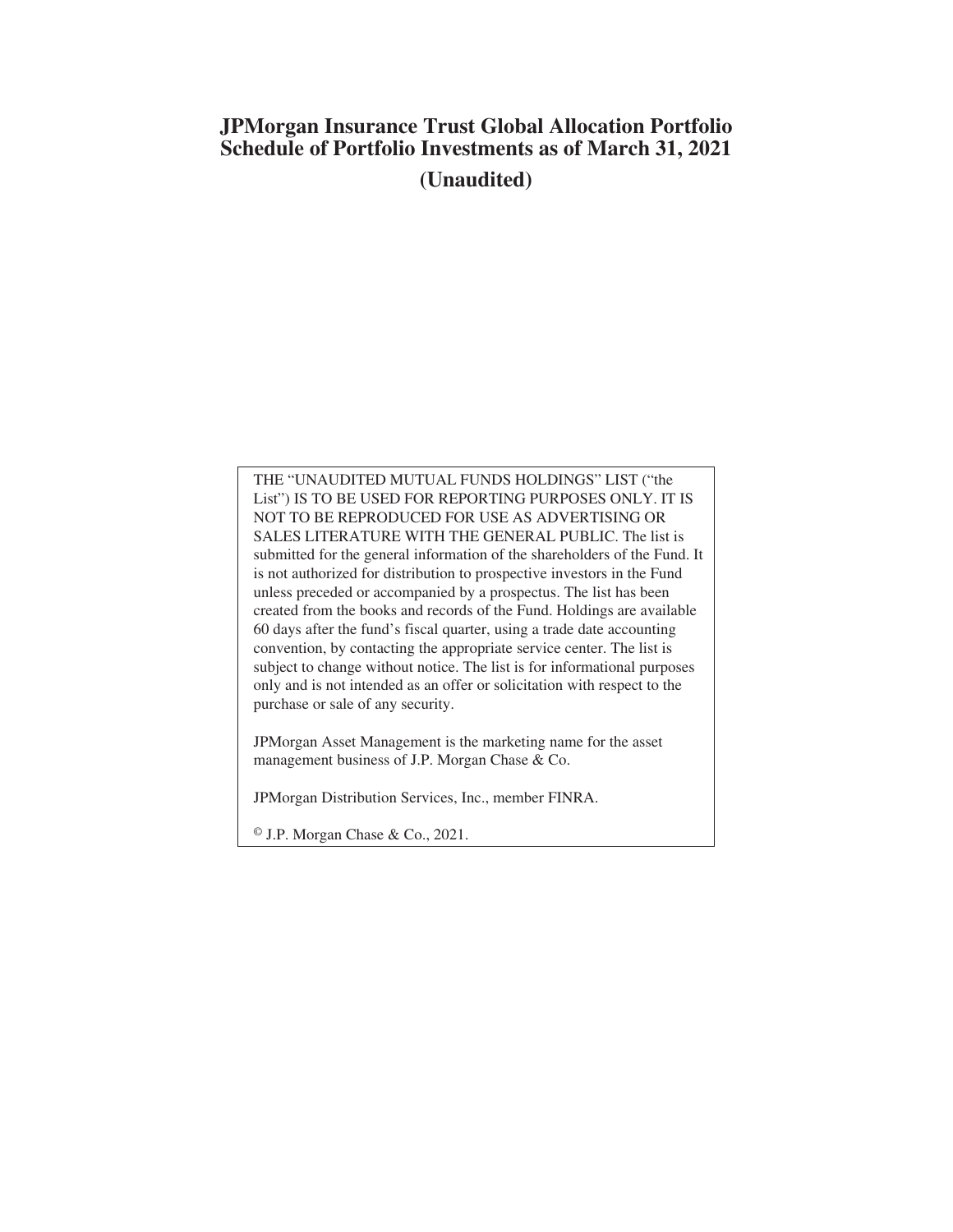# JPMorgan Insurance Trust Global Allocation Portfolio
# Schedule of Portfolio Investments as of March 31, 2021

**(Unaudited)**

THE "UNAUDITED MUTUAL FUNDS HOLDINGS" LIST ("the List") IS TO BE USED FOR REPORTING PURPOSES ONLY. IT IS NOT TO BE REPRODUCED FOR USE AS ADVERTISING OR SALES LITERATURE WITH THE GENERAL PUBLIC. The list is submitted for the general information of the shareholders of the Fund. It is not authorized for distribution to prospective investors in the Fund unless preceded or accompanied by a prospectus. The list has been created from the books and records of the Fund. Holdings are available 60 days after the fund's fiscal quarter, using a trade date accounting convention, by contacting the appropriate service center. The list is subject to change without notice. The list is for informational purposes only and is not intended as an offer or solicitation with respect to the purchase or sale of any security.

JPMorgan Asset Management is the marketing name for the asset management business of J.P. Morgan Chase & Co.

JPMorgan Distribution Services, Inc., member FINRA.

© J.P. Morgan Chase & Co., 2021.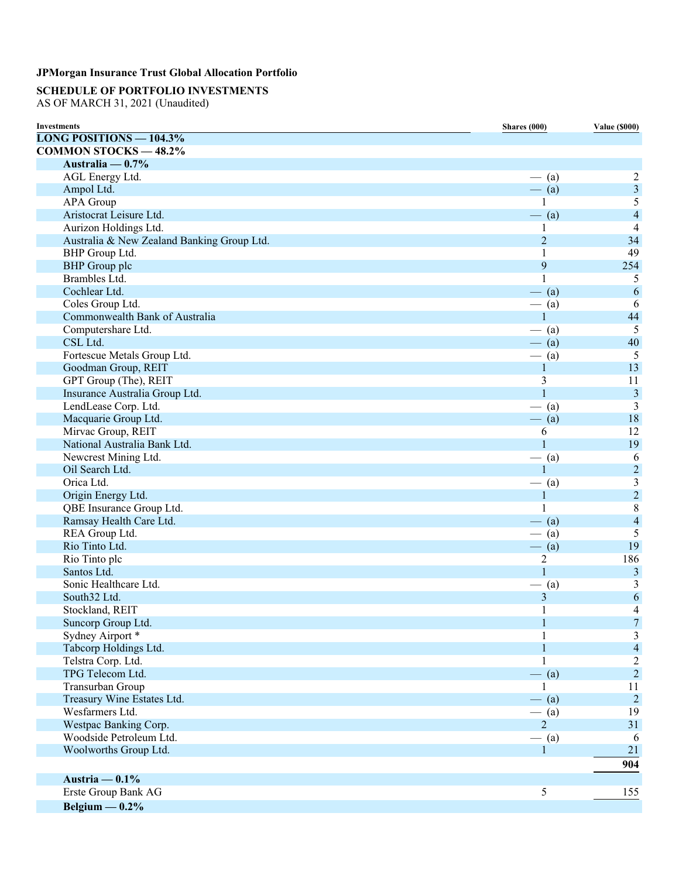**JPMorgan Insurance Trust Global Allocation Portfolio**

**SCHEDULE OF PORTFOLIO INVESTMENTS**
AS OF MARCH 31, 2021 (Unaudited)

| Investments | Shares (000) | Value ($000) |
|---|---|---|
| **LONG POSITIONS — 104.3%** | | |
| **COMMON STOCKS — 48.2%** | | |
| **Australia — 0.7%** | | |
| AGL Energy Ltd. | — (a) | 2 |
| Ampol Ltd. | — (a) | 3 |
| APA Group | 1 | 5 |
| Aristocrat Leisure Ltd. | — (a) | 4 |
| Aurizon Holdings Ltd. | 1 | 4 |
| Australia & New Zealand Banking Group Ltd. | 2 | 34 |
| BHP Group Ltd. | 1 | 49 |
| BHP Group plc | 9 | 254 |
| Brambles Ltd. | 1 | 5 |
| Cochlear Ltd. | — (a) | 6 |
| Coles Group Ltd. | — (a) | 6 |
| Commonwealth Bank of Australia | 1 | 44 |
| Computershare Ltd. | — (a) | 5 |
| CSL Ltd. | — (a) | 40 |
| Fortescue Metals Group Ltd. | — (a) | 5 |
| Goodman Group, REIT | 1 | 13 |
| GPT Group (The), REIT | 3 | 11 |
| Insurance Australia Group Ltd. | 1 | 3 |
| LendLease Corp. Ltd. | — (a) | 3 |
| Macquarie Group Ltd. | — (a) | 18 |
| Mirvac Group, REIT | 6 | 12 |
| National Australia Bank Ltd. | 1 | 19 |
| Newcrest Mining Ltd. | — (a) | 6 |
| Oil Search Ltd. | 1 | 2 |
| Orica Ltd. | — (a) | 3 |
| Origin Energy Ltd. | 1 | 2 |
| QBE Insurance Group Ltd. | 1 | 8 |
| Ramsay Health Care Ltd. | — (a) | 4 |
| REA Group Ltd. | — (a) | 5 |
| Rio Tinto Ltd. | — (a) | 19 |
| Rio Tinto plc | 2 | 186 |
| Santos Ltd. | 1 | 3 |
| Sonic Healthcare Ltd. | — (a) | 3 |
| South32 Ltd. | 3 | 6 |
| Stockland, REIT | 1 | 4 |
| Suncorp Group Ltd. | 1 | 7 |
| Sydney Airport * | 1 | 3 |
| Tabcorp Holdings Ltd. | 1 | 4 |
| Telstra Corp. Ltd. | 1 | 2 |
| TPG Telecom Ltd. | — (a) | 2 |
| Transurban Group | 1 | 11 |
| Treasury Wine Estates Ltd. | — (a) | 2 |
| Wesfarmers Ltd. | — (a) | 19 |
| Westpac Banking Corp. | 2 | 31 |
| Woodside Petroleum Ltd. | — (a) | 6 |
| Woolworths Group Ltd. | 1 | 21 |
| | | **904** |
| **Austria — 0.1%** | | |
| Erste Group Bank AG | 5 | 155 |
| **Belgium — 0.2%** | | |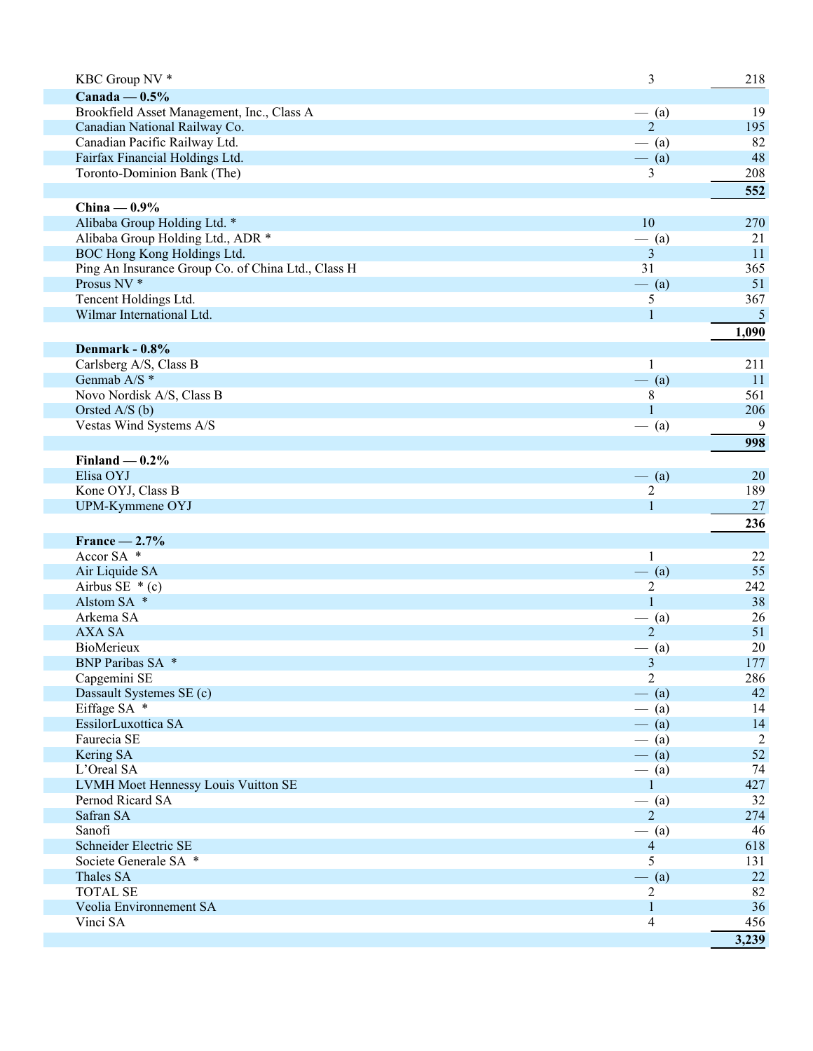| | | |
|---|---|---|
| KBC Group NV * | 3 | 218 |
| **Canada — 0.5%** | | |
| Brookfield Asset Management, Inc., Class A | — (a) | 19 |
| Canadian National Railway Co. | 2 | 195 |
| Canadian Pacific Railway Ltd. | — (a) | 82 |
| Fairfax Financial Holdings Ltd. | — (a) | 48 |
| Toronto-Dominion Bank (The) | 3 | 208 |
| | | **552** |
| **China — 0.9%** | | |
| Alibaba Group Holding Ltd. * | 10 | 270 |
| Alibaba Group Holding Ltd., ADR * | — (a) | 21 |
| BOC Hong Kong Holdings Ltd. | 3 | 11 |
| Ping An Insurance Group Co. of China Ltd., Class H | 31 | 365 |
| Prosus NV * | — (a) | 51 |
| Tencent Holdings Ltd. | 5 | 367 |
| Wilmar International Ltd. | 1 | 5 |
| | | **1,090** |
| **Denmark - 0.8%** | | |
| Carlsberg A/S, Class B | 1 | 211 |
| Genmab A/S * | — (a) | 11 |
| Novo Nordisk A/S, Class B | 8 | 561 |
| Orsted A/S (b) | 1 | 206 |
| Vestas Wind Systems A/S | — (a) | 9 |
| | | **998** |
| **Finland — 0.2%** | | |
| Elisa OYJ | — (a) | 20 |
| Kone OYJ, Class B | 2 | 189 |
| UPM-Kymmene OYJ | 1 | 27 |
| | | **236** |
| **France — 2.7%** | | |
| Accor SA * | 1 | 22 |
| Air Liquide SA | — (a) | 55 |
| Airbus SE * (c) | 2 | 242 |
| Alstom SA * | 1 | 38 |
| Arkema SA | — (a) | 26 |
| AXA SA | 2 | 51 |
| BioMerieux | — (a) | 20 |
| BNP Paribas SA * | 3 | 177 |
| Capgemini SE | 2 | 286 |
| Dassault Systemes SE (c) | — (a) | 42 |
| Eiffage SA * | — (a) | 14 |
| EssilorLuxottica SA | — (a) | 14 |
| Faurecia SE | — (a) | 2 |
| Kering SA | — (a) | 52 |
| L'Oreal SA | — (a) | 74 |
| LVMH Moet Hennessy Louis Vuitton SE | 1 | 427 |
| Pernod Ricard SA | — (a) | 32 |
| Safran SA | 2 | 274 |
| Sanofi | — (a) | 46 |
| Schneider Electric SE | 4 | 618 |
| Societe Generale SA * | 5 | 131 |
| Thales SA | — (a) | 22 |
| TOTAL SE | 2 | 82 |
| Veolia Environnement SA | 1 | 36 |
| Vinci SA | 4 | 456 |
| | | **3,239** |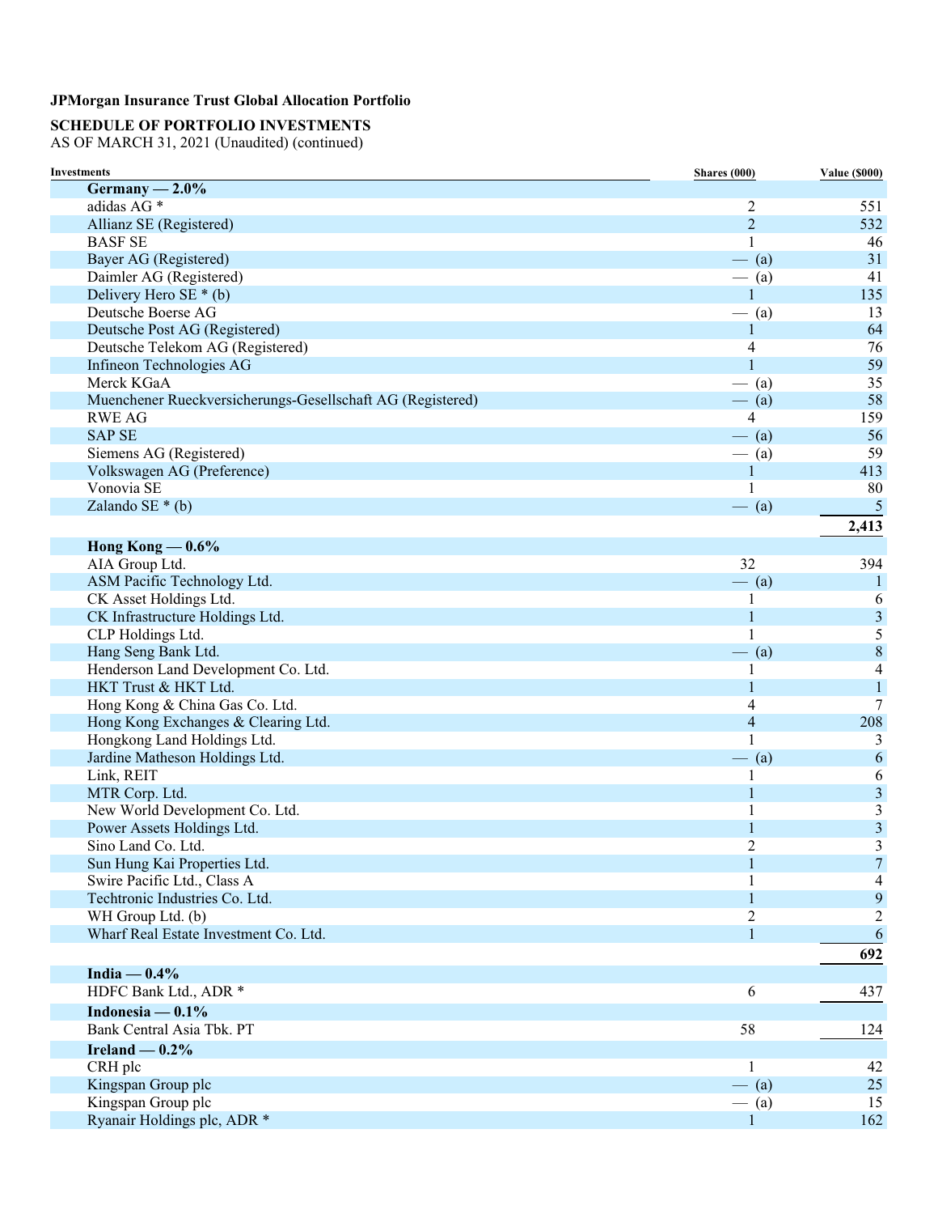**JPMorgan Insurance Trust Global Allocation Portfolio**

**SCHEDULE OF PORTFOLIO INVESTMENTS**
AS OF MARCH 31, 2021 (Unaudited) (continued)

| Investments | Shares (000) | Value ($000) |
|---|---|---|
| **Germany — 2.0%** | | |
| adidas AG * | 2 | 551 |
| Allianz SE (Registered) | 2 | 532 |
| BASF SE | 1 | 46 |
| Bayer AG (Registered) | — (a) | 31 |
| Daimler AG (Registered) | — (a) | 41 |
| Delivery Hero SE * (b) | 1 | 135 |
| Deutsche Boerse AG | — (a) | 13 |
| Deutsche Post AG (Registered) | 1 | 64 |
| Deutsche Telekom AG (Registered) | 4 | 76 |
| Infineon Technologies AG | 1 | 59 |
| Merck KGaA | — (a) | 35 |
| Muenchener Rueckversicherungs-Gesellschaft AG (Registered) | — (a) | 58 |
| RWE AG | 4 | 159 |
| SAP SE | — (a) | 56 |
| Siemens AG (Registered) | — (a) | 59 |
| Volkswagen AG (Preference) | 1 | 413 |
| Vonovia SE | 1 | 80 |
| Zalando SE * (b) | — (a) | 5 |
| | | **2,413** |
| **Hong Kong — 0.6%** | | |
| AIA Group Ltd. | 32 | 394 |
| ASM Pacific Technology Ltd. | — (a) | 1 |
| CK Asset Holdings Ltd. | 1 | 6 |
| CK Infrastructure Holdings Ltd. | 1 | 3 |
| CLP Holdings Ltd. | 1 | 5 |
| Hang Seng Bank Ltd. | — (a) | 8 |
| Henderson Land Development Co. Ltd. | 1 | 4 |
| HKT Trust & HKT Ltd. | 1 | 1 |
| Hong Kong & China Gas Co. Ltd. | 4 | 7 |
| Hong Kong Exchanges & Clearing Ltd. | 4 | 208 |
| Hongkong Land Holdings Ltd. | 1 | 3 |
| Jardine Matheson Holdings Ltd. | — (a) | 6 |
| Link, REIT | 1 | 6 |
| MTR Corp. Ltd. | 1 | 3 |
| New World Development Co. Ltd. | 1 | 3 |
| Power Assets Holdings Ltd. | 1 | 3 |
| Sino Land Co. Ltd. | 2 | 3 |
| Sun Hung Kai Properties Ltd. | 1 | 7 |
| Swire Pacific Ltd., Class A | 1 | 4 |
| Techtronic Industries Co. Ltd. | 1 | 9 |
| WH Group Ltd. (b) | 2 | 2 |
| Wharf Real Estate Investment Co. Ltd. | 1 | 6 |
| | | **692** |
| **India — 0.4%** | | |
| HDFC Bank Ltd., ADR * | 6 | 437 |
| **Indonesia — 0.1%** | | |
| Bank Central Asia Tbk. PT | 58 | 124 |
| **Ireland — 0.2%** | | |
| CRH plc | 1 | 42 |
| Kingspan Group plc | — (a) | 25 |
| Kingspan Group plc | — (a) | 15 |
| Ryanair Holdings plc, ADR * | 1 | 162 |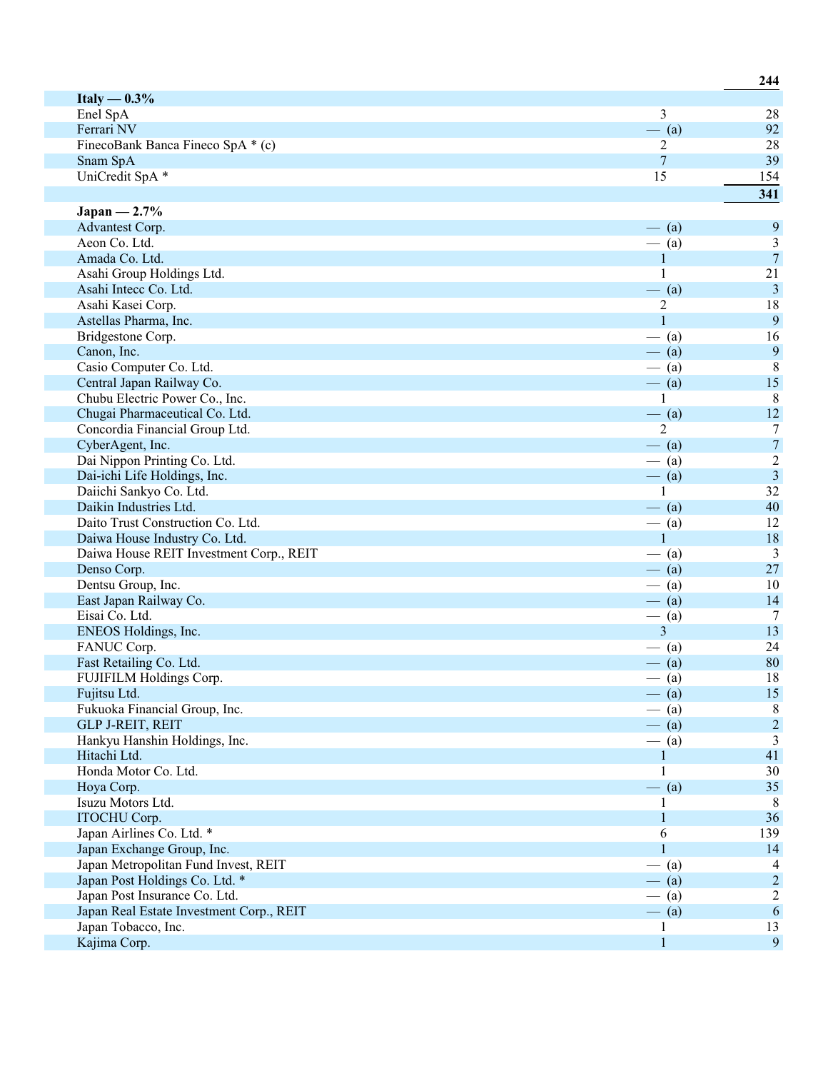| | | |
|---|---|---|
| | | **244** |
| **Italy — 0.3%** | | |
| Enel SpA | 3 | 28 |
| Ferrari NV | — (a) | 92 |
| FinecoBank Banca Fineco SpA * (c) | 2 | 28 |
| Snam SpA | 7 | 39 |
| UniCredit SpA * | 15 | 154 |
| | | **341** |
| **Japan — 2.7%** | | |
| Advantest Corp. | — (a) | 9 |
| Aeon Co. Ltd. | — (a) | 3 |
| Amada Co. Ltd. | 1 | 7 |
| Asahi Group Holdings Ltd. | 1 | 21 |
| Asahi Intecc Co. Ltd. | — (a) | 3 |
| Asahi Kasei Corp. | 2 | 18 |
| Astellas Pharma, Inc. | 1 | 9 |
| Bridgestone Corp. | — (a) | 16 |
| Canon, Inc. | — (a) | 9 |
| Casio Computer Co. Ltd. | — (a) | 8 |
| Central Japan Railway Co. | — (a) | 15 |
| Chubu Electric Power Co., Inc. | 1 | 8 |
| Chugai Pharmaceutical Co. Ltd. | — (a) | 12 |
| Concordia Financial Group Ltd. | 2 | 7 |
| CyberAgent, Inc. | — (a) | 7 |
| Dai Nippon Printing Co. Ltd. | — (a) | 2 |
| Dai-ichi Life Holdings, Inc. | — (a) | 3 |
| Daiichi Sankyo Co. Ltd. | 1 | 32 |
| Daikin Industries Ltd. | — (a) | 40 |
| Daito Trust Construction Co. Ltd. | — (a) | 12 |
| Daiwa House Industry Co. Ltd. | 1 | 18 |
| Daiwa House REIT Investment Corp., REIT | — (a) | 3 |
| Denso Corp. | — (a) | 27 |
| Dentsu Group, Inc. | — (a) | 10 |
| East Japan Railway Co. | — (a) | 14 |
| Eisai Co. Ltd. | — (a) | 7 |
| ENEOS Holdings, Inc. | 3 | 13 |
| FANUC Corp. | — (a) | 24 |
| Fast Retailing Co. Ltd. | — (a) | 80 |
| FUJIFILM Holdings Corp. | — (a) | 18 |
| Fujitsu Ltd. | — (a) | 15 |
| Fukuoka Financial Group, Inc. | — (a) | 8 |
| GLP J-REIT, REIT | — (a) | 2 |
| Hankyu Hanshin Holdings, Inc. | — (a) | 3 |
| Hitachi Ltd. | 1 | 41 |
| Honda Motor Co. Ltd. | 1 | 30 |
| Hoya Corp. | — (a) | 35 |
| Isuzu Motors Ltd. | 1 | 8 |
| ITOCHU Corp. | 1 | 36 |
| Japan Airlines Co. Ltd. * | 6 | 139 |
| Japan Exchange Group, Inc. | 1 | 14 |
| Japan Metropolitan Fund Invest, REIT | — (a) | 4 |
| Japan Post Holdings Co. Ltd. * | — (a) | 2 |
| Japan Post Insurance Co. Ltd. | — (a) | 2 |
| Japan Real Estate Investment Corp., REIT | — (a) | 6 |
| Japan Tobacco, Inc. | 1 | 13 |
| Kajima Corp. | 1 | 9 |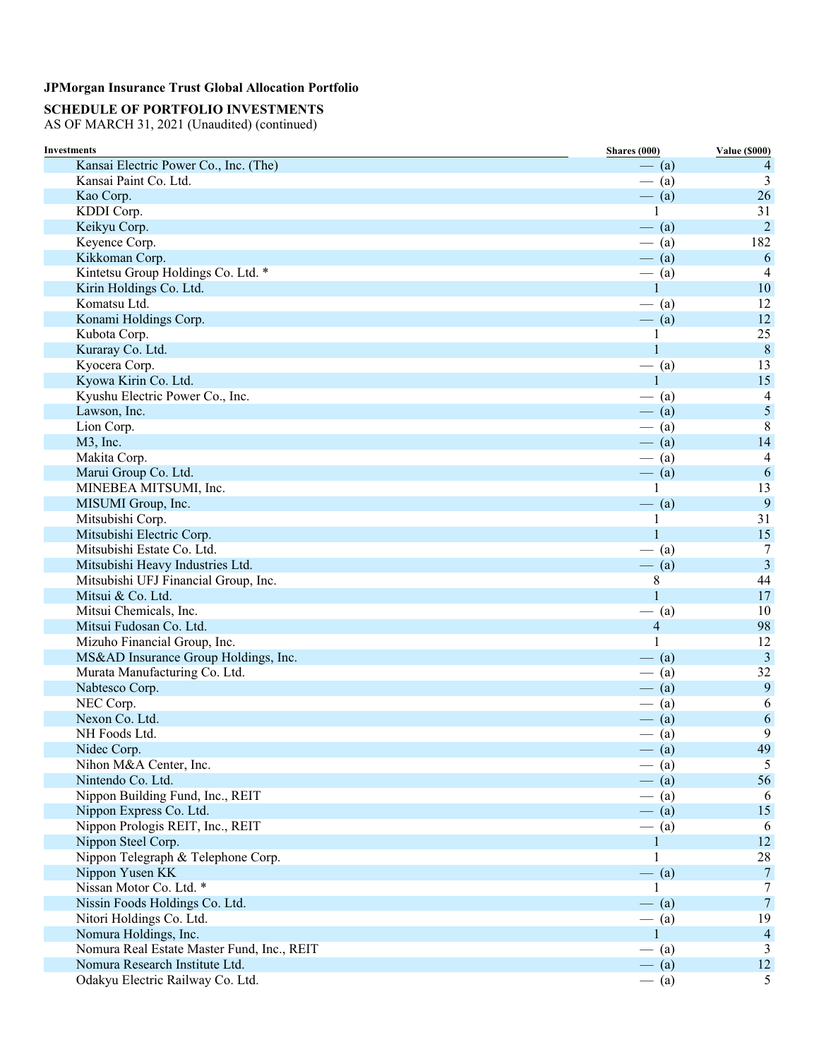**JPMorgan Insurance Trust Global Allocation Portfolio**

**SCHEDULE OF PORTFOLIO INVESTMENTS**
AS OF MARCH 31, 2021 (Unaudited) (continued)

| Investments | Shares (000) | Value ($000) |
|---|---|---|
| Kansai Electric Power Co., Inc. (The) | — (a) | 4 |
| Kansai Paint Co. Ltd. | — (a) | 3 |
| Kao Corp. | — (a) | 26 |
| KDDI Corp. | 1 | 31 |
| Keikyu Corp. | — (a) | 2 |
| Keyence Corp. | — (a) | 182 |
| Kikkoman Corp. | — (a) | 6 |
| Kintetsu Group Holdings Co. Ltd. * | — (a) | 4 |
| Kirin Holdings Co. Ltd. | 1 | 10 |
| Komatsu Ltd. | — (a) | 12 |
| Konami Holdings Corp. | — (a) | 12 |
| Kubota Corp. | 1 | 25 |
| Kuraray Co. Ltd. | 1 | 8 |
| Kyocera Corp. | — (a) | 13 |
| Kyowa Kirin Co. Ltd. | 1 | 15 |
| Kyushu Electric Power Co., Inc. | — (a) | 4 |
| Lawson, Inc. | — (a) | 5 |
| Lion Corp. | — (a) | 8 |
| M3, Inc. | — (a) | 14 |
| Makita Corp. | — (a) | 4 |
| Marui Group Co. Ltd. | — (a) | 6 |
| MINEBEA MITSUMI, Inc. | 1 | 13 |
| MISUMI Group, Inc. | — (a) | 9 |
| Mitsubishi Corp. | 1 | 31 |
| Mitsubishi Electric Corp. | 1 | 15 |
| Mitsubishi Estate Co. Ltd. | — (a) | 7 |
| Mitsubishi Heavy Industries Ltd. | — (a) | 3 |
| Mitsubishi UFJ Financial Group, Inc. | 8 | 44 |
| Mitsui & Co. Ltd. | 1 | 17 |
| Mitsui Chemicals, Inc. | — (a) | 10 |
| Mitsui Fudosan Co. Ltd. | 4 | 98 |
| Mizuho Financial Group, Inc. | 1 | 12 |
| MS&AD Insurance Group Holdings, Inc. | — (a) | 3 |
| Murata Manufacturing Co. Ltd. | — (a) | 32 |
| Nabtesco Corp. | — (a) | 9 |
| NEC Corp. | — (a) | 6 |
| Nexon Co. Ltd. | — (a) | 6 |
| NH Foods Ltd. | — (a) | 9 |
| Nidec Corp. | — (a) | 49 |
| Nihon M&A Center, Inc. | — (a) | 5 |
| Nintendo Co. Ltd. | — (a) | 56 |
| Nippon Building Fund, Inc., REIT | — (a) | 6 |
| Nippon Express Co. Ltd. | — (a) | 15 |
| Nippon Prologis REIT, Inc., REIT | — (a) | 6 |
| Nippon Steel Corp. | 1 | 12 |
| Nippon Telegraph & Telephone Corp. | 1 | 28 |
| Nippon Yusen KK | — (a) | 7 |
| Nissan Motor Co. Ltd. * | 1 | 7 |
| Nissin Foods Holdings Co. Ltd. | — (a) | 7 |
| Nitori Holdings Co. Ltd. | — (a) | 19 |
| Nomura Holdings, Inc. | 1 | 4 |
| Nomura Real Estate Master Fund, Inc., REIT | — (a) | 3 |
| Nomura Research Institute Ltd. | — (a) | 12 |
| Odakyu Electric Railway Co. Ltd. | — (a) | 5 |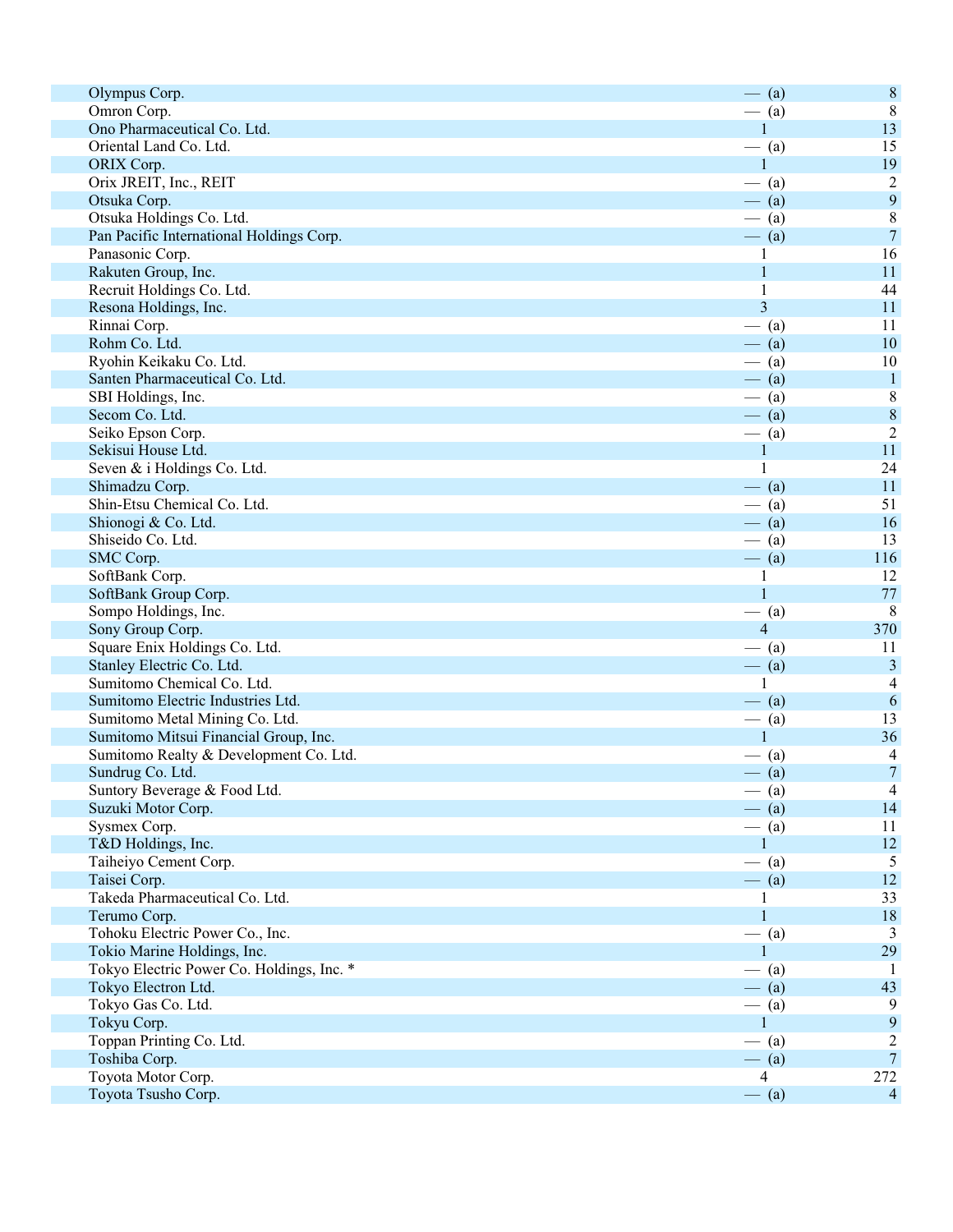| | | |
|---|---|---|
| Olympus Corp. | — (a) | 8 |
| Omron Corp. | — (a) | 8 |
| Ono Pharmaceutical Co. Ltd. | 1 | 13 |
| Oriental Land Co. Ltd. | — (a) | 15 |
| ORIX Corp. | 1 | 19 |
| Orix JREIT, Inc., REIT | — (a) | 2 |
| Otsuka Corp. | — (a) | 9 |
| Otsuka Holdings Co. Ltd. | — (a) | 8 |
| Pan Pacific International Holdings Corp. | — (a) | 7 |
| Panasonic Corp. | 1 | 16 |
| Rakuten Group, Inc. | 1 | 11 |
| Recruit Holdings Co. Ltd. | 1 | 44 |
| Resona Holdings, Inc. | 3 | 11 |
| Rinnai Corp. | — (a) | 11 |
| Rohm Co. Ltd. | — (a) | 10 |
| Ryohin Keikaku Co. Ltd. | — (a) | 10 |
| Santen Pharmaceutical Co. Ltd. | — (a) | 1 |
| SBI Holdings, Inc. | — (a) | 8 |
| Secom Co. Ltd. | — (a) | 8 |
| Seiko Epson Corp. | — (a) | 2 |
| Sekisui House Ltd. | 1 | 11 |
| Seven & i Holdings Co. Ltd. | 1 | 24 |
| Shimadzu Corp. | — (a) | 11 |
| Shin-Etsu Chemical Co. Ltd. | — (a) | 51 |
| Shionogi & Co. Ltd. | — (a) | 16 |
| Shiseido Co. Ltd. | — (a) | 13 |
| SMC Corp. | — (a) | 116 |
| SoftBank Corp. | 1 | 12 |
| SoftBank Group Corp. | 1 | 77 |
| Sompo Holdings, Inc. | — (a) | 8 |
| Sony Group Corp. | 4 | 370 |
| Square Enix Holdings Co. Ltd. | — (a) | 11 |
| Stanley Electric Co. Ltd. | — (a) | 3 |
| Sumitomo Chemical Co. Ltd. | 1 | 4 |
| Sumitomo Electric Industries Ltd. | — (a) | 6 |
| Sumitomo Metal Mining Co. Ltd. | — (a) | 13 |
| Sumitomo Mitsui Financial Group, Inc. | 1 | 36 |
| Sumitomo Realty & Development Co. Ltd. | — (a) | 4 |
| Sundrug Co. Ltd. | — (a) | 7 |
| Suntory Beverage & Food Ltd. | — (a) | 4 |
| Suzuki Motor Corp. | — (a) | 14 |
| Sysmex Corp. | — (a) | 11 |
| T&D Holdings, Inc. | 1 | 12 |
| Taiheiyo Cement Corp. | — (a) | 5 |
| Taisei Corp. | — (a) | 12 |
| Takeda Pharmaceutical Co. Ltd. | 1 | 33 |
| Terumo Corp. | 1 | 18 |
| Tohoku Electric Power Co., Inc. | — (a) | 3 |
| Tokio Marine Holdings, Inc. | 1 | 29 |
| Tokyo Electric Power Co. Holdings, Inc. * | — (a) | 1 |
| Tokyo Electron Ltd. | — (a) | 43 |
| Tokyo Gas Co. Ltd. | — (a) | 9 |
| Tokyu Corp. | 1 | 9 |
| Toppan Printing Co. Ltd. | — (a) | 2 |
| Toshiba Corp. | — (a) | 7 |
| Toyota Motor Corp. | 4 | 272 |
| Toyota Tsusho Corp. | — (a) | 4 |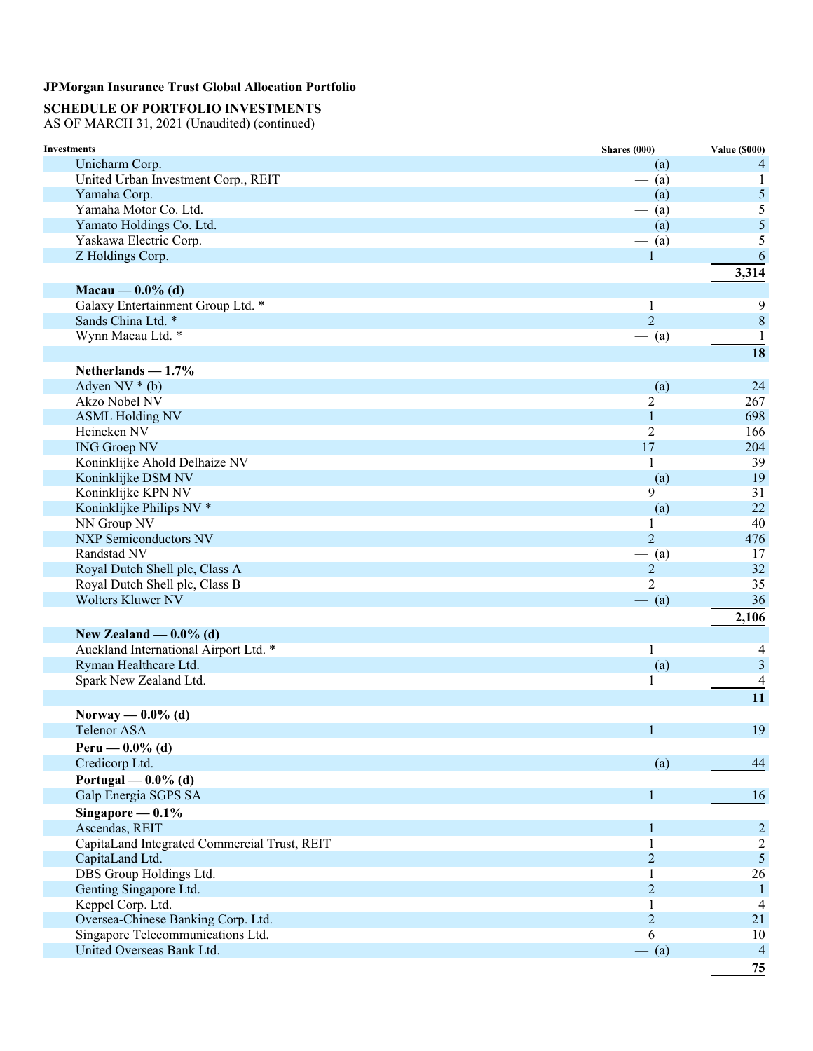**JPMorgan Insurance Trust Global Allocation Portfolio**

**SCHEDULE OF PORTFOLIO INVESTMENTS**
AS OF MARCH 31, 2021 (Unaudited) (continued)

| Investments | Shares (000) | Value ($000) |
|---|---|---|
| Unicharm Corp. | — (a) | 4 |
| United Urban Investment Corp., REIT | — (a) | 1 |
| Yamaha Corp. | — (a) | 5 |
| Yamaha Motor Co. Ltd. | — (a) | 5 |
| Yamato Holdings Co. Ltd. | — (a) | 5 |
| Yaskawa Electric Corp. | — (a) | 5 |
| Z Holdings Corp. | 1 | 6 |
| | | **3,314** |
| **Macau — 0.0% (d)** | | |
| Galaxy Entertainment Group Ltd. * | 1 | 9 |
| Sands China Ltd. * | 2 | 8 |
| Wynn Macau Ltd. * | — (a) | 1 |
| | | **18** |
| **Netherlands — 1.7%** | | |
| Adyen NV * (b) | — (a) | 24 |
| Akzo Nobel NV | 2 | 267 |
| ASML Holding NV | 1 | 698 |
| Heineken NV | 2 | 166 |
| ING Groep NV | 17 | 204 |
| Koninklijke Ahold Delhaize NV | 1 | 39 |
| Koninklijke DSM NV | — (a) | 19 |
| Koninklijke KPN NV | 9 | 31 |
| Koninklijke Philips NV * | — (a) | 22 |
| NN Group NV | 1 | 40 |
| NXP Semiconductors NV | 2 | 476 |
| Randstad NV | — (a) | 17 |
| Royal Dutch Shell plc, Class A | 2 | 32 |
| Royal Dutch Shell plc, Class B | 2 | 35 |
| Wolters Kluwer NV | — (a) | 36 |
| | | **2,106** |
| **New Zealand — 0.0% (d)** | | |
| Auckland International Airport Ltd. * | 1 | 4 |
| Ryman Healthcare Ltd. | — (a) | 3 |
| Spark New Zealand Ltd. | 1 | 4 |
| | | **11** |
| **Norway — 0.0% (d)** | | |
| Telenor ASA | 1 | 19 |
| **Peru — 0.0% (d)** | | |
| Credicorp Ltd. | — (a) | 44 |
| **Portugal — 0.0% (d)** | | |
| Galp Energia SGPS SA | 1 | 16 |
| **Singapore — 0.1%** | | |
| Ascendas, REIT | 1 | 2 |
| CapitaLand Integrated Commercial Trust, REIT | 1 | 2 |
| CapitaLand Ltd. | 2 | 5 |
| DBS Group Holdings Ltd. | 1 | 26 |
| Genting Singapore Ltd. | 2 | 1 |
| Keppel Corp. Ltd. | 1 | 4 |
| Oversea-Chinese Banking Corp. Ltd. | 2 | 21 |
| Singapore Telecommunications Ltd. | 6 | 10 |
| United Overseas Bank Ltd. | — (a) | 4 |
| | | **75** |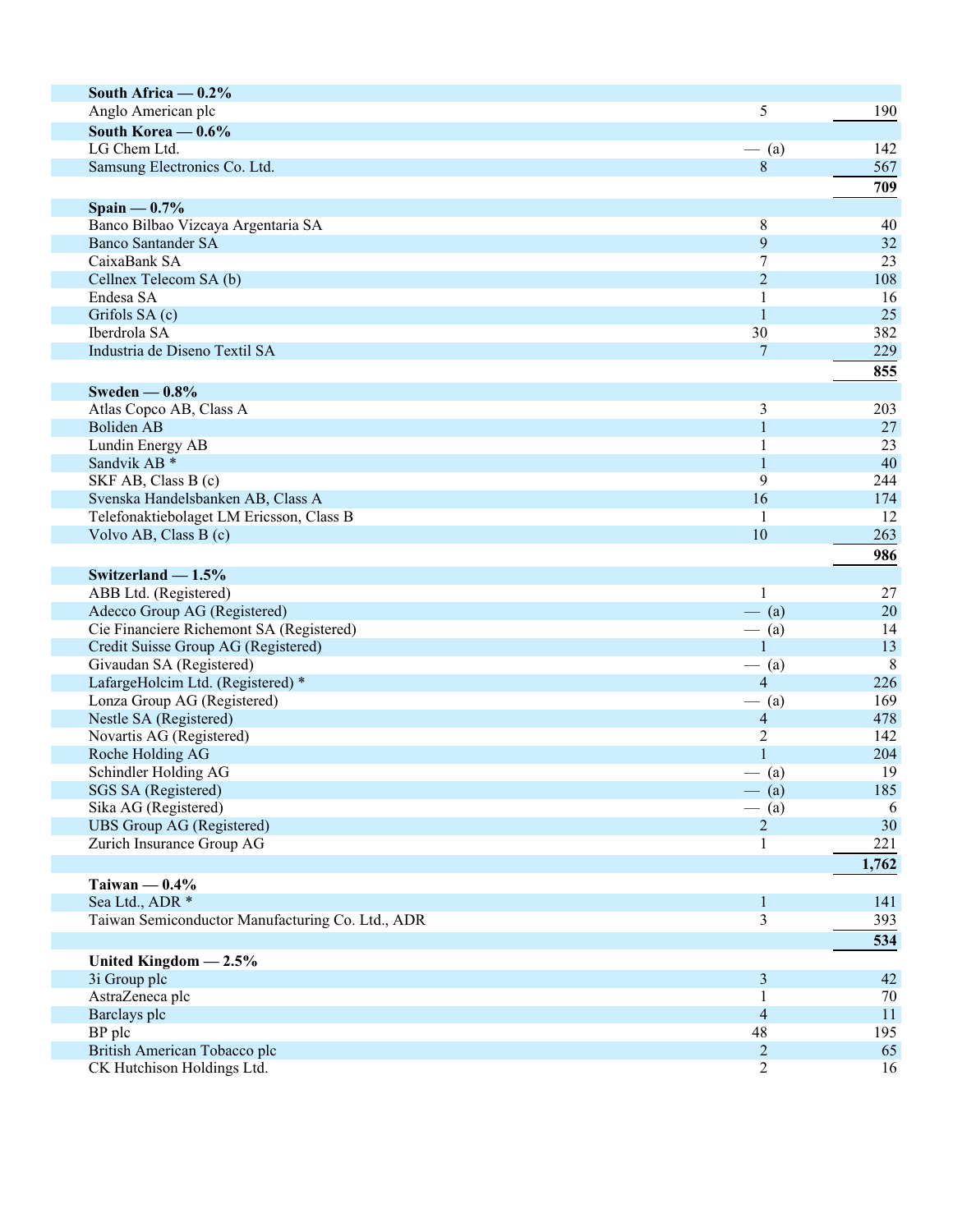| | | |
|---|---|---|
| **South Africa — 0.2%** | | |
| Anglo American plc | 5 | 190 |
| **South Korea — 0.6%** | | |
| LG Chem Ltd. | — (a) | 142 |
| Samsung Electronics Co. Ltd. | 8 | 567 |
| | | **709** |
| **Spain — 0.7%** | | |
| Banco Bilbao Vizcaya Argentaria SA | 8 | 40 |
| Banco Santander SA | 9 | 32 |
| CaixaBank SA | 7 | 23 |
| Cellnex Telecom SA (b) | 2 | 108 |
| Endesa SA | 1 | 16 |
| Grifols SA (c) | 1 | 25 |
| Iberdrola SA | 30 | 382 |
| Industria de Diseno Textil SA | 7 | 229 |
| | | **855** |
| **Sweden — 0.8%** | | |
| Atlas Copco AB, Class A | 3 | 203 |
| Boliden AB | 1 | 27 |
| Lundin Energy AB | 1 | 23 |
| Sandvik AB * | 1 | 40 |
| SKF AB, Class B (c) | 9 | 244 |
| Svenska Handelsbanken AB, Class A | 16 | 174 |
| Telefonaktiebolaget LM Ericsson, Class B | 1 | 12 |
| Volvo AB, Class B (c) | 10 | 263 |
| | | **986** |
| **Switzerland — 1.5%** | | |
| ABB Ltd. (Registered) | 1 | 27 |
| Adecco Group AG (Registered) | — (a) | 20 |
| Cie Financiere Richemont SA (Registered) | — (a) | 14 |
| Credit Suisse Group AG (Registered) | 1 | 13 |
| Givaudan SA (Registered) | — (a) | 8 |
| LafargeHolcim Ltd. (Registered) * | 4 | 226 |
| Lonza Group AG (Registered) | — (a) | 169 |
| Nestle SA (Registered) | 4 | 478 |
| Novartis AG (Registered) | 2 | 142 |
| Roche Holding AG | 1 | 204 |
| Schindler Holding AG | — (a) | 19 |
| SGS SA (Registered) | — (a) | 185 |
| Sika AG (Registered) | — (a) | 6 |
| UBS Group AG (Registered) | 2 | 30 |
| Zurich Insurance Group AG | 1 | 221 |
| | | **1,762** |
| **Taiwan — 0.4%** | | |
| Sea Ltd., ADR * | 1 | 141 |
| Taiwan Semiconductor Manufacturing Co. Ltd., ADR | 3 | 393 |
| | | **534** |
| **United Kingdom — 2.5%** | | |
| 3i Group plc | 3 | 42 |
| AstraZeneca plc | 1 | 70 |
| Barclays plc | 4 | 11 |
| BP plc | 48 | 195 |
| British American Tobacco plc | 2 | 65 |
| CK Hutchison Holdings Ltd. | 2 | 16 |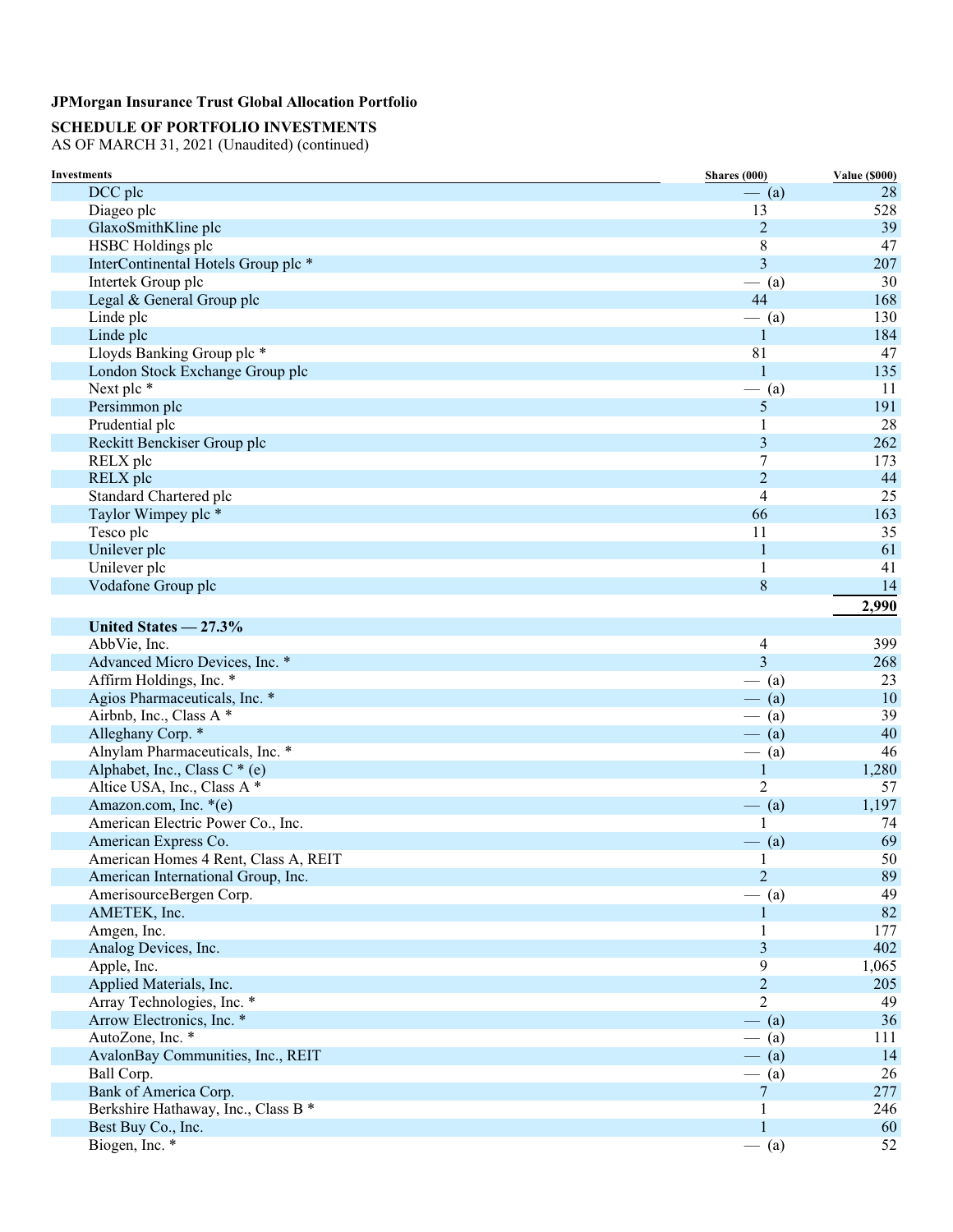**JPMorgan Insurance Trust Global Allocation Portfolio**

**SCHEDULE OF PORTFOLIO INVESTMENTS**
AS OF MARCH 31, 2021 (Unaudited) (continued)

| Investments | Shares (000) | Value ($000) |
|---|---|---|
| DCC plc | — (a) | 28 |
| Diageo plc | 13 | 528 |
| GlaxoSmithKline plc | 2 | 39 |
| HSBC Holdings plc | 8 | 47 |
| InterContinental Hotels Group plc * | 3 | 207 |
| Intertek Group plc | — (a) | 30 |
| Legal & General Group plc | 44 | 168 |
| Linde plc | — (a) | 130 |
| Linde plc | 1 | 184 |
| Lloyds Banking Group plc * | 81 | 47 |
| London Stock Exchange Group plc | 1 | 135 |
| Next plc * | — (a) | 11 |
| Persimmon plc | 5 | 191 |
| Prudential plc | 1 | 28 |
| Reckitt Benckiser Group plc | 3 | 262 |
| RELX plc | 7 | 173 |
| RELX plc | 2 | 44 |
| Standard Chartered plc | 4 | 25 |
| Taylor Wimpey plc * | 66 | 163 |
| Tesco plc | 11 | 35 |
| Unilever plc | 1 | 61 |
| Unilever plc | 1 | 41 |
| Vodafone Group plc | 8 | 14 |
| | | **2,990** |
| **United States — 27.3%** | | |
| AbbVie, Inc. | 4 | 399 |
| Advanced Micro Devices, Inc. * | 3 | 268 |
| Affirm Holdings, Inc. * | — (a) | 23 |
| Agios Pharmaceuticals, Inc. * | — (a) | 10 |
| Airbnb, Inc., Class A * | — (a) | 39 |
| Alleghany Corp. * | — (a) | 40 |
| Alnylam Pharmaceuticals, Inc. * | — (a) | 46 |
| Alphabet, Inc., Class C * (e) | 1 | 1,280 |
| Altice USA, Inc., Class A * | 2 | 57 |
| Amazon.com, Inc. *(e) | — (a) | 1,197 |
| American Electric Power Co., Inc. | 1 | 74 |
| American Express Co. | — (a) | 69 |
| American Homes 4 Rent, Class A, REIT | 1 | 50 |
| American International Group, Inc. | 2 | 89 |
| AmerisourceBergen Corp. | — (a) | 49 |
| AMETEK, Inc. | 1 | 82 |
| Amgen, Inc. | 1 | 177 |
| Analog Devices, Inc. | 3 | 402 |
| Apple, Inc. | 9 | 1,065 |
| Applied Materials, Inc. | 2 | 205 |
| Array Technologies, Inc. * | 2 | 49 |
| Arrow Electronics, Inc. * | — (a) | 36 |
| AutoZone, Inc. * | — (a) | 111 |
| AvalonBay Communities, Inc., REIT | — (a) | 14 |
| Ball Corp. | — (a) | 26 |
| Bank of America Corp. | 7 | 277 |
| Berkshire Hathaway, Inc., Class B * | 1 | 246 |
| Best Buy Co., Inc. | 1 | 60 |
| Biogen, Inc. * | — (a) | 52 |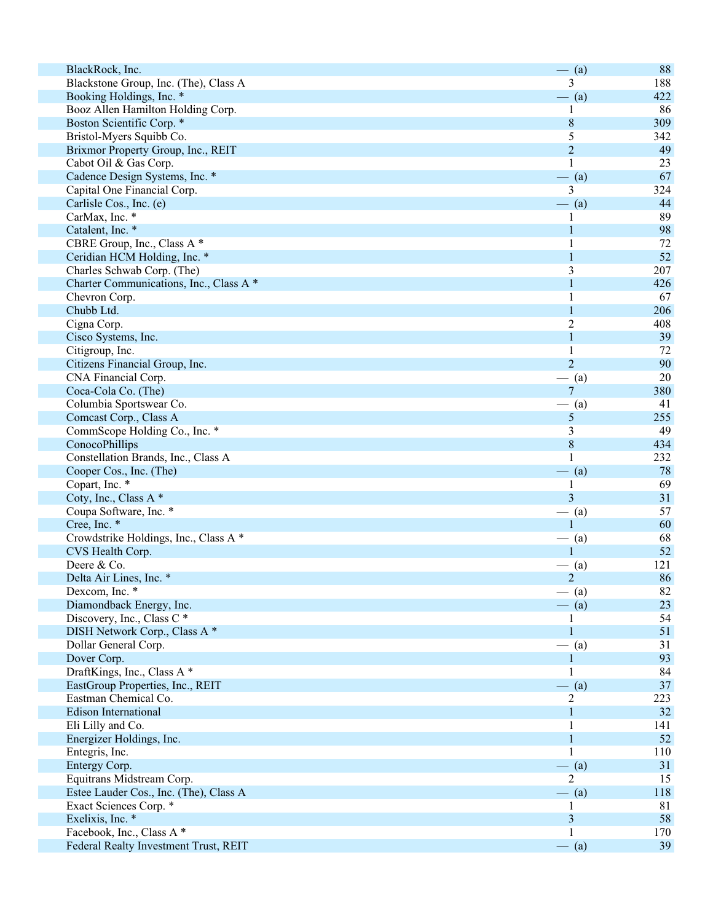| | | |
|---|---|---|
| BlackRock, Inc. | — (a) | 88 |
| Blackstone Group, Inc. (The), Class A | 3 | 188 |
| Booking Holdings, Inc. * | — (a) | 422 |
| Booz Allen Hamilton Holding Corp. | 1 | 86 |
| Boston Scientific Corp. * | 8 | 309 |
| Bristol-Myers Squibb Co. | 5 | 342 |
| Brixmor Property Group, Inc., REIT | 2 | 49 |
| Cabot Oil & Gas Corp. | 1 | 23 |
| Cadence Design Systems, Inc. * | — (a) | 67 |
| Capital One Financial Corp. | 3 | 324 |
| Carlisle Cos., Inc. (e) | — (a) | 44 |
| CarMax, Inc. * | 1 | 89 |
| Catalent, Inc. * | 1 | 98 |
| CBRE Group, Inc., Class A * | 1 | 72 |
| Ceridian HCM Holding, Inc. * | 1 | 52 |
| Charles Schwab Corp. (The) | 3 | 207 |
| Charter Communications, Inc., Class A * | 1 | 426 |
| Chevron Corp. | 1 | 67 |
| Chubb Ltd. | 1 | 206 |
| Cigna Corp. | 2 | 408 |
| Cisco Systems, Inc. | 1 | 39 |
| Citigroup, Inc. | 1 | 72 |
| Citizens Financial Group, Inc. | 2 | 90 |
| CNA Financial Corp. | — (a) | 20 |
| Coca-Cola Co. (The) | 7 | 380 |
| Columbia Sportswear Co. | — (a) | 41 |
| Comcast Corp., Class A | 5 | 255 |
| CommScope Holding Co., Inc. * | 3 | 49 |
| ConocoPhillips | 8 | 434 |
| Constellation Brands, Inc., Class A | 1 | 232 |
| Cooper Cos., Inc. (The) | — (a) | 78 |
| Copart, Inc. * | 1 | 69 |
| Coty, Inc., Class A * | 3 | 31 |
| Coupa Software, Inc. * | — (a) | 57 |
| Cree, Inc. * | 1 | 60 |
| Crowdstrike Holdings, Inc., Class A * | — (a) | 68 |
| CVS Health Corp. | 1 | 52 |
| Deere & Co. | — (a) | 121 |
| Delta Air Lines, Inc. * | 2 | 86 |
| Dexcom, Inc. * | — (a) | 82 |
| Diamondback Energy, Inc. | — (a) | 23 |
| Discovery, Inc., Class C * | 1 | 54 |
| DISH Network Corp., Class A * | 1 | 51 |
| Dollar General Corp. | — (a) | 31 |
| Dover Corp. | 1 | 93 |
| DraftKings, Inc., Class A * | 1 | 84 |
| EastGroup Properties, Inc., REIT | — (a) | 37 |
| Eastman Chemical Co. | 2 | 223 |
| Edison International | 1 | 32 |
| Eli Lilly and Co. | 1 | 141 |
| Energizer Holdings, Inc. | 1 | 52 |
| Entegris, Inc. | 1 | 110 |
| Entergy Corp. | — (a) | 31 |
| Equitrans Midstream Corp. | 2 | 15 |
| Estee Lauder Cos., Inc. (The), Class A | — (a) | 118 |
| Exact Sciences Corp. * | 1 | 81 |
| Exelixis, Inc. * | 3 | 58 |
| Facebook, Inc., Class A * | 1 | 170 |
| Federal Realty Investment Trust, REIT | — (a) | 39 |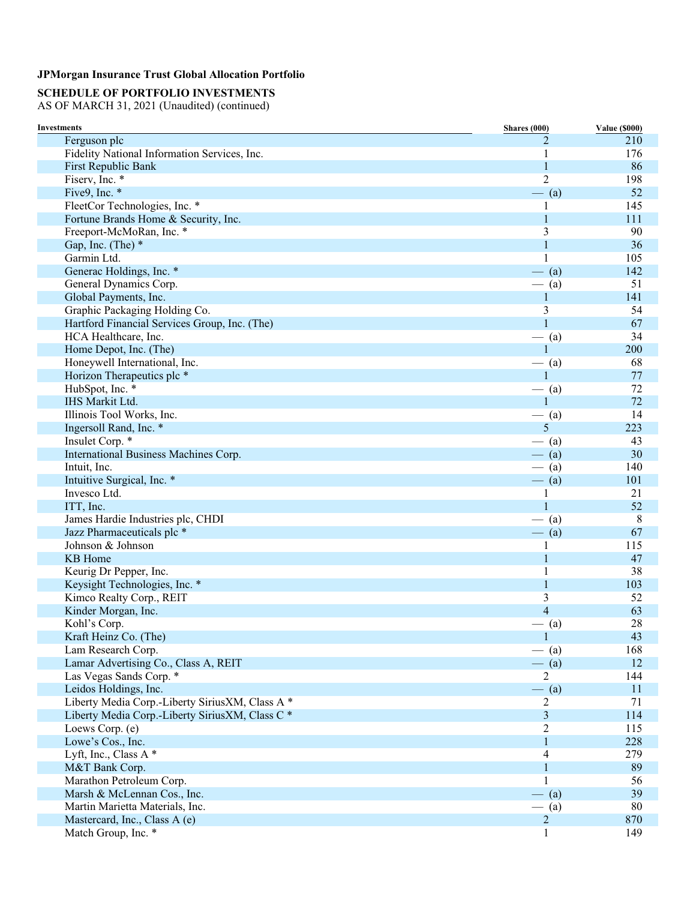**JPMorgan Insurance Trust Global Allocation Portfolio**

**SCHEDULE OF PORTFOLIO INVESTMENTS**
AS OF MARCH 31, 2021 (Unaudited) (continued)

| Investments | Shares (000) | Value ($000) |
|---|---|---|
| Ferguson plc | 2 | 210 |
| Fidelity National Information Services, Inc. | 1 | 176 |
| First Republic Bank | 1 | 86 |
| Fiserv, Inc. * | 2 | 198 |
| Five9, Inc. * | — (a) | 52 |
| FleetCor Technologies, Inc. * | 1 | 145 |
| Fortune Brands Home & Security, Inc. | 1 | 111 |
| Freeport-McMoRan, Inc. * | 3 | 90 |
| Gap, Inc. (The) * | 1 | 36 |
| Garmin Ltd. | 1 | 105 |
| Generac Holdings, Inc. * | — (a) | 142 |
| General Dynamics Corp. | — (a) | 51 |
| Global Payments, Inc. | 1 | 141 |
| Graphic Packaging Holding Co. | 3 | 54 |
| Hartford Financial Services Group, Inc. (The) | 1 | 67 |
| HCA Healthcare, Inc. | — (a) | 34 |
| Home Depot, Inc. (The) | 1 | 200 |
| Honeywell International, Inc. | — (a) | 68 |
| Horizon Therapeutics plc * | 1 | 77 |
| HubSpot, Inc. * | — (a) | 72 |
| IHS Markit Ltd. | 1 | 72 |
| Illinois Tool Works, Inc. | — (a) | 14 |
| Ingersoll Rand, Inc. * | 5 | 223 |
| Insulet Corp. * | — (a) | 43 |
| International Business Machines Corp. | — (a) | 30 |
| Intuit, Inc. | — (a) | 140 |
| Intuitive Surgical, Inc. * | — (a) | 101 |
| Invesco Ltd. | 1 | 21 |
| ITT, Inc. | 1 | 52 |
| James Hardie Industries plc, CHDI | — (a) | 8 |
| Jazz Pharmaceuticals plc * | — (a) | 67 |
| Johnson & Johnson | 1 | 115 |
| KB Home | 1 | 47 |
| Keurig Dr Pepper, Inc. | 1 | 38 |
| Keysight Technologies, Inc. * | 1 | 103 |
| Kimco Realty Corp., REIT | 3 | 52 |
| Kinder Morgan, Inc. | 4 | 63 |
| Kohl's Corp. | — (a) | 28 |
| Kraft Heinz Co. (The) | 1 | 43 |
| Lam Research Corp. | — (a) | 168 |
| Lamar Advertising Co., Class A, REIT | — (a) | 12 |
| Las Vegas Sands Corp. * | 2 | 144 |
| Leidos Holdings, Inc. | — (a) | 11 |
| Liberty Media Corp.-Liberty SiriusXM, Class A * | 2 | 71 |
| Liberty Media Corp.-Liberty SiriusXM, Class C * | 3 | 114 |
| Loews Corp. (e) | 2 | 115 |
| Lowe's Cos., Inc. | 1 | 228 |
| Lyft, Inc., Class A * | 4 | 279 |
| M&T Bank Corp. | 1 | 89 |
| Marathon Petroleum Corp. | 1 | 56 |
| Marsh & McLennan Cos., Inc. | — (a) | 39 |
| Martin Marietta Materials, Inc. | — (a) | 80 |
| Mastercard, Inc., Class A (e) | 2 | 870 |
| Match Group, Inc. * | 1 | 149 |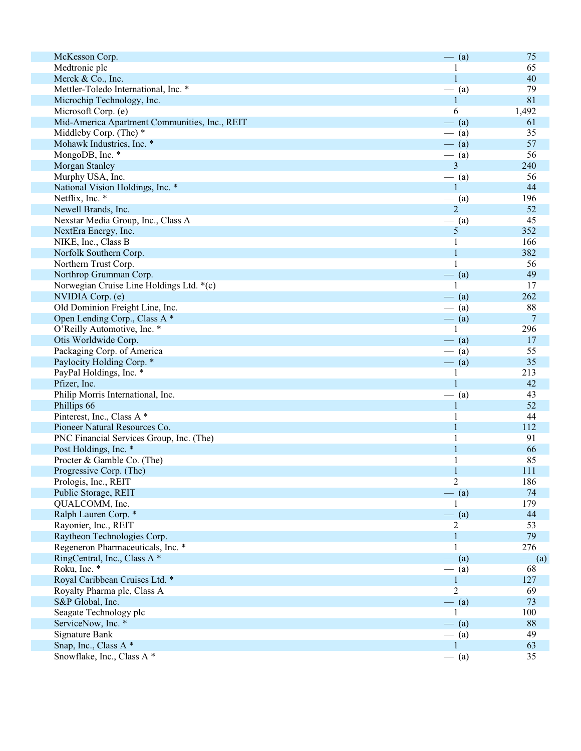| | | |
|---|---|---|
| McKesson Corp. | — (a) | 75 |
| Medtronic plc | 1 | 65 |
| Merck & Co., Inc. | 1 | 40 |
| Mettler-Toledo International, Inc. * | — (a) | 79 |
| Microchip Technology, Inc. | 1 | 81 |
| Microsoft Corp. (e) | 6 | 1,492 |
| Mid-America Apartment Communities, Inc., REIT | — (a) | 61 |
| Middleby Corp. (The) * | — (a) | 35 |
| Mohawk Industries, Inc. * | — (a) | 57 |
| MongoDB, Inc. * | — (a) | 56 |
| Morgan Stanley | 3 | 240 |
| Murphy USA, Inc. | — (a) | 56 |
| National Vision Holdings, Inc. * | 1 | 44 |
| Netflix, Inc. * | — (a) | 196 |
| Newell Brands, Inc. | 2 | 52 |
| Nexstar Media Group, Inc., Class A | — (a) | 45 |
| NextEra Energy, Inc. | 5 | 352 |
| NIKE, Inc., Class B | 1 | 166 |
| Norfolk Southern Corp. | 1 | 382 |
| Northern Trust Corp. | 1 | 56 |
| Northrop Grumman Corp. | — (a) | 49 |
| Norwegian Cruise Line Holdings Ltd. *(c) | 1 | 17 |
| NVIDIA Corp. (e) | — (a) | 262 |
| Old Dominion Freight Line, Inc. | — (a) | 88 |
| Open Lending Corp., Class A * | — (a) | 7 |
| O'Reilly Automotive, Inc. * | 1 | 296 |
| Otis Worldwide Corp. | — (a) | 17 |
| Packaging Corp. of America | — (a) | 55 |
| Paylocity Holding Corp. * | — (a) | 35 |
| PayPal Holdings, Inc. * | 1 | 213 |
| Pfizer, Inc. | 1 | 42 |
| Philip Morris International, Inc. | — (a) | 43 |
| Phillips 66 | 1 | 52 |
| Pinterest, Inc., Class A * | 1 | 44 |
| Pioneer Natural Resources Co. | 1 | 112 |
| PNC Financial Services Group, Inc. (The) | 1 | 91 |
| Post Holdings, Inc. * | 1 | 66 |
| Procter & Gamble Co. (The) | 1 | 85 |
| Progressive Corp. (The) | 1 | 111 |
| Prologis, Inc., REIT | 2 | 186 |
| Public Storage, REIT | — (a) | 74 |
| QUALCOMM, Inc. | 1 | 179 |
| Ralph Lauren Corp. * | — (a) | 44 |
| Rayonier, Inc., REIT | 2 | 53 |
| Raytheon Technologies Corp. | 1 | 79 |
| Regeneron Pharmaceuticals, Inc. * | 1 | 276 |
| RingCentral, Inc., Class A * | — (a) | — (a) |
| Roku, Inc. * | — (a) | 68 |
| Royal Caribbean Cruises Ltd. * | 1 | 127 |
| Royalty Pharma plc, Class A | 2 | 69 |
| S&P Global, Inc. | — (a) | 73 |
| Seagate Technology plc | 1 | 100 |
| ServiceNow, Inc. * | — (a) | 88 |
| Signature Bank | — (a) | 49 |
| Snap, Inc., Class A * | 1 | 63 |
| Snowflake, Inc., Class A * | — (a) | 35 |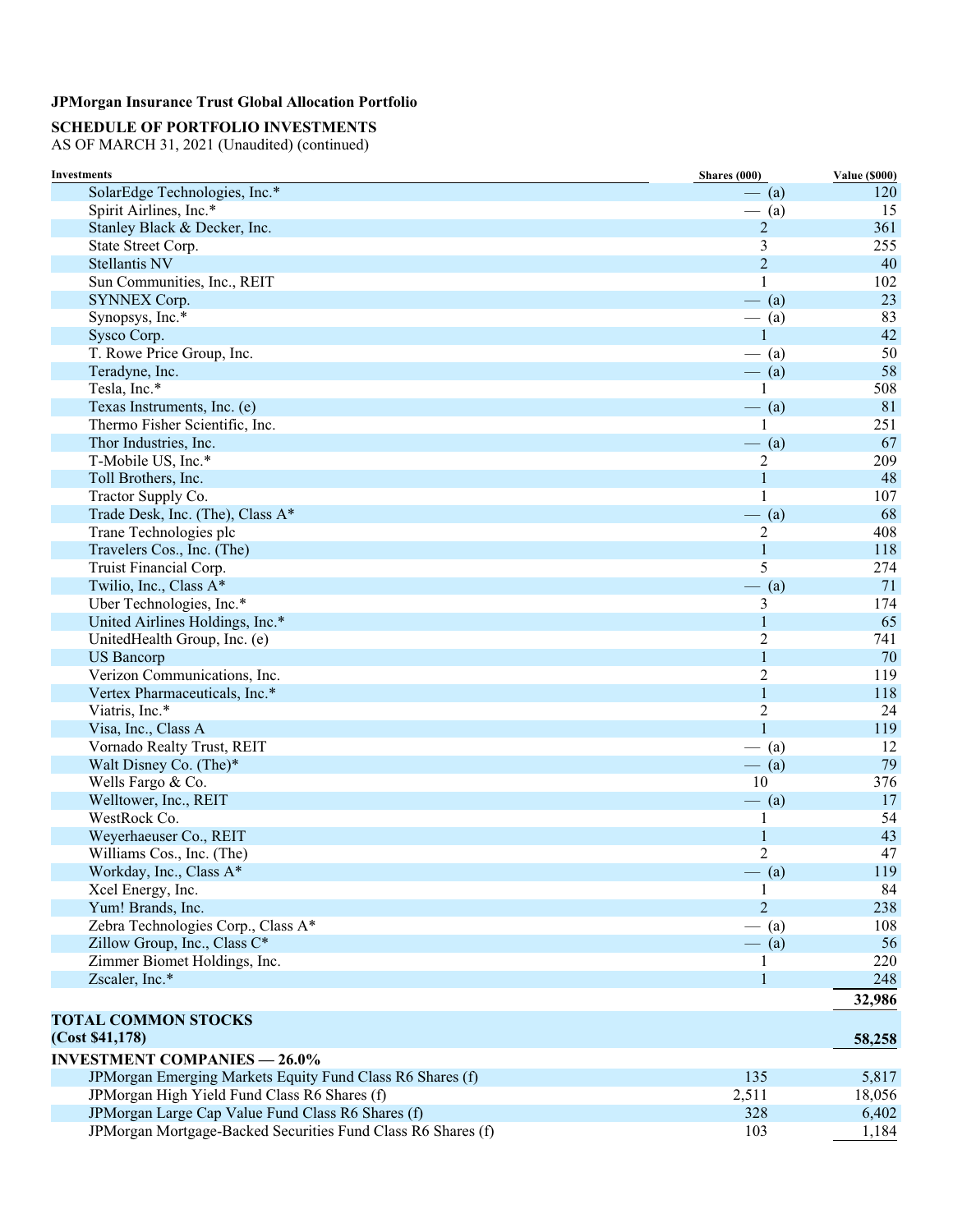**JPMorgan Insurance Trust Global Allocation Portfolio**

**SCHEDULE OF PORTFOLIO INVESTMENTS**
AS OF MARCH 31, 2021 (Unaudited) (continued)

| Investments | Shares (000) | Value ($000) |
|---|---|---|
| SolarEdge Technologies, Inc.* | — (a) | 120 |
| Spirit Airlines, Inc.* | — (a) | 15 |
| Stanley Black & Decker, Inc. | 2 | 361 |
| State Street Corp. | 3 | 255 |
| Stellantis NV | 2 | 40 |
| Sun Communities, Inc., REIT | 1 | 102 |
| SYNNEX Corp. | — (a) | 23 |
| Synopsys, Inc.* | — (a) | 83 |
| Sysco Corp. | 1 | 42 |
| T. Rowe Price Group, Inc. | — (a) | 50 |
| Teradyne, Inc. | — (a) | 58 |
| Tesla, Inc.* | 1 | 508 |
| Texas Instruments, Inc. (e) | — (a) | 81 |
| Thermo Fisher Scientific, Inc. | 1 | 251 |
| Thor Industries, Inc. | — (a) | 67 |
| T-Mobile US, Inc.* | 2 | 209 |
| Toll Brothers, Inc. | 1 | 48 |
| Tractor Supply Co. | 1 | 107 |
| Trade Desk, Inc. (The), Class A* | — (a) | 68 |
| Trane Technologies plc | 2 | 408 |
| Travelers Cos., Inc. (The) | 1 | 118 |
| Truist Financial Corp. | 5 | 274 |
| Twilio, Inc., Class A* | — (a) | 71 |
| Uber Technologies, Inc.* | 3 | 174 |
| United Airlines Holdings, Inc.* | 1 | 65 |
| UnitedHealth Group, Inc. (e) | 2 | 741 |
| US Bancorp | 1 | 70 |
| Verizon Communications, Inc. | 2 | 119 |
| Vertex Pharmaceuticals, Inc.* | 1 | 118 |
| Viatris, Inc.* | 2 | 24 |
| Visa, Inc., Class A | 1 | 119 |
| Vornado Realty Trust, REIT | — (a) | 12 |
| Walt Disney Co. (The)* | — (a) | 79 |
| Wells Fargo & Co. | 10 | 376 |
| Welltower, Inc., REIT | — (a) | 17 |
| WestRock Co. | 1 | 54 |
| Weyerhaeuser Co., REIT | 1 | 43 |
| Williams Cos., Inc. (The) | 2 | 47 |
| Workday, Inc., Class A* | — (a) | 119 |
| Xcel Energy, Inc. | 1 | 84 |
| Yum! Brands, Inc. | 2 | 238 |
| Zebra Technologies Corp., Class A* | — (a) | 108 |
| Zillow Group, Inc., Class C* | — (a) | 56 |
| Zimmer Biomet Holdings, Inc. | 1 | 220 |
| Zscaler, Inc.* | 1 | 248 |
| | | **32,986** |
| **TOTAL COMMON STOCKS (Cost $41,178)** | | **58,258** |
| **INVESTMENT COMPANIES — 26.0%** | | |
| JPMorgan Emerging Markets Equity Fund Class R6 Shares (f) | 135 | 5,817 |
| JPMorgan High Yield Fund Class R6 Shares (f) | 2,511 | 18,056 |
| JPMorgan Large Cap Value Fund Class R6 Shares (f) | 328 | 6,402 |
| JPMorgan Mortgage-Backed Securities Fund Class R6 Shares (f) | 103 | 1,184 |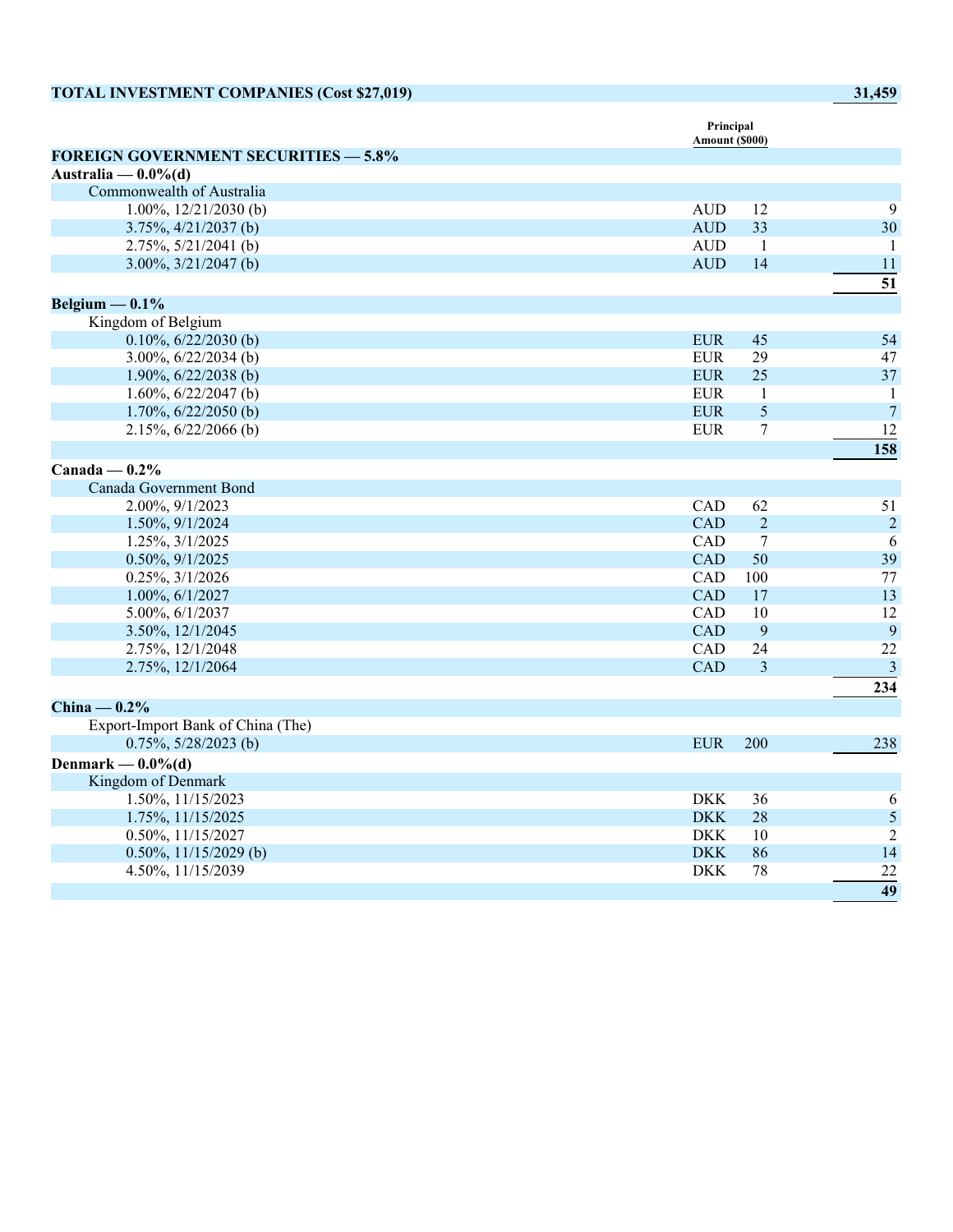| TOTAL INVESTMENT COMPANIES (Cost $27,019) | | | 31,459 |
|---|---|---|---|
| | Principal Amount ($000) | | |
| **FOREIGN GOVERNMENT SECURITIES — 5.8%** | | | |
| **Australia — 0.0%(d)** | | | |
| Commonwealth of Australia | | | |
| 1.00%, 12/21/2030 (b) | AUD | 12 | 9 |
| 3.75%, 4/21/2037 (b) | AUD | 33 | 30 |
| 2.75%, 5/21/2041 (b) | AUD | 1 | 1 |
| 3.00%, 3/21/2047 (b) | AUD | 14 | 11 |
| | | | **51** |
| **Belgium — 0.1%** | | | |
| Kingdom of Belgium | | | |
| 0.10%, 6/22/2030 (b) | EUR | 45 | 54 |
| 3.00%, 6/22/2034 (b) | EUR | 29 | 47 |
| 1.90%, 6/22/2038 (b) | EUR | 25 | 37 |
| 1.60%, 6/22/2047 (b) | EUR | 1 | 1 |
| 1.70%, 6/22/2050 (b) | EUR | 5 | 7 |
| 2.15%, 6/22/2066 (b) | EUR | 7 | 12 |
| | | | **158** |
| **Canada — 0.2%** | | | |
| Canada Government Bond | | | |
| 2.00%, 9/1/2023 | CAD | 62 | 51 |
| 1.50%, 9/1/2024 | CAD | 2 | 2 |
| 1.25%, 3/1/2025 | CAD | 7 | 6 |
| 0.50%, 9/1/2025 | CAD | 50 | 39 |
| 0.25%, 3/1/2026 | CAD | 100 | 77 |
| 1.00%, 6/1/2027 | CAD | 17 | 13 |
| 5.00%, 6/1/2037 | CAD | 10 | 12 |
| 3.50%, 12/1/2045 | CAD | 9 | 9 |
| 2.75%, 12/1/2048 | CAD | 24 | 22 |
| 2.75%, 12/1/2064 | CAD | 3 | 3 |
| | | | **234** |
| **China — 0.2%** | | | |
| Export-Import Bank of China (The) | | | |
| 0.75%, 5/28/2023 (b) | EUR | 200 | 238 |
| **Denmark — 0.0%(d)** | | | |
| Kingdom of Denmark | | | |
| 1.50%, 11/15/2023 | DKK | 36 | 6 |
| 1.75%, 11/15/2025 | DKK | 28 | 5 |
| 0.50%, 11/15/2027 | DKK | 10 | 2 |
| 0.50%, 11/15/2029 (b) | DKK | 86 | 14 |
| 4.50%, 11/15/2039 | DKK | 78 | 22 |
| | | | **49** |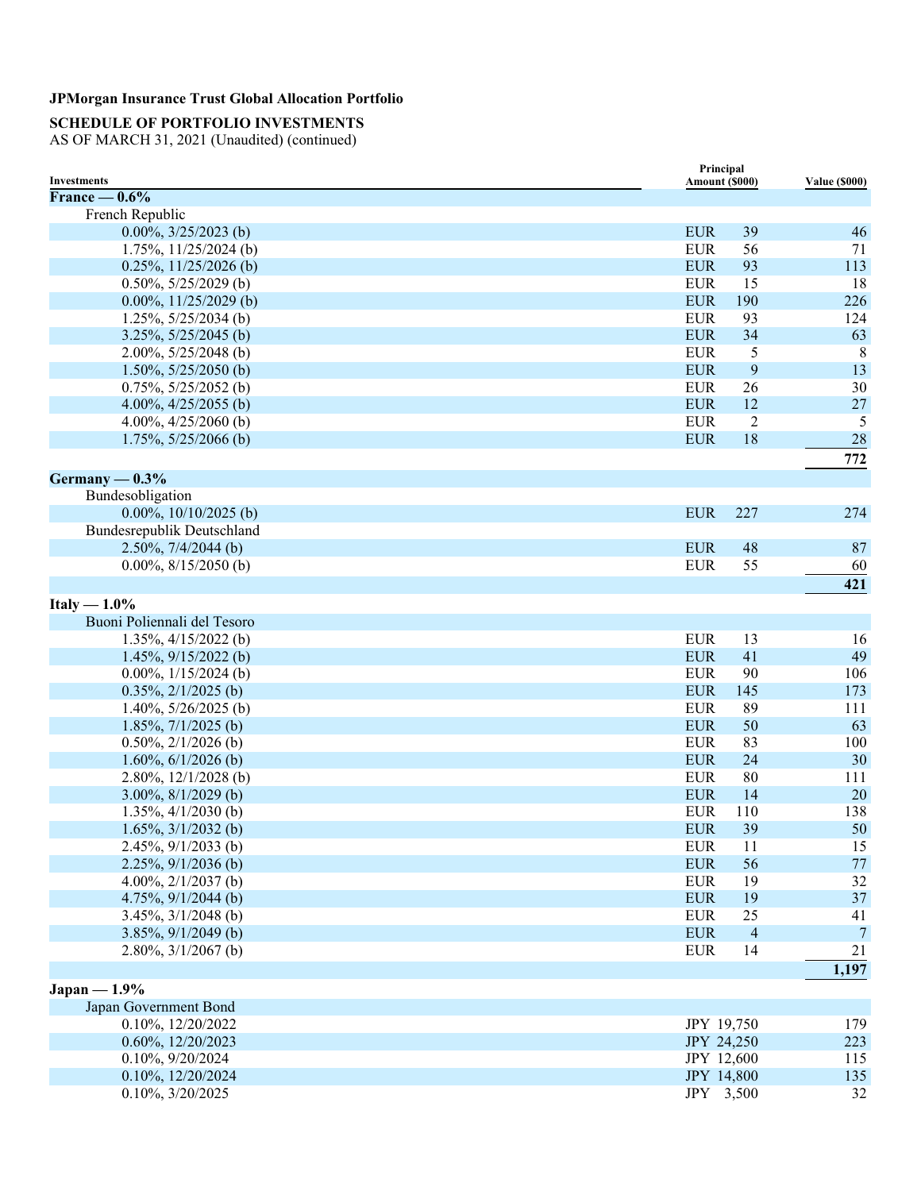**JPMorgan Insurance Trust Global Allocation Portfolio**

**SCHEDULE OF PORTFOLIO INVESTMENTS**
AS OF MARCH 31, 2021 (Unaudited) (continued)

| Investments | Principal Amount ($000) | Value ($000) |
|---|---|---|
| **France — 0.6%** | | |
| French Republic | | |
| 0.00%, 3/25/2023 (b) | EUR 39 | 46 |
| 1.75%, 11/25/2024 (b) | EUR 56 | 71 |
| 0.25%, 11/25/2026 (b) | EUR 93 | 113 |
| 0.50%, 5/25/2029 (b) | EUR 15 | 18 |
| 0.00%, 11/25/2029 (b) | EUR 190 | 226 |
| 1.25%, 5/25/2034 (b) | EUR 93 | 124 |
| 3.25%, 5/25/2045 (b) | EUR 34 | 63 |
| 2.00%, 5/25/2048 (b) | EUR 5 | 8 |
| 1.50%, 5/25/2050 (b) | EUR 9 | 13 |
| 0.75%, 5/25/2052 (b) | EUR 26 | 30 |
| 4.00%, 4/25/2055 (b) | EUR 12 | 27 |
| 4.00%, 4/25/2060 (b) | EUR 2 | 5 |
| 1.75%, 5/25/2066 (b) | EUR 18 | 28 |
| | | **772** |
| **Germany — 0.3%** | | |
| Bundesobligation | | |
| 0.00%, 10/10/2025 (b) | EUR 227 | 274 |
| Bundesrepublik Deutschland | | |
| 2.50%, 7/4/2044 (b) | EUR 48 | 87 |
| 0.00%, 8/15/2050 (b) | EUR 55 | 60 |
| | | **421** |
| **Italy — 1.0%** | | |
| Buoni Poliennali del Tesoro | | |
| 1.35%, 4/15/2022 (b) | EUR 13 | 16 |
| 1.45%, 9/15/2022 (b) | EUR 41 | 49 |
| 0.00%, 1/15/2024 (b) | EUR 90 | 106 |
| 0.35%, 2/1/2025 (b) | EUR 145 | 173 |
| 1.40%, 5/26/2025 (b) | EUR 89 | 111 |
| 1.85%, 7/1/2025 (b) | EUR 50 | 63 |
| 0.50%, 2/1/2026 (b) | EUR 83 | 100 |
| 1.60%, 6/1/2026 (b) | EUR 24 | 30 |
| 2.80%, 12/1/2028 (b) | EUR 80 | 111 |
| 3.00%, 8/1/2029 (b) | EUR 14 | 20 |
| 1.35%, 4/1/2030 (b) | EUR 110 | 138 |
| 1.65%, 3/1/2032 (b) | EUR 39 | 50 |
| 2.45%, 9/1/2033 (b) | EUR 11 | 15 |
| 2.25%, 9/1/2036 (b) | EUR 56 | 77 |
| 4.00%, 2/1/2037 (b) | EUR 19 | 32 |
| 4.75%, 9/1/2044 (b) | EUR 19 | 37 |
| 3.45%, 3/1/2048 (b) | EUR 25 | 41 |
| 3.85%, 9/1/2049 (b) | EUR 4 | 7 |
| 2.80%, 3/1/2067 (b) | EUR 14 | 21 |
| | | **1,197** |
| **Japan — 1.9%** | | |
| Japan Government Bond | | |
| 0.10%, 12/20/2022 | JPY 19,750 | 179 |
| 0.60%, 12/20/2023 | JPY 24,250 | 223 |
| 0.10%, 9/20/2024 | JPY 12,600 | 115 |
| 0.10%, 12/20/2024 | JPY 14,800 | 135 |
| 0.10%, 3/20/2025 | JPY 3,500 | 32 |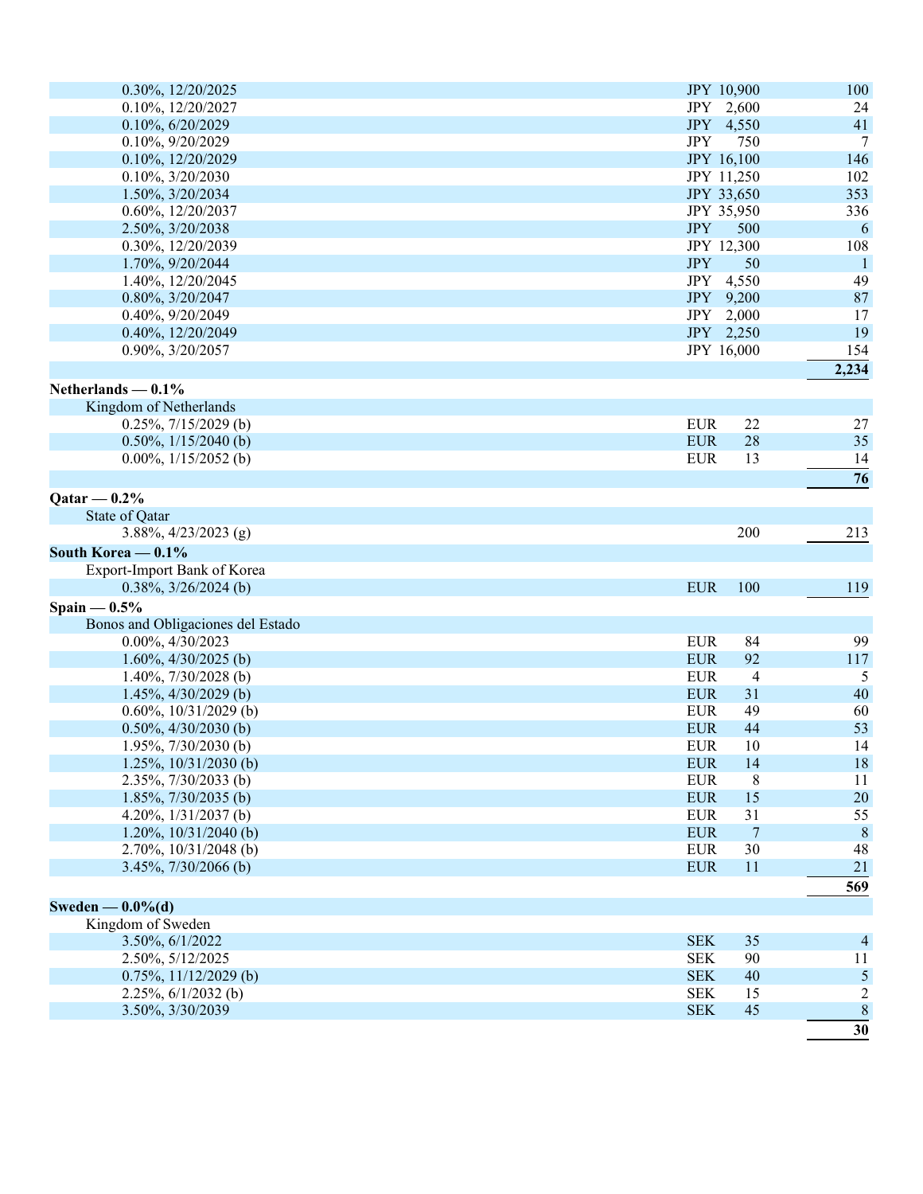| | | |
|---|---|---|
| 0.30%, 12/20/2025 | JPY 10,900 | 100 |
| 0.10%, 12/20/2027 | JPY 2,600 | 24 |
| 0.10%, 6/20/2029 | JPY 4,550 | 41 |
| 0.10%, 9/20/2029 | JPY 750 | 7 |
| 0.10%, 12/20/2029 | JPY 16,100 | 146 |
| 0.10%, 3/20/2030 | JPY 11,250 | 102 |
| 1.50%, 3/20/2034 | JPY 33,650 | 353 |
| 0.60%, 12/20/2037 | JPY 35,950 | 336 |
| 2.50%, 3/20/2038 | JPY 500 | 6 |
| 0.30%, 12/20/2039 | JPY 12,300 | 108 |
| 1.70%, 9/20/2044 | JPY 50 | 1 |
| 1.40%, 12/20/2045 | JPY 4,550 | 49 |
| 0.80%, 3/20/2047 | JPY 9,200 | 87 |
| 0.40%, 9/20/2049 | JPY 2,000 | 17 |
| 0.40%, 12/20/2049 | JPY 2,250 | 19 |
| 0.90%, 3/20/2057 | JPY 16,000 | 154 |
| | | **2,234** |
| **Netherlands — 0.1%** | | |
| Kingdom of Netherlands | | |
| 0.25%, 7/15/2029 (b) | EUR 22 | 27 |
| 0.50%, 1/15/2040 (b) | EUR 28 | 35 |
| 0.00%, 1/15/2052 (b) | EUR 13 | 14 |
| | | **76** |
| **Qatar — 0.2%** | | |
| State of Qatar | | |
| 3.88%, 4/23/2023 (g) | 200 | 213 |
| **South Korea — 0.1%** | | |
| Export-Import Bank of Korea | | |
| 0.38%, 3/26/2024 (b) | EUR 100 | 119 |
| **Spain — 0.5%** | | |
| Bonos and Obligaciones del Estado | | |
| 0.00%, 4/30/2023 | EUR 84 | 99 |
| 1.60%, 4/30/2025 (b) | EUR 92 | 117 |
| 1.40%, 7/30/2028 (b) | EUR 4 | 5 |
| 1.45%, 4/30/2029 (b) | EUR 31 | 40 |
| 0.60%, 10/31/2029 (b) | EUR 49 | 60 |
| 0.50%, 4/30/2030 (b) | EUR 44 | 53 |
| 1.95%, 7/30/2030 (b) | EUR 10 | 14 |
| 1.25%, 10/31/2030 (b) | EUR 14 | 18 |
| 2.35%, 7/30/2033 (b) | EUR 8 | 11 |
| 1.85%, 7/30/2035 (b) | EUR 15 | 20 |
| 4.20%, 1/31/2037 (b) | EUR 31 | 55 |
| 1.20%, 10/31/2040 (b) | EUR 7 | 8 |
| 2.70%, 10/31/2048 (b) | EUR 30 | 48 |
| 3.45%, 7/30/2066 (b) | EUR 11 | 21 |
| | | **569** |
| **Sweden — 0.0%(d)** | | |
| Kingdom of Sweden | | |
| 3.50%, 6/1/2022 | SEK 35 | 4 |
| 2.50%, 5/12/2025 | SEK 90 | 11 |
| 0.75%, 11/12/2029 (b) | SEK 40 | 5 |
| 2.25%, 6/1/2032 (b) | SEK 15 | 2 |
| 3.50%, 3/30/2039 | SEK 45 | 8 |
| | | **30** |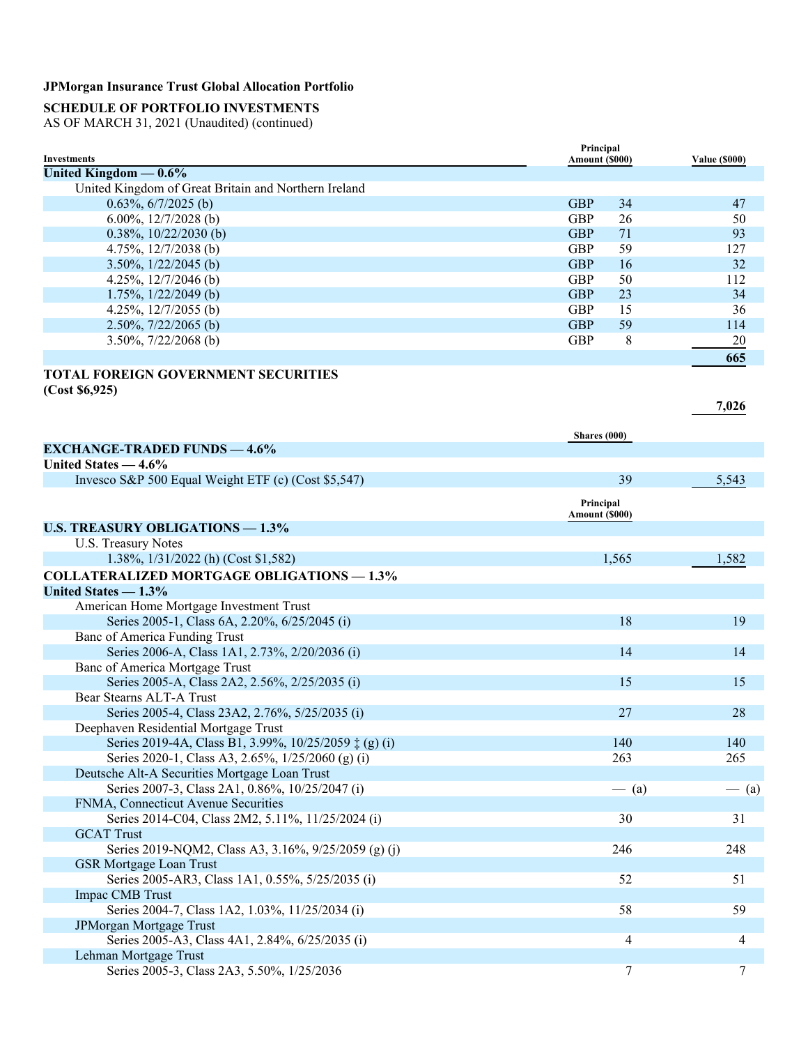**JPMorgan Insurance Trust Global Allocation Portfolio**

**SCHEDULE OF PORTFOLIO INVESTMENTS**
AS OF MARCH 31, 2021 (Unaudited) (continued)

| Investments | Principal Amount ($000) | Value ($000) |
|---|---|---|
| **United Kingdom — 0.6%** | | |
| United Kingdom of Great Britain and Northern Ireland | | |
| 0.63%, 6/7/2025 (b) | GBP 34 | 47 |
| 6.00%, 12/7/2028 (b) | GBP 26 | 50 |
| 0.38%, 10/22/2030 (b) | GBP 71 | 93 |
| 4.75%, 12/7/2038 (b) | GBP 59 | 127 |
| 3.50%, 1/22/2045 (b) | GBP 16 | 32 |
| 4.25%, 12/7/2046 (b) | GBP 50 | 112 |
| 1.75%, 1/22/2049 (b) | GBP 23 | 34 |
| 4.25%, 12/7/2055 (b) | GBP 15 | 36 |
| 2.50%, 7/22/2065 (b) | GBP 59 | 114 |
| 3.50%, 7/22/2068 (b) | GBP 8 | 20 |
| | | **665** |
| **TOTAL FOREIGN GOVERNMENT SECURITIES (Cost $6,925)** | | **7,026** |
| | **Shares (000)** | |
| **EXCHANGE-TRADED FUNDS — 4.6%** | | |
| **United States — 4.6%** | | |
| Invesco S&P 500 Equal Weight ETF (c) (Cost $5,547) | 39 | 5,543 |
| | **Principal Amount ($000)** | |
| **U.S. TREASURY OBLIGATIONS — 1.3%** | | |
| U.S. Treasury Notes | | |
| 1.38%, 1/31/2022 (h) (Cost $1,582) | 1,565 | 1,582 |
| **COLLATERALIZED MORTGAGE OBLIGATIONS — 1.3%** | | |
| **United States — 1.3%** | | |
| American Home Mortgage Investment Trust | | |
| Series 2005-1, Class 6A, 2.20%, 6/25/2045 (i) | 18 | 19 |
| Banc of America Funding Trust | | |
| Series 2006-A, Class 1A1, 2.73%, 2/20/2036 (i) | 14 | 14 |
| Banc of America Mortgage Trust | | |
| Series 2005-A, Class 2A2, 2.56%, 2/25/2035 (i) | 15 | 15 |
| Bear Stearns ALT-A Trust | | |
| Series 2005-4, Class 23A2, 2.76%, 5/25/2035 (i) | 27 | 28 |
| Deephaven Residential Mortgage Trust | | |
| Series 2019-4A, Class B1, 3.99%, 10/25/2059 ‡ (g) (i) | 140 | 140 |
| Series 2020-1, Class A3, 2.65%, 1/25/2060 (g) (i) | 263 | 265 |
| Deutsche Alt-A Securities Mortgage Loan Trust | | |
| Series 2007-3, Class 2A1, 0.86%, 10/25/2047 (i) | — (a) | — (a) |
| FNMA, Connecticut Avenue Securities | | |
| Series 2014-C04, Class 2M2, 5.11%, 11/25/2024 (i) | 30 | 31 |
| GCAT Trust | | |
| Series 2019-NQM2, Class A3, 3.16%, 9/25/2059 (g) (j) | 246 | 248 |
| GSR Mortgage Loan Trust | | |
| Series 2005-AR3, Class 1A1, 0.55%, 5/25/2035 (i) | 52 | 51 |
| Impac CMB Trust | | |
| Series 2004-7, Class 1A2, 1.03%, 11/25/2034 (i) | 58 | 59 |
| JPMorgan Mortgage Trust | | |
| Series 2005-A3, Class 4A1, 2.84%, 6/25/2035 (i) | 4 | 4 |
| Lehman Mortgage Trust | | |
| Series 2005-3, Class 2A3, 5.50%, 1/25/2036 | 7 | 7 |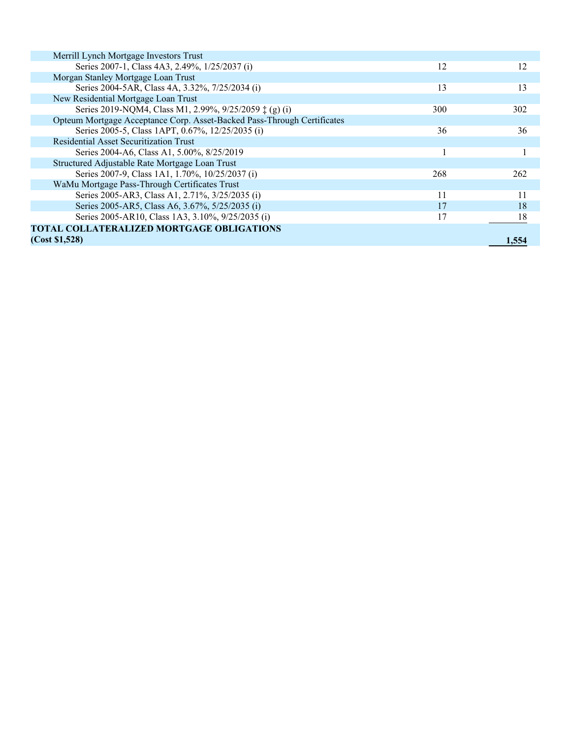| | | |
|---|---|---|
| Merrill Lynch Mortgage Investors Trust | | |
| Series 2007-1, Class 4A3, 2.49%, 1/25/2037 (i) | 12 | 12 |
| Morgan Stanley Mortgage Loan Trust | | |
| Series 2004-5AR, Class 4A, 3.32%, 7/25/2034 (i) | 13 | 13 |
| New Residential Mortgage Loan Trust | | |
| Series 2019-NQM4, Class M1, 2.99%, 9/25/2059 ‡ (g) (i) | 300 | 302 |
| Opteum Mortgage Acceptance Corp. Asset-Backed Pass-Through Certificates | | |
| Series 2005-5, Class 1APT, 0.67%, 12/25/2035 (i) | 36 | 36 |
| Residential Asset Securitization Trust | | |
| Series 2004-A6, Class A1, 5.00%, 8/25/2019 | 1 | 1 |
| Structured Adjustable Rate Mortgage Loan Trust | | |
| Series 2007-9, Class 1A1, 1.70%, 10/25/2037 (i) | 268 | 262 |
| WaMu Mortgage Pass-Through Certificates Trust | | |
| Series 2005-AR3, Class A1, 2.71%, 3/25/2035 (i) | 11 | 11 |
| Series 2005-AR5, Class A6, 3.67%, 5/25/2035 (i) | 17 | 18 |
| Series 2005-AR10, Class 1A3, 3.10%, 9/25/2035 (i) | 17 | 18 |
| **TOTAL COLLATERALIZED MORTGAGE OBLIGATIONS (Cost $1,528)** | | **1,554** |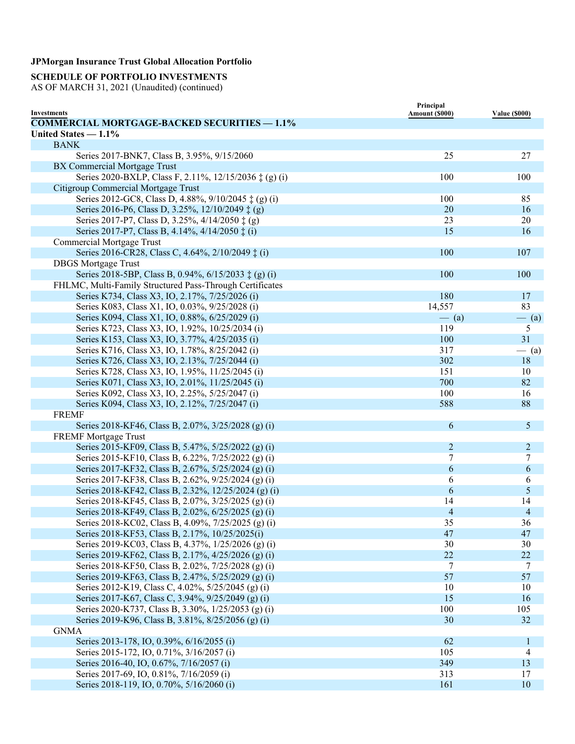**JPMorgan Insurance Trust Global Allocation Portfolio**

**SCHEDULE OF PORTFOLIO INVESTMENTS**
AS OF MARCH 31, 2021 (Unaudited) (continued)

| Investments | Principal Amount ($000) | Value ($000) |
|---|---|---|
| **COMMERCIAL MORTGAGE-BACKED SECURITIES — 1.1%** | | |
| **United States — 1.1%** | | |
| BANK | | |
| Series 2017-BNK7, Class B, 3.95%, 9/15/2060 | 25 | 27 |
| BX Commercial Mortgage Trust | | |
| Series 2020-BXLP, Class F, 2.11%, 12/15/2036 ‡ (g) (i) | 100 | 100 |
| Citigroup Commercial Mortgage Trust | | |
| Series 2012-GC8, Class D, 4.88%, 9/10/2045 ‡ (g) (i) | 100 | 85 |
| Series 2016-P6, Class D, 3.25%, 12/10/2049 ‡ (g) | 20 | 16 |
| Series 2017-P7, Class D, 3.25%, 4/14/2050 ‡ (g) | 23 | 20 |
| Series 2017-P7, Class B, 4.14%, 4/14/2050 ‡ (i) | 15 | 16 |
| Commercial Mortgage Trust | | |
| Series 2016-CR28, Class C, 4.64%, 2/10/2049 ‡ (i) | 100 | 107 |
| DBGS Mortgage Trust | | |
| Series 2018-5BP, Class B, 0.94%, 6/15/2033 ‡ (g) (i) | 100 | 100 |
| FHLMC, Multi-Family Structured Pass-Through Certificates | | |
| Series K734, Class X3, IO, 2.17%, 7/25/2026 (i) | 180 | 17 |
| Series K083, Class X1, IO, 0.03%, 9/25/2028 (i) | 14,557 | 83 |
| Series K094, Class X1, IO, 0.88%, 6/25/2029 (i) | — (a) | — (a) |
| Series K723, Class X3, IO, 1.92%, 10/25/2034 (i) | 119 | 5 |
| Series K153, Class X3, IO, 3.77%, 4/25/2035 (i) | 100 | 31 |
| Series K716, Class X3, IO, 1.78%, 8/25/2042 (i) | 317 | — (a) |
| Series K726, Class X3, IO, 2.13%, 7/25/2044 (i) | 302 | 18 |
| Series K728, Class X3, IO, 1.95%, 11/25/2045 (i) | 151 | 10 |
| Series K071, Class X3, IO, 2.01%, 11/25/2045 (i) | 700 | 82 |
| Series K092, Class X3, IO, 2.25%, 5/25/2047 (i) | 100 | 16 |
| Series K094, Class X3, IO, 2.12%, 7/25/2047 (i) | 588 | 88 |
| FREMF | | |
| Series 2018-KF46, Class B, 2.07%, 3/25/2028 (g) (i) | 6 | 5 |
| FREMF Mortgage Trust | | |
| Series 2015-KF09, Class B, 5.47%, 5/25/2022 (g) (i) | 2 | 2 |
| Series 2015-KF10, Class B, 6.22%, 7/25/2022 (g) (i) | 7 | 7 |
| Series 2017-KF32, Class B, 2.67%, 5/25/2024 (g) (i) | 6 | 6 |
| Series 2017-KF38, Class B, 2.62%, 9/25/2024 (g) (i) | 6 | 6 |
| Series 2018-KF42, Class B, 2.32%, 12/25/2024 (g) (i) | 6 | 5 |
| Series 2018-KF45, Class B, 2.07%, 3/25/2025 (g) (i) | 14 | 14 |
| Series 2018-KF49, Class B, 2.02%, 6/25/2025 (g) (i) | 4 | 4 |
| Series 2018-KC02, Class B, 4.09%, 7/25/2025 (g) (i) | 35 | 36 |
| Series 2018-KF53, Class B, 2.17%, 10/25/2025(i) | 47 | 47 |
| Series 2019-KC03, Class B, 4.37%, 1/25/2026 (g) (i) | 30 | 30 |
| Series 2019-KF62, Class B, 2.17%, 4/25/2026 (g) (i) | 22 | 22 |
| Series 2018-KF50, Class B, 2.02%, 7/25/2028 (g) (i) | 7 | 7 |
| Series 2019-KF63, Class B, 2.47%, 5/25/2029 (g) (i) | 57 | 57 |
| Series 2012-K19, Class C, 4.02%, 5/25/2045 (g) (i) | 10 | 10 |
| Series 2017-K67, Class C, 3.94%, 9/25/2049 (g) (i) | 15 | 16 |
| Series 2020-K737, Class B, 3.30%, 1/25/2053 (g) (i) | 100 | 105 |
| Series 2019-K96, Class B, 3.81%, 8/25/2056 (g) (i) | 30 | 32 |
| GNMA | | |
| Series 2013-178, IO, 0.39%, 6/16/2055 (i) | 62 | 1 |
| Series 2015-172, IO, 0.71%, 3/16/2057 (i) | 105 | 4 |
| Series 2016-40, IO, 0.67%, 7/16/2057 (i) | 349 | 13 |
| Series 2017-69, IO, 0.81%, 7/16/2059 (i) | 313 | 17 |
| Series 2018-119, IO, 0.70%, 5/16/2060 (i) | 161 | 10 |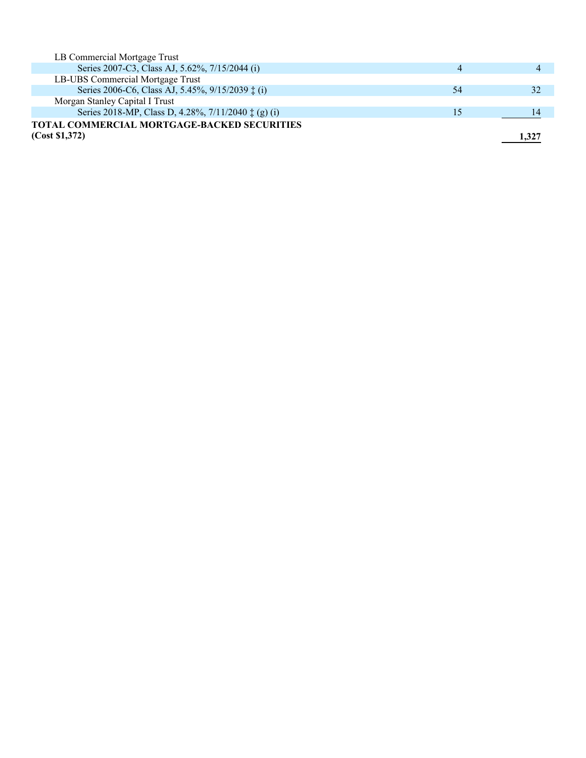| | | |
|---|---|---|
| LB Commercial Mortgage Trust | | |
| Series 2007-C3, Class AJ, 5.62%, 7/15/2044 (i) | 4 | 4 |
| LB-UBS Commercial Mortgage Trust | | |
| Series 2006-C6, Class AJ, 5.45%, 9/15/2039 ‡ (i) | 54 | 32 |
| Morgan Stanley Capital I Trust | | |
| Series 2018-MP, Class D, 4.28%, 7/11/2040 ‡ (g) (i) | 15 | 14 |
| **TOTAL COMMERCIAL MORTGAGE-BACKED SECURITIES (Cost $1,372)** | | **1,327** |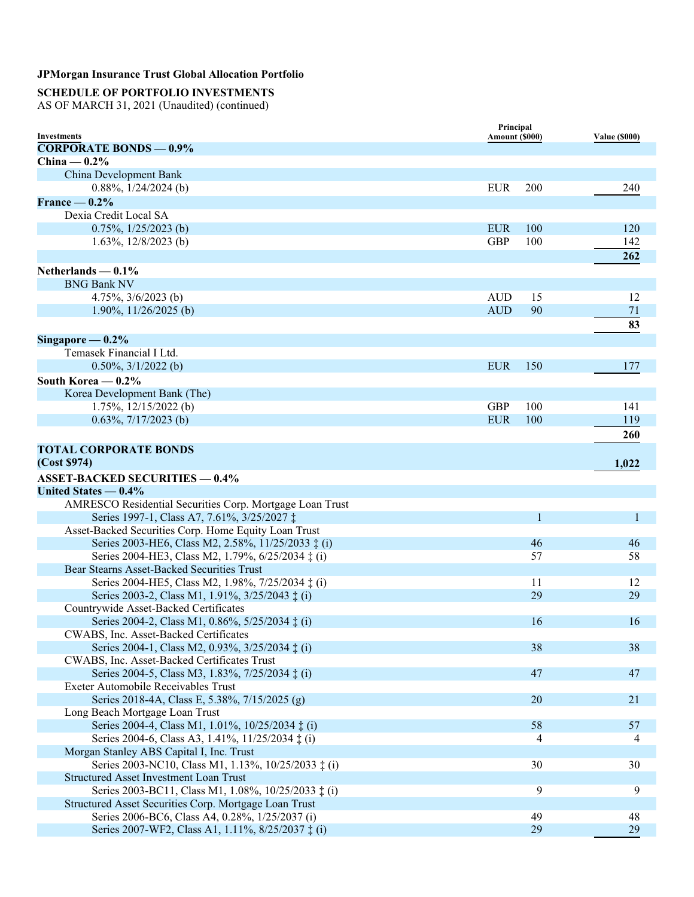**JPMorgan Insurance Trust Global Allocation Portfolio**

**SCHEDULE OF PORTFOLIO INVESTMENTS**
AS OF MARCH 31, 2021 (Unaudited) (continued)

| Investments | Principal Amount ($000) | | Value ($000) |
|---|---|---|---|
| **CORPORATE BONDS — 0.9%** | | | |
| **China — 0.2%** | | | |
| China Development Bank | | | |
| 0.88%, 1/24/2024 (b) | EUR | 200 | 240 |
| **France — 0.2%** | | | |
| Dexia Credit Local SA | | | |
| 0.75%, 1/25/2023 (b) | EUR | 100 | 120 |
| 1.63%, 12/8/2023 (b) | GBP | 100 | 142 |
| | | | **262** |
| **Netherlands — 0.1%** | | | |
| BNG Bank NV | | | |
| 4.75%, 3/6/2023 (b) | AUD | 15 | 12 |
| 1.90%, 11/26/2025 (b) | AUD | 90 | 71 |
| | | | **83** |
| **Singapore — 0.2%** | | | |
| Temasek Financial I Ltd. | | | |
| 0.50%, 3/1/2022 (b) | EUR | 150 | 177 |
| **South Korea — 0.2%** | | | |
| Korea Development Bank (The) | | | |
| 1.75%, 12/15/2022 (b) | GBP | 100 | 141 |
| 0.63%, 7/17/2023 (b) | EUR | 100 | 119 |
| | | | **260** |
| **TOTAL CORPORATE BONDS (Cost $974)** | | | **1,022** |
| **ASSET-BACKED SECURITIES — 0.4%** | | | |
| **United States — 0.4%** | | | |
| AMRESCO Residential Securities Corp. Mortgage Loan Trust | | | |
| Series 1997-1, Class A7, 7.61%, 3/25/2027 ‡ | | 1 | 1 |
| Asset-Backed Securities Corp. Home Equity Loan Trust | | | |
| Series 2003-HE6, Class M2, 2.58%, 11/25/2033 ‡ (i) | | 46 | 46 |
| Series 2004-HE3, Class M2, 1.79%, 6/25/2034 ‡ (i) | | 57 | 58 |
| Bear Stearns Asset-Backed Securities Trust | | | |
| Series 2004-HE5, Class M2, 1.98%, 7/25/2034 ‡ (i) | | 11 | 12 |
| Series 2003-2, Class M1, 1.91%, 3/25/2043 ‡ (i) | | 29 | 29 |
| Countrywide Asset-Backed Certificates | | | |
| Series 2004-2, Class M1, 0.86%, 5/25/2034 ‡ (i) | | 16 | 16 |
| CWABS, Inc. Asset-Backed Certificates | | | |
| Series 2004-1, Class M2, 0.93%, 3/25/2034 ‡ (i) | | 38 | 38 |
| CWABS, Inc. Asset-Backed Certificates Trust | | | |
| Series 2004-5, Class M3, 1.83%, 7/25/2034 ‡ (i) | | 47 | 47 |
| Exeter Automobile Receivables Trust | | | |
| Series 2018-4A, Class E, 5.38%, 7/15/2025 (g) | | 20 | 21 |
| Long Beach Mortgage Loan Trust | | | |
| Series 2004-4, Class M1, 1.01%, 10/25/2034 ‡ (i) | | 58 | 57 |
| Series 2004-6, Class A3, 1.41%, 11/25/2034 ‡ (i) | | 4 | 4 |
| Morgan Stanley ABS Capital I, Inc. Trust | | | |
| Series 2003-NC10, Class M1, 1.13%, 10/25/2033 ‡ (i) | | 30 | 30 |
| Structured Asset Investment Loan Trust | | | |
| Series 2003-BC11, Class M1, 1.08%, 10/25/2033 ‡ (i) | | 9 | 9 |
| Structured Asset Securities Corp. Mortgage Loan Trust | | | |
| Series 2006-BC6, Class A4, 0.28%, 1/25/2037 (i) | | 49 | 48 |
| Series 2007-WF2, Class A1, 1.11%, 8/25/2037 ‡ (i) | | 29 | 29 |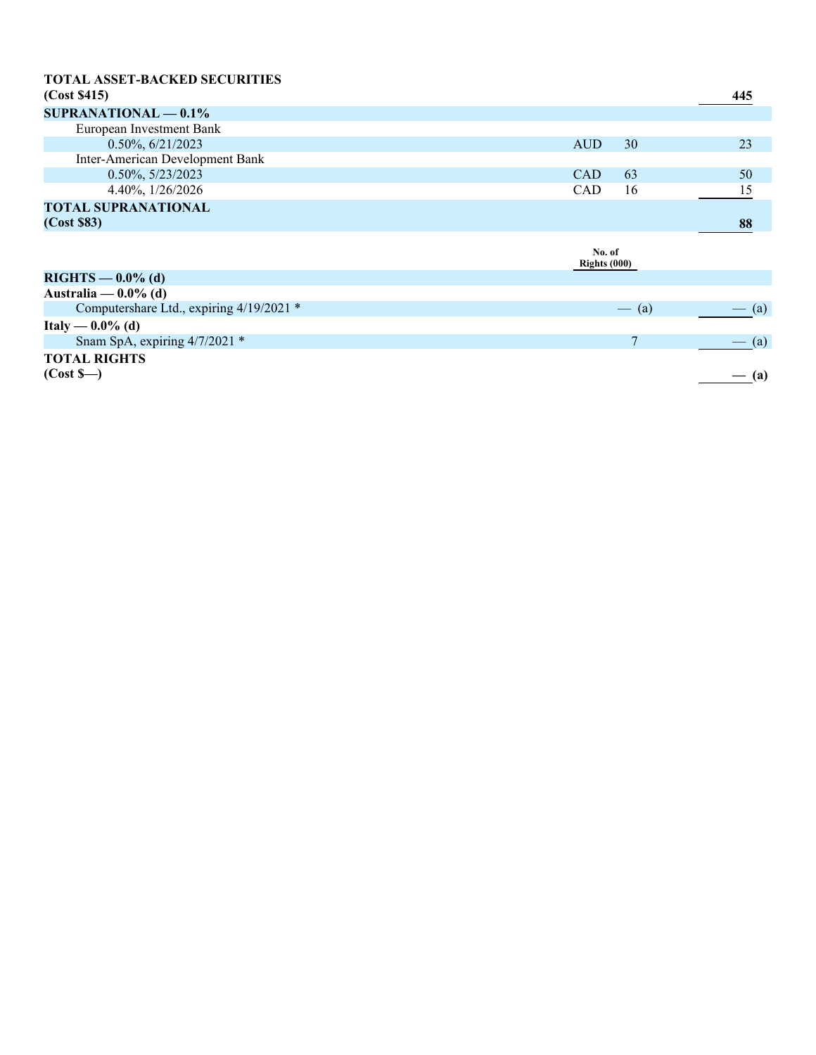| | | | |
|---|---|---|---|
| **TOTAL ASSET-BACKED SECURITIES (Cost $415)** | | | **445** |
| **SUPRANATIONAL — 0.1%** | | | |
| European Investment Bank | | | |
| 0.50%, 6/21/2023 | AUD | 30 | 23 |
| Inter-American Development Bank | | | |
| 0.50%, 5/23/2023 | CAD | 63 | 50 |
| 4.40%, 1/26/2026 | CAD | 16 | 15 |
| **TOTAL SUPRANATIONAL (Cost $83)** | | | **88** |

| | No. of Rights (000) | |
|---|---|---|
| **RIGHTS — 0.0% (d)** | | |
| **Australia — 0.0% (d)** | | |
| Computershare Ltd., expiring 4/19/2021 * | — (a) | — (a) |
| **Italy — 0.0% (d)** | | |
| Snam SpA, expiring 4/7/2021 * | 7 | — (a) |
| **TOTAL RIGHTS (Cost $—)** | | **— (a)** |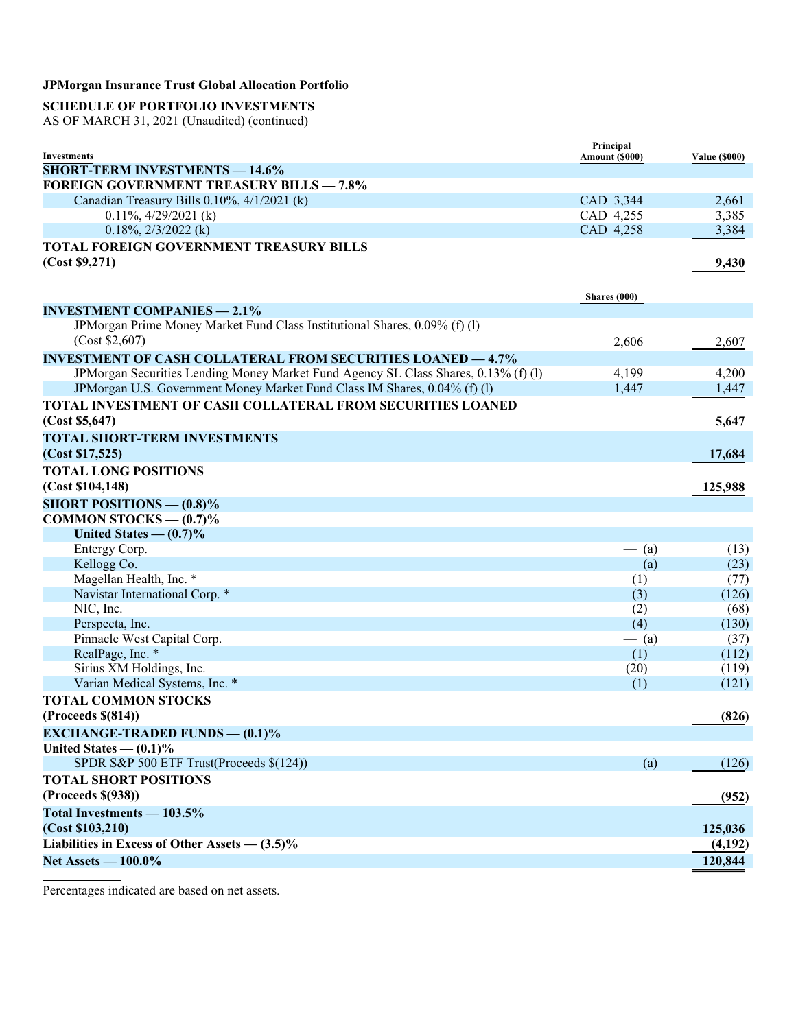**JPMorgan Insurance Trust Global Allocation Portfolio**

**SCHEDULE OF PORTFOLIO INVESTMENTS**
AS OF MARCH 31, 2021 (Unaudited) (continued)

| Investments | Principal Amount ($000) | Value ($000) |
|---|---|---|
| **SHORT-TERM INVESTMENTS — 14.6%** | | |
| **FOREIGN GOVERNMENT TREASURY BILLS — 7.8%** | | |
| Canadian Treasury Bills 0.10%, 4/1/2021 (k) | CAD 3,344 | 2,661 |
| 0.11%, 4/29/2021 (k) | CAD 4,255 | 3,385 |
| 0.18%, 2/3/2022 (k) | CAD 4,258 | 3,384 |
| **TOTAL FOREIGN GOVERNMENT TREASURY BILLS (Cost $9,271)** | | **9,430** |
| | **Shares (000)** | |
| **INVESTMENT COMPANIES — 2.1%** | | |
| JPMorgan Prime Money Market Fund Class Institutional Shares, 0.09% (f) (l) (Cost $2,607) | 2,606 | 2,607 |
| **INVESTMENT OF CASH COLLATERAL FROM SECURITIES LOANED — 4.7%** | | |
| JPMorgan Securities Lending Money Market Fund Agency SL Class Shares, 0.13% (f) (l) | 4,199 | 4,200 |
| JPMorgan U.S. Government Money Market Fund Class IM Shares, 0.04% (f) (l) | 1,447 | 1,447 |
| **TOTAL INVESTMENT OF CASH COLLATERAL FROM SECURITIES LOANED (Cost $5,647)** | | **5,647** |
| **TOTAL SHORT-TERM INVESTMENTS (Cost $17,525)** | | **17,684** |
| **TOTAL LONG POSITIONS (Cost $104,148)** | | **125,988** |
| **SHORT POSITIONS — (0.8)%** | | |
| **COMMON STOCKS — (0.7)%** | | |
| **United States — (0.7)%** | | |
| Entergy Corp. | — (a) | (13) |
| Kellogg Co. | — (a) | (23) |
| Magellan Health, Inc. * | (1) | (77) |
| Navistar International Corp. * | (3) | (126) |
| NIC, Inc. | (2) | (68) |
| Perspecta, Inc. | (4) | (130) |
| Pinnacle West Capital Corp. | — (a) | (37) |
| RealPage, Inc. * | (1) | (112) |
| Sirius XM Holdings, Inc. | (20) | (119) |
| Varian Medical Systems, Inc. * | (1) | (121) |
| **TOTAL COMMON STOCKS (Proceeds $(814))** | | **(826)** |
| **EXCHANGE-TRADED FUNDS — (0.1)%** | | |
| **United States — (0.1)%** | | |
| SPDR S&P 500 ETF Trust(Proceeds $(124)) | — (a) | (126) |
| **TOTAL SHORT POSITIONS (Proceeds $(938))** | | **(952)** |
| **Total Investments — 103.5% (Cost $103,210)** | | **125,036** |
| **Liabilities in Excess of Other Assets — (3.5)%** | | **(4,192)** |
| **Net Assets — 100.0%** | | **120,844** |

Percentages indicated are based on net assets.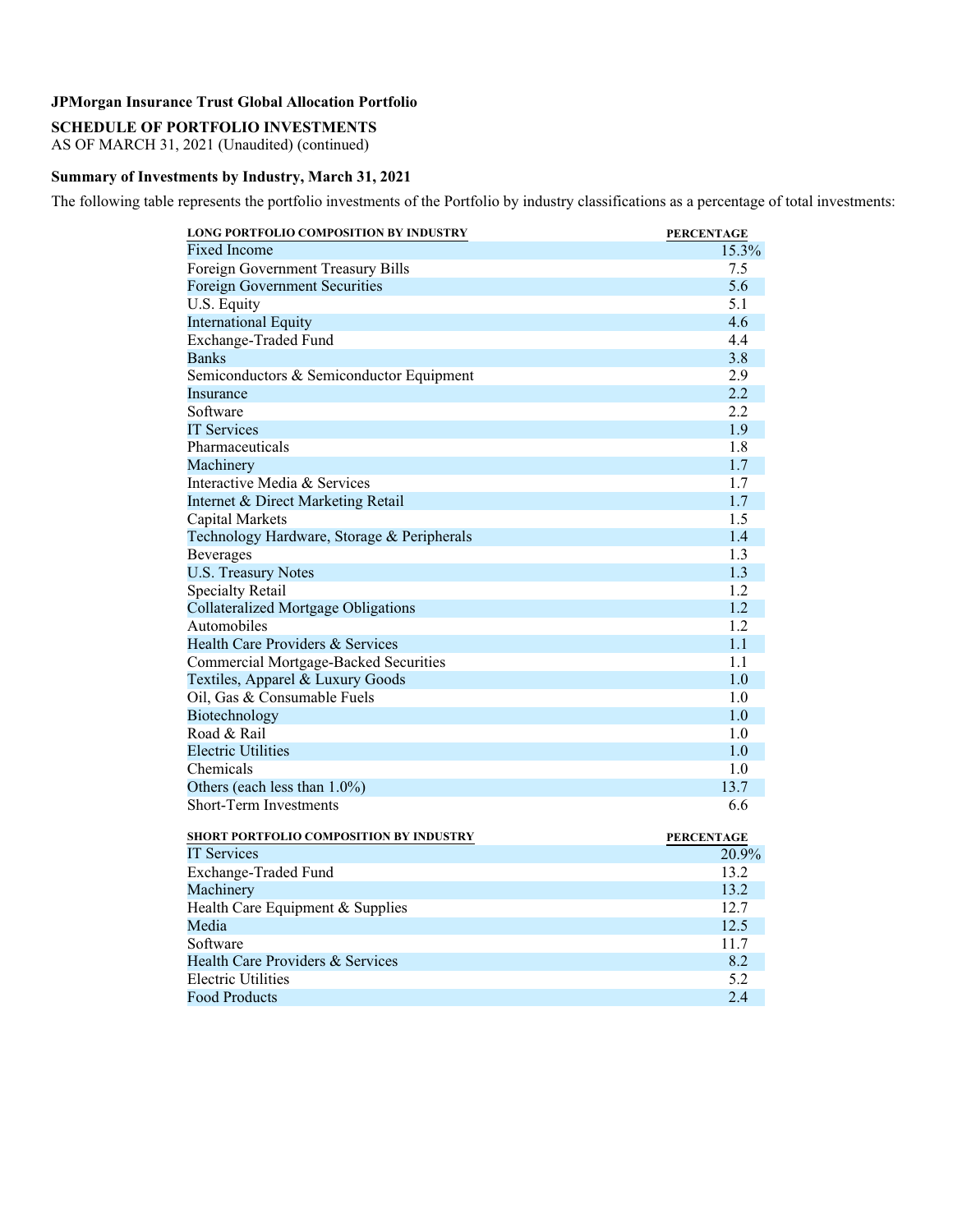**JPMorgan Insurance Trust Global Allocation Portfolio**

**SCHEDULE OF PORTFOLIO INVESTMENTS**
AS OF MARCH 31, 2021 (Unaudited) (continued)

**Summary of Investments by Industry, March 31, 2021**

The following table represents the portfolio investments of the Portfolio by industry classifications as a percentage of total investments:

| LONG PORTFOLIO COMPOSITION BY INDUSTRY | PERCENTAGE |
|---|---|
| Fixed Income | 15.3% |
| Foreign Government Treasury Bills | 7.5 |
| Foreign Government Securities | 5.6 |
| U.S. Equity | 5.1 |
| International Equity | 4.6 |
| Exchange-Traded Fund | 4.4 |
| Banks | 3.8 |
| Semiconductors & Semiconductor Equipment | 2.9 |
| Insurance | 2.2 |
| Software | 2.2 |
| IT Services | 1.9 |
| Pharmaceuticals | 1.8 |
| Machinery | 1.7 |
| Interactive Media & Services | 1.7 |
| Internet & Direct Marketing Retail | 1.7 |
| Capital Markets | 1.5 |
| Technology Hardware, Storage & Peripherals | 1.4 |
| Beverages | 1.3 |
| U.S. Treasury Notes | 1.3 |
| Specialty Retail | 1.2 |
| Collateralized Mortgage Obligations | 1.2 |
| Automobiles | 1.2 |
| Health Care Providers & Services | 1.1 |
| Commercial Mortgage-Backed Securities | 1.1 |
| Textiles, Apparel & Luxury Goods | 1.0 |
| Oil, Gas & Consumable Fuels | 1.0 |
| Biotechnology | 1.0 |
| Road & Rail | 1.0 |
| Electric Utilities | 1.0 |
| Chemicals | 1.0 |
| Others (each less than 1.0%) | 13.7 |
| Short-Term Investments | 6.6 |

| SHORT PORTFOLIO COMPOSITION BY INDUSTRY | PERCENTAGE |
|---|---|
| IT Services | 20.9% |
| Exchange-Traded Fund | 13.2 |
| Machinery | 13.2 |
| Health Care Equipment & Supplies | 12.7 |
| Media | 12.5 |
| Software | 11.7 |
| Health Care Providers & Services | 8.2 |
| Electric Utilities | 5.2 |
| Food Products | 2.4 |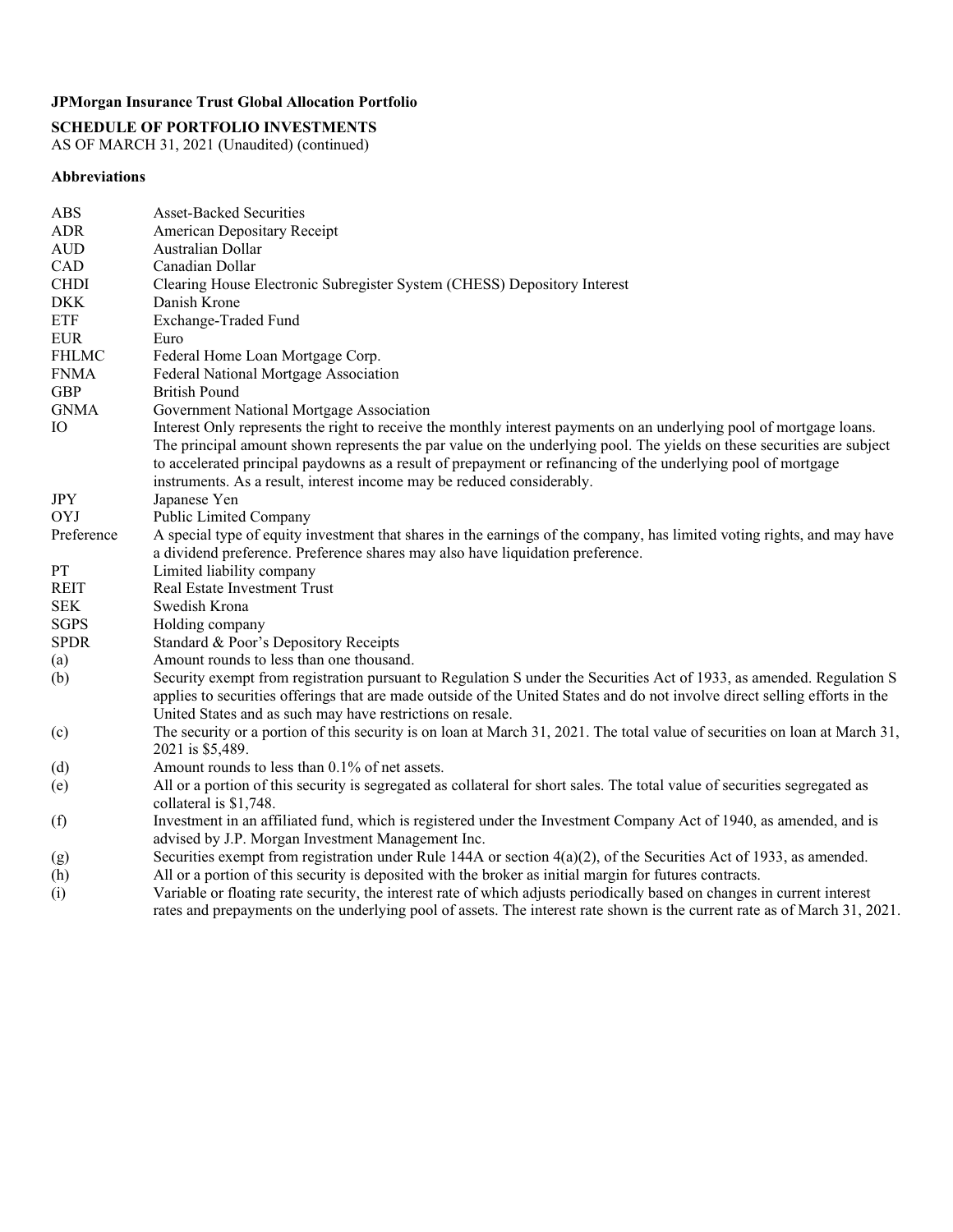**JPMorgan Insurance Trust Global Allocation Portfolio**

**SCHEDULE OF PORTFOLIO INVESTMENTS**
AS OF MARCH 31, 2021 (Unaudited) (continued)

**Abbreviations**

| | |
|---|---|
| ABS | Asset-Backed Securities |
| ADR | American Depositary Receipt |
| AUD | Australian Dollar |
| CAD | Canadian Dollar |
| CHDI | Clearing House Electronic Subregister System (CHESS) Depository Interest |
| DKK | Danish Krone |
| ETF | Exchange-Traded Fund |
| EUR | Euro |
| FHLMC | Federal Home Loan Mortgage Corp. |
| FNMA | Federal National Mortgage Association |
| GBP | British Pound |
| GNMA | Government National Mortgage Association |
| IO | Interest Only represents the right to receive the monthly interest payments on an underlying pool of mortgage loans. The principal amount shown represents the par value on the underlying pool. The yields on these securities are subject to accelerated principal paydowns as a result of prepayment or refinancing of the underlying pool of mortgage instruments. As a result, interest income may be reduced considerably. |
| JPY | Japanese Yen |
| OYJ | Public Limited Company |
| Preference | A special type of equity investment that shares in the earnings of the company, has limited voting rights, and may have a dividend preference. Preference shares may also have liquidation preference. |
| PT | Limited liability company |
| REIT | Real Estate Investment Trust |
| SEK | Swedish Krona |
| SGPS | Holding company |
| SPDR | Standard & Poor's Depository Receipts |
| (a) | Amount rounds to less than one thousand. |
| (b) | Security exempt from registration pursuant to Regulation S under the Securities Act of 1933, as amended. Regulation S applies to securities offerings that are made outside of the United States and do not involve direct selling efforts in the United States and as such may have restrictions on resale. |
| (c) | The security or a portion of this security is on loan at March 31, 2021. The total value of securities on loan at March 31, 2021 is $5,489. |
| (d) | Amount rounds to less than 0.1% of net assets. |
| (e) | All or a portion of this security is segregated as collateral for short sales. The total value of securities segregated as collateral is $1,748. |
| (f) | Investment in an affiliated fund, which is registered under the Investment Company Act of 1940, as amended, and is advised by J.P. Morgan Investment Management Inc. |
| (g) | Securities exempt from registration under Rule 144A or section 4(a)(2), of the Securities Act of 1933, as amended. |
| (h) | All or a portion of this security is deposited with the broker as initial margin for futures contracts. |
| (i) | Variable or floating rate security, the interest rate of which adjusts periodically based on changes in current interest rates and prepayments on the underlying pool of assets. The interest rate shown is the current rate as of March 31, 2021. |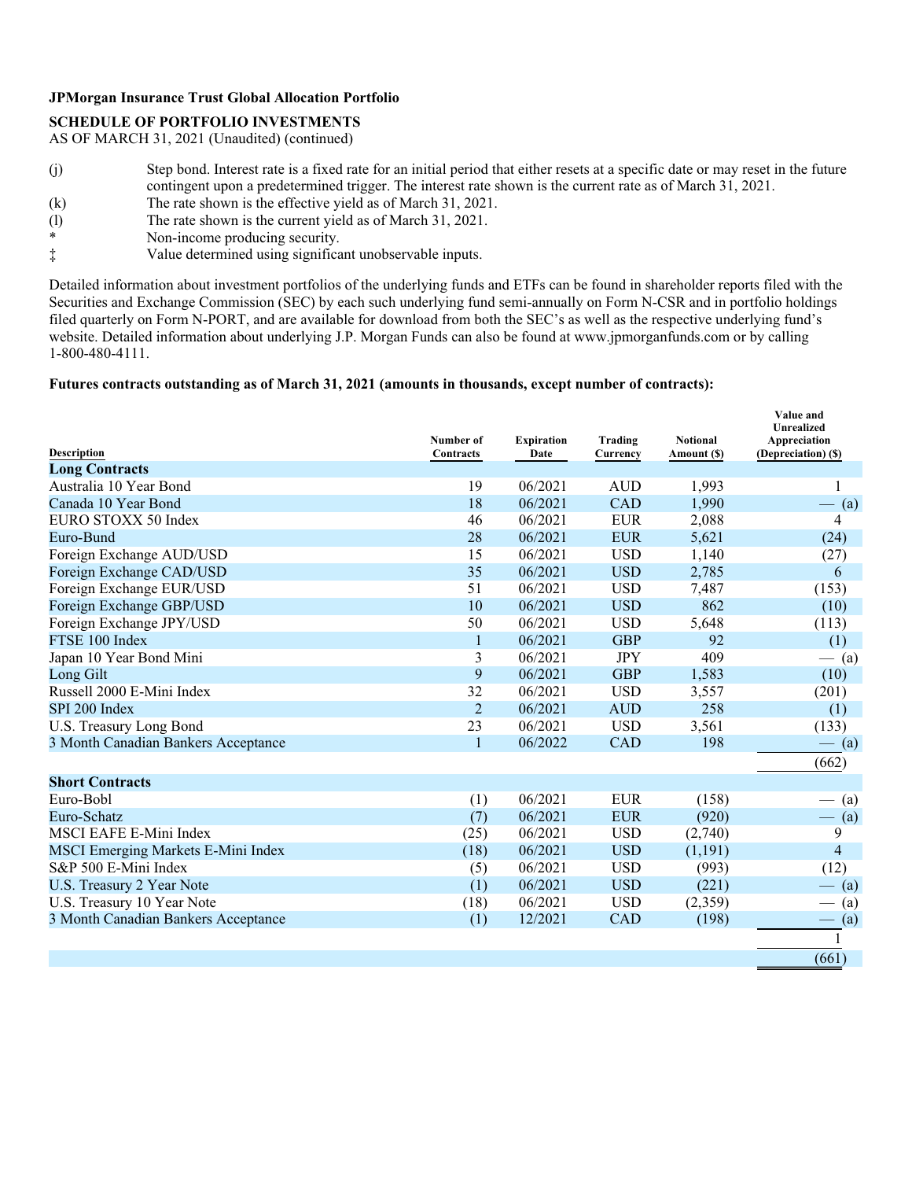**JPMorgan Insurance Trust Global Allocation Portfolio**

**SCHEDULE OF PORTFOLIO INVESTMENTS**

AS OF MARCH 31, 2021 (Unaudited) (continued)

(j) Step bond. Interest rate is a fixed rate for an initial period that either resets at a specific date or may reset in the future contingent upon a predetermined trigger. The interest rate shown is the current rate as of March 31, 2021.

(k) The rate shown is the effective yield as of March 31, 2021.

(l) The rate shown is the current yield as of March 31, 2021.

* Non-income producing security.

‡ Value determined using significant unobservable inputs.

Detailed information about investment portfolios of the underlying funds and ETFs can be found in shareholder reports filed with the Securities and Exchange Commission (SEC) by each such underlying fund semi-annually on Form N-CSR and in portfolio holdings filed quarterly on Form N-PORT, and are available for download from both the SEC's as well as the respective underlying fund's website. Detailed information about underlying J.P. Morgan Funds can also be found at www.jpmorganfunds.com or by calling 1-800-480-4111.

**Futures contracts outstanding as of March 31, 2021 (amounts in thousands, except number of contracts):**

| Description | Number of Contracts | Expiration Date | Trading Currency | Notional Amount ($) | Value and Unrealized Appreciation (Depreciation) ($) |
|---|---|---|---|---|---|
| **Long Contracts** | | | | | |
| Australia 10 Year Bond | 19 | 06/2021 | AUD | 1,993 | 1 |
| Canada 10 Year Bond | 18 | 06/2021 | CAD | 1,990 | — (a) |
| EURO STOXX 50 Index | 46 | 06/2021 | EUR | 2,088 | 4 |
| Euro-Bund | 28 | 06/2021 | EUR | 5,621 | (24) |
| Foreign Exchange AUD/USD | 15 | 06/2021 | USD | 1,140 | (27) |
| Foreign Exchange CAD/USD | 35 | 06/2021 | USD | 2,785 | 6 |
| Foreign Exchange EUR/USD | 51 | 06/2021 | USD | 7,487 | (153) |
| Foreign Exchange GBP/USD | 10 | 06/2021 | USD | 862 | (10) |
| Foreign Exchange JPY/USD | 50 | 06/2021 | USD | 5,648 | (113) |
| FTSE 100 Index | 1 | 06/2021 | GBP | 92 | (1) |
| Japan 10 Year Bond Mini | 3 | 06/2021 | JPY | 409 | — (a) |
| Long Gilt | 9 | 06/2021 | GBP | 1,583 | (10) |
| Russell 2000 E-Mini Index | 32 | 06/2021 | USD | 3,557 | (201) |
| SPI 200 Index | 2 | 06/2021 | AUD | 258 | (1) |
| U.S. Treasury Long Bond | 23 | 06/2021 | USD | 3,561 | (133) |
| 3 Month Canadian Bankers Acceptance | 1 | 06/2022 | CAD | 198 | — (a) |
| | | | | | (662) |
| **Short Contracts** | | | | | |
| Euro-Bobl | (1) | 06/2021 | EUR | (158) | — (a) |
| Euro-Schatz | (7) | 06/2021 | EUR | (920) | — (a) |
| MSCI EAFE E-Mini Index | (25) | 06/2021 | USD | (2,740) | 9 |
| MSCI Emerging Markets E-Mini Index | (18) | 06/2021 | USD | (1,191) | 4 |
| S&P 500 E-Mini Index | (5) | 06/2021 | USD | (993) | (12) |
| U.S. Treasury 2 Year Note | (1) | 06/2021 | USD | (221) | — (a) |
| U.S. Treasury 10 Year Note | (18) | 06/2021 | USD | (2,359) | — (a) |
| 3 Month Canadian Bankers Acceptance | (1) | 12/2021 | CAD | (198) | — (a) |
| | | | | | 1 |
| | | | | | (661) |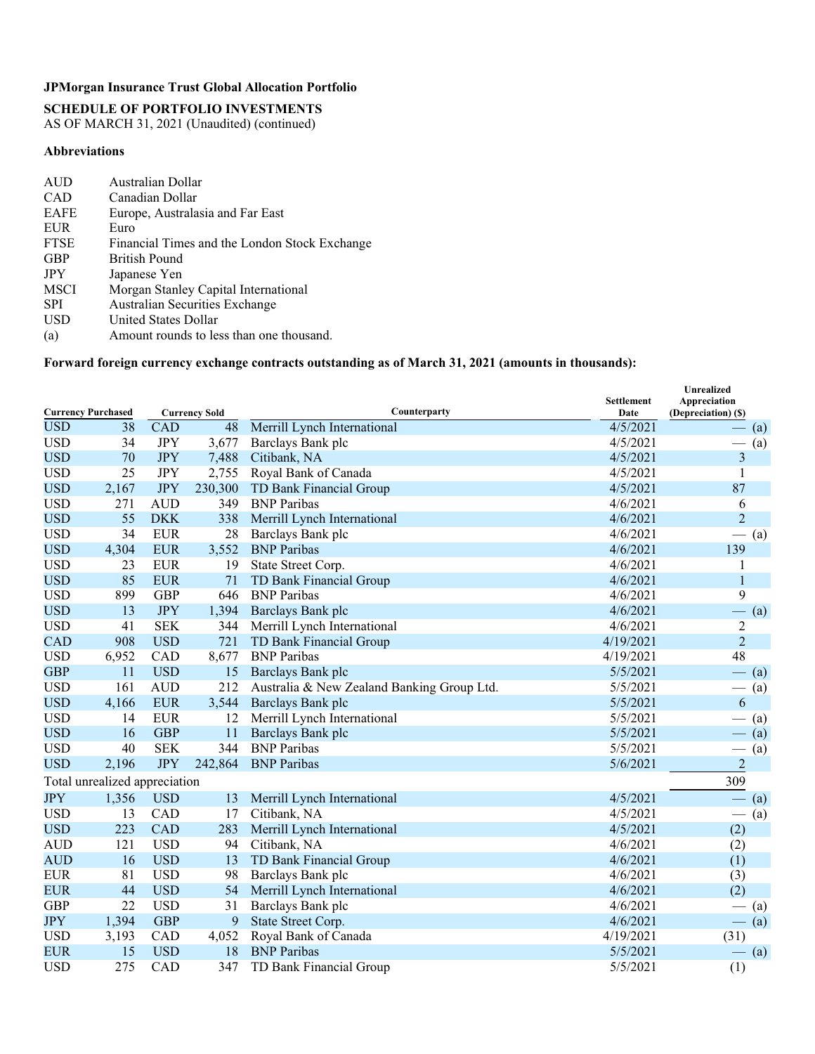**JPMorgan Insurance Trust Global Allocation Portfolio**

**SCHEDULE OF PORTFOLIO INVESTMENTS**
AS OF MARCH 31, 2021 (Unaudited) (continued)

**Abbreviations**

| | |
|---|---|
| AUD | Australian Dollar |
| CAD | Canadian Dollar |
| EAFE | Europe, Australasia and Far East |
| EUR | Euro |
| FTSE | Financial Times and the London Stock Exchange |
| GBP | British Pound |
| JPY | Japanese Yen |
| MSCI | Morgan Stanley Capital International |
| SPI | Australian Securities Exchange |
| USD | United States Dollar |
| (a) | Amount rounds to less than one thousand. |

**Forward foreign currency exchange contracts outstanding as of March 31, 2021 (amounts in thousands):**

| Currency Purchased | | Currency Sold | | Counterparty | Settlement Date | Unrealized Appreciation (Depreciation) ($) |
|---|---|---|---|---|---|---|
| USD | 38 | CAD | 48 | Merrill Lynch International | 4/5/2021 | — (a) |
| USD | 34 | JPY | 3,677 | Barclays Bank plc | 4/5/2021 | — (a) |
| USD | 70 | JPY | 7,488 | Citibank, NA | 4/5/2021 | 3 |
| USD | 25 | JPY | 2,755 | Royal Bank of Canada | 4/5/2021 | 1 |
| USD | 2,167 | JPY | 230,300 | TD Bank Financial Group | 4/5/2021 | 87 |
| USD | 271 | AUD | 349 | BNP Paribas | 4/6/2021 | 6 |
| USD | 55 | DKK | 338 | Merrill Lynch International | 4/6/2021 | 2 |
| USD | 34 | EUR | 28 | Barclays Bank plc | 4/6/2021 | — (a) |
| USD | 4,304 | EUR | 3,552 | BNP Paribas | 4/6/2021 | 139 |
| USD | 23 | EUR | 19 | State Street Corp. | 4/6/2021 | 1 |
| USD | 85 | EUR | 71 | TD Bank Financial Group | 4/6/2021 | 1 |
| USD | 899 | GBP | 646 | BNP Paribas | 4/6/2021 | 9 |
| USD | 13 | JPY | 1,394 | Barclays Bank plc | 4/6/2021 | — (a) |
| USD | 41 | SEK | 344 | Merrill Lynch International | 4/6/2021 | 2 |
| CAD | 908 | USD | 721 | TD Bank Financial Group | 4/19/2021 | 2 |
| USD | 6,952 | CAD | 8,677 | BNP Paribas | 4/19/2021 | 48 |
| GBP | 11 | USD | 15 | Barclays Bank plc | 5/5/2021 | — (a) |
| USD | 161 | AUD | 212 | Australia & New Zealand Banking Group Ltd. | 5/5/2021 | — (a) |
| USD | 4,166 | EUR | 3,544 | Barclays Bank plc | 5/5/2021 | 6 |
| USD | 14 | EUR | 12 | Merrill Lynch International | 5/5/2021 | — (a) |
| USD | 16 | GBP | 11 | Barclays Bank plc | 5/5/2021 | — (a) |
| USD | 40 | SEK | 344 | BNP Paribas | 5/5/2021 | — (a) |
| USD | 2,196 | JPY | 242,864 | BNP Paribas | 5/6/2021 | 2 |
| Total unrealized appreciation | | | | | | 309 |
| JPY | 1,356 | USD | 13 | Merrill Lynch International | 4/5/2021 | — (a) |
| USD | 13 | CAD | 17 | Citibank, NA | 4/5/2021 | — (a) |
| USD | 223 | CAD | 283 | Merrill Lynch International | 4/5/2021 | (2) |
| AUD | 121 | USD | 94 | Citibank, NA | 4/6/2021 | (2) |
| AUD | 16 | USD | 13 | TD Bank Financial Group | 4/6/2021 | (1) |
| EUR | 81 | USD | 98 | Barclays Bank plc | 4/6/2021 | (3) |
| EUR | 44 | USD | 54 | Merrill Lynch International | 4/6/2021 | (2) |
| GBP | 22 | USD | 31 | Barclays Bank plc | 4/6/2021 | — (a) |
| JPY | 1,394 | GBP | 9 | State Street Corp. | 4/6/2021 | — (a) |
| USD | 3,193 | CAD | 4,052 | Royal Bank of Canada | 4/19/2021 | (31) |
| EUR | 15 | USD | 18 | BNP Paribas | 5/5/2021 | — (a) |
| USD | 275 | CAD | 347 | TD Bank Financial Group | 5/5/2021 | (1) |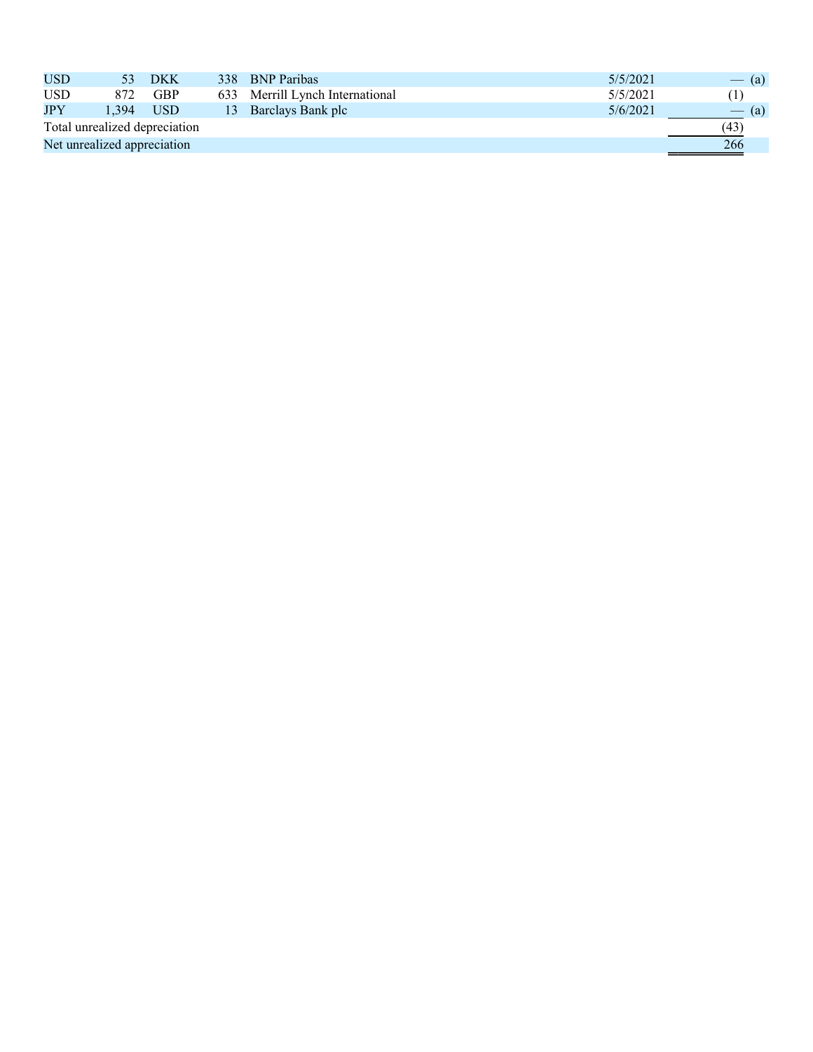| | | | | | | |
|---|---|---|---|---|---|---|
| USD | 53 | DKK | 338 | BNP Paribas | 5/5/2021 | — (a) |
| USD | 872 | GBP | 633 | Merrill Lynch International | 5/5/2021 | (1) |
| JPY | 1,394 | USD | 13 | Barclays Bank plc | 5/6/2021 | — (a) |
| Total unrealized depreciation | | | | | | (43) |
| Net unrealized appreciation | | | | | | 266 |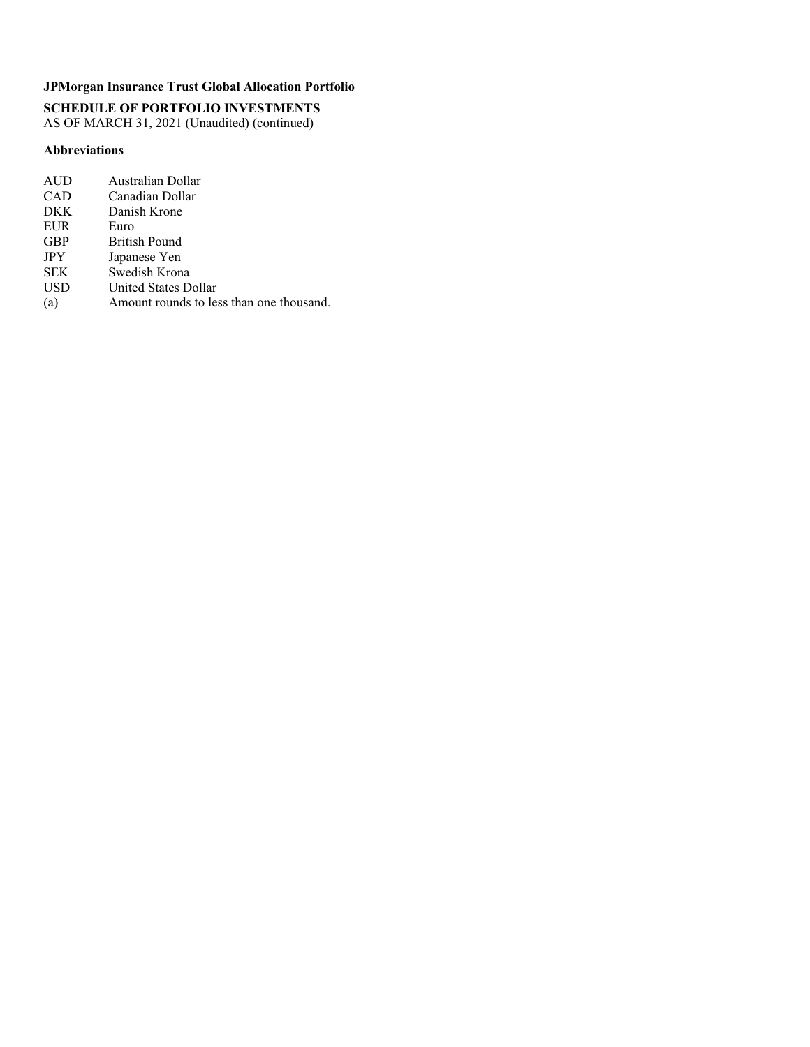**JPMorgan Insurance Trust Global Allocation Portfolio**

**SCHEDULE OF PORTFOLIO INVESTMENTS**
AS OF MARCH 31, 2021 (Unaudited) (continued)

**Abbreviations**

| | |
|---|---|
| AUD | Australian Dollar |
| CAD | Canadian Dollar |
| DKK | Danish Krone |
| EUR | Euro |
| GBP | British Pound |
| JPY | Japanese Yen |
| SEK | Swedish Krona |
| USD | United States Dollar |
| (a) | Amount rounds to less than one thousand. |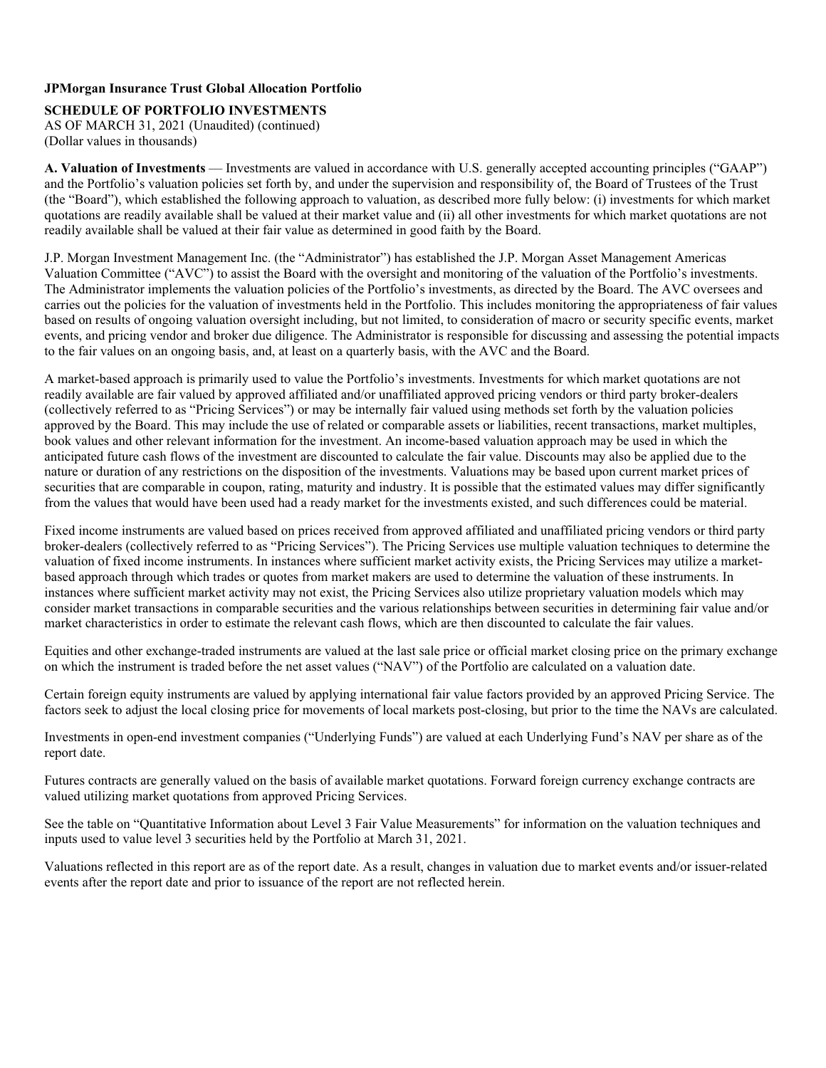**JPMorgan Insurance Trust Global Allocation Portfolio**

**SCHEDULE OF PORTFOLIO INVESTMENTS**
AS OF MARCH 31, 2021 (Unaudited) (continued)
(Dollar values in thousands)

**A. Valuation of Investments** — Investments are valued in accordance with U.S. generally accepted accounting principles ("GAAP") and the Portfolio's valuation policies set forth by, and under the supervision and responsibility of, the Board of Trustees of the Trust (the "Board"), which established the following approach to valuation, as described more fully below: (i) investments for which market quotations are readily available shall be valued at their market value and (ii) all other investments for which market quotations are not readily available shall be valued at their fair value as determined in good faith by the Board.

J.P. Morgan Investment Management Inc. (the "Administrator") has established the J.P. Morgan Asset Management Americas Valuation Committee ("AVC") to assist the Board with the oversight and monitoring of the valuation of the Portfolio's investments. The Administrator implements the valuation policies of the Portfolio's investments, as directed by the Board. The AVC oversees and carries out the policies for the valuation of investments held in the Portfolio. This includes monitoring the appropriateness of fair values based on results of ongoing valuation oversight including, but not limited, to consideration of macro or security specific events, market events, and pricing vendor and broker due diligence. The Administrator is responsible for discussing and assessing the potential impacts to the fair values on an ongoing basis, and, at least on a quarterly basis, with the AVC and the Board.

A market-based approach is primarily used to value the Portfolio's investments. Investments for which market quotations are not readily available are fair valued by approved affiliated and/or unaffiliated approved pricing vendors or third party broker-dealers (collectively referred to as "Pricing Services") or may be internally fair valued using methods set forth by the valuation policies approved by the Board. This may include the use of related or comparable assets or liabilities, recent transactions, market multiples, book values and other relevant information for the investment. An income-based valuation approach may be used in which the anticipated future cash flows of the investment are discounted to calculate the fair value. Discounts may also be applied due to the nature or duration of any restrictions on the disposition of the investments. Valuations may be based upon current market prices of securities that are comparable in coupon, rating, maturity and industry. It is possible that the estimated values may differ significantly from the values that would have been used had a ready market for the investments existed, and such differences could be material.

Fixed income instruments are valued based on prices received from approved affiliated and unaffiliated pricing vendors or third party broker-dealers (collectively referred to as "Pricing Services"). The Pricing Services use multiple valuation techniques to determine the valuation of fixed income instruments. In instances where sufficient market activity exists, the Pricing Services may utilize a market-based approach through which trades or quotes from market makers are used to determine the valuation of these instruments. In instances where sufficient market activity may not exist, the Pricing Services also utilize proprietary valuation models which may consider market transactions in comparable securities and the various relationships between securities in determining fair value and/or market characteristics in order to estimate the relevant cash flows, which are then discounted to calculate the fair values.

Equities and other exchange-traded instruments are valued at the last sale price or official market closing price on the primary exchange on which the instrument is traded before the net asset values ("NAV") of the Portfolio are calculated on a valuation date.

Certain foreign equity instruments are valued by applying international fair value factors provided by an approved Pricing Service. The factors seek to adjust the local closing price for movements of local markets post-closing, but prior to the time the NAVs are calculated.

Investments in open-end investment companies ("Underlying Funds") are valued at each Underlying Fund's NAV per share as of the report date.

Futures contracts are generally valued on the basis of available market quotations. Forward foreign currency exchange contracts are valued utilizing market quotations from approved Pricing Services.

See the table on "Quantitative Information about Level 3 Fair Value Measurements" for information on the valuation techniques and inputs used to value level 3 securities held by the Portfolio at March 31, 2021.

Valuations reflected in this report are as of the report date. As a result, changes in valuation due to market events and/or issuer-related events after the report date and prior to issuance of the report are not reflected herein.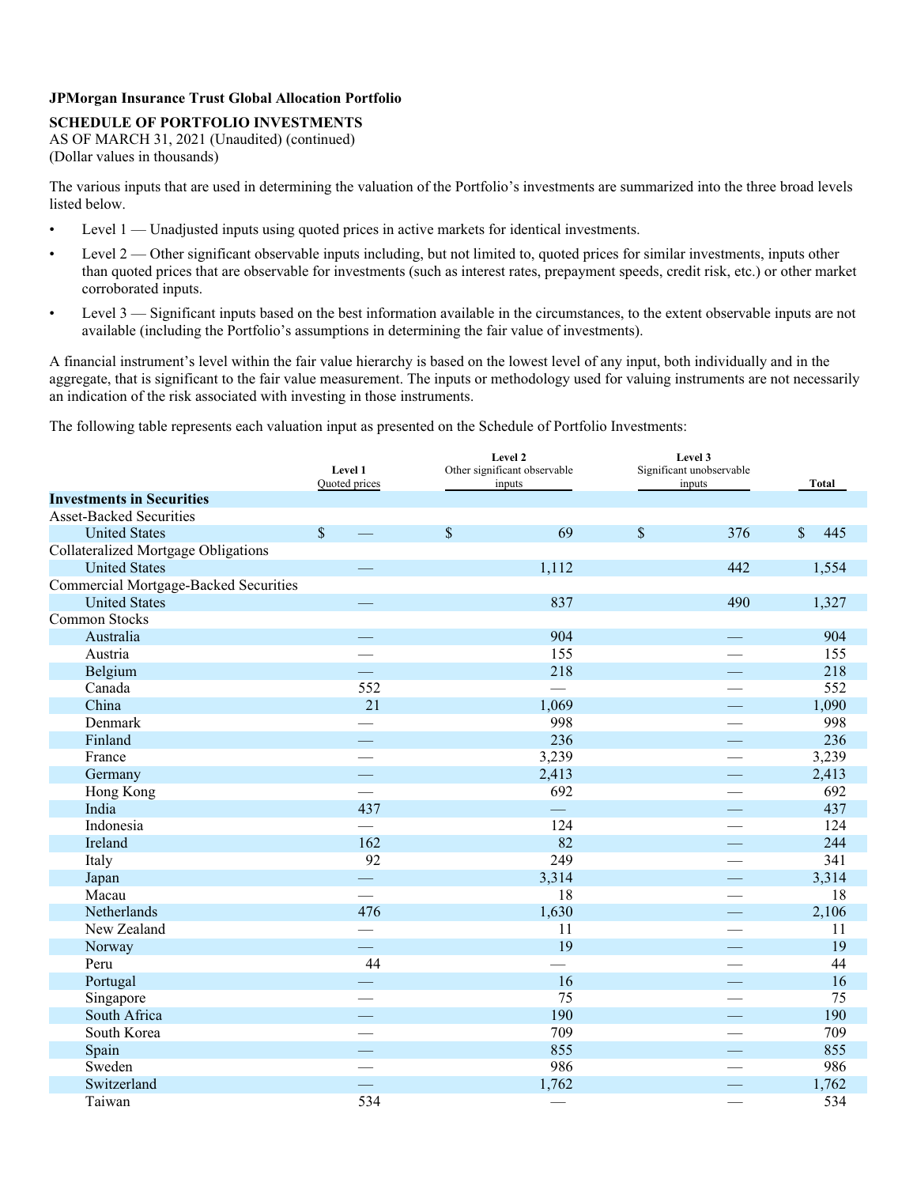**JPMorgan Insurance Trust Global Allocation Portfolio**

**SCHEDULE OF PORTFOLIO INVESTMENTS**
AS OF MARCH 31, 2021 (Unaudited) (continued)
(Dollar values in thousands)

The various inputs that are used in determining the valuation of the Portfolio's investments are summarized into the three broad levels listed below.

- Level 1 — Unadjusted inputs using quoted prices in active markets for identical investments.
- Level 2 — Other significant observable inputs including, but not limited to, quoted prices for similar investments, inputs other than quoted prices that are observable for investments (such as interest rates, prepayment speeds, credit risk, etc.) or other market corroborated inputs.
- Level 3 — Significant inputs based on the best information available in the circumstances, to the extent observable inputs are not available (including the Portfolio's assumptions in determining the fair value of investments).

A financial instrument's level within the fair value hierarchy is based on the lowest level of any input, both individually and in the aggregate, that is significant to the fair value measurement. The inputs or methodology used for valuing instruments are not necessarily an indication of the risk associated with investing in those instruments.

The following table represents each valuation input as presented on the Schedule of Portfolio Investments:

| | Level 1 Quoted prices | Level 2 Other significant observable inputs | Level 3 Significant unobservable inputs | Total |
|---|---|---|---|---|
| **Investments in Securities** | | | | |
| Asset-Backed Securities | | | | |
| United States | $ — | $ 69 | $ 376 | $ 445 |
| Collateralized Mortgage Obligations | | | | |
| United States | — | 1,112 | 442 | 1,554 |
| Commercial Mortgage-Backed Securities | | | | |
| United States | — | 837 | 490 | 1,327 |
| Common Stocks | | | | |
| Australia | — | 904 | — | 904 |
| Austria | — | 155 | — | 155 |
| Belgium | — | 218 | — | 218 |
| Canada | 552 | — | — | 552 |
| China | 21 | 1,069 | — | 1,090 |
| Denmark | — | 998 | — | 998 |
| Finland | — | 236 | — | 236 |
| France | — | 3,239 | — | 3,239 |
| Germany | — | 2,413 | — | 2,413 |
| Hong Kong | — | 692 | — | 692 |
| India | 437 | — | — | 437 |
| Indonesia | — | 124 | — | 124 |
| Ireland | 162 | 82 | — | 244 |
| Italy | 92 | 249 | — | 341 |
| Japan | — | 3,314 | — | 3,314 |
| Macau | — | 18 | — | 18 |
| Netherlands | 476 | 1,630 | — | 2,106 |
| New Zealand | — | 11 | — | 11 |
| Norway | — | 19 | — | 19 |
| Peru | 44 | — | — | 44 |
| Portugal | — | 16 | — | 16 |
| Singapore | — | 75 | — | 75 |
| South Africa | — | 190 | — | 190 |
| South Korea | — | 709 | — | 709 |
| Spain | — | 855 | — | 855 |
| Sweden | — | 986 | — | 986 |
| Switzerland | — | 1,762 | — | 1,762 |
| Taiwan | 534 | — | — | 534 |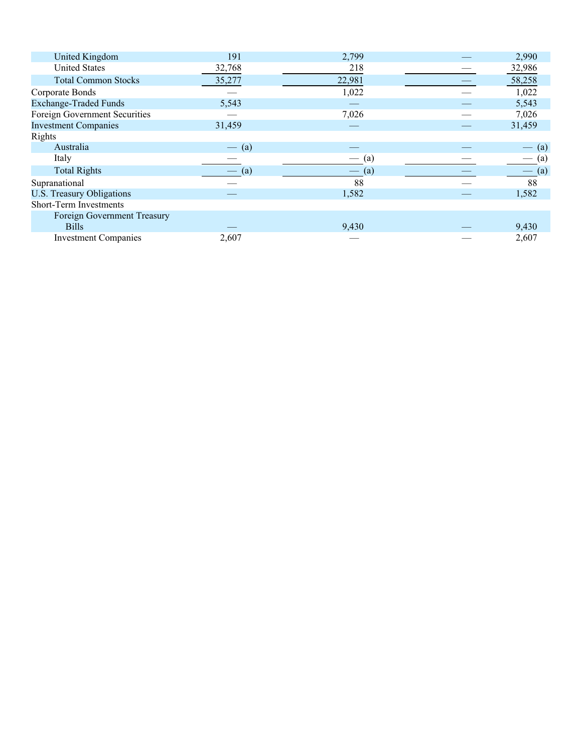| | | | | |
|---|---|---|---|---|
| United Kingdom | 191 | 2,799 | — | 2,990 |
| United States | 32,768 | 218 | — | 32,986 |
| Total Common Stocks | 35,277 | 22,981 | — | 58,258 |
| Corporate Bonds | — | 1,022 | — | 1,022 |
| Exchange-Traded Funds | 5,543 | — | — | 5,543 |
| Foreign Government Securities | — | 7,026 | — | 7,026 |
| Investment Companies | 31,459 | — | — | 31,459 |
| Rights | | | | |
| Australia | — (a) | — | — | — (a) |
| Italy | — | — (a) | — | — (a) |
| Total Rights | — (a) | — (a) | — | — (a) |
| Supranational | — | 88 | — | 88 |
| U.S. Treasury Obligations | — | 1,582 | — | 1,582 |
| Short-Term Investments | | | | |
| Foreign Government Treasury Bills | — | 9,430 | — | 9,430 |
| Investment Companies | 2,607 | — | — | 2,607 |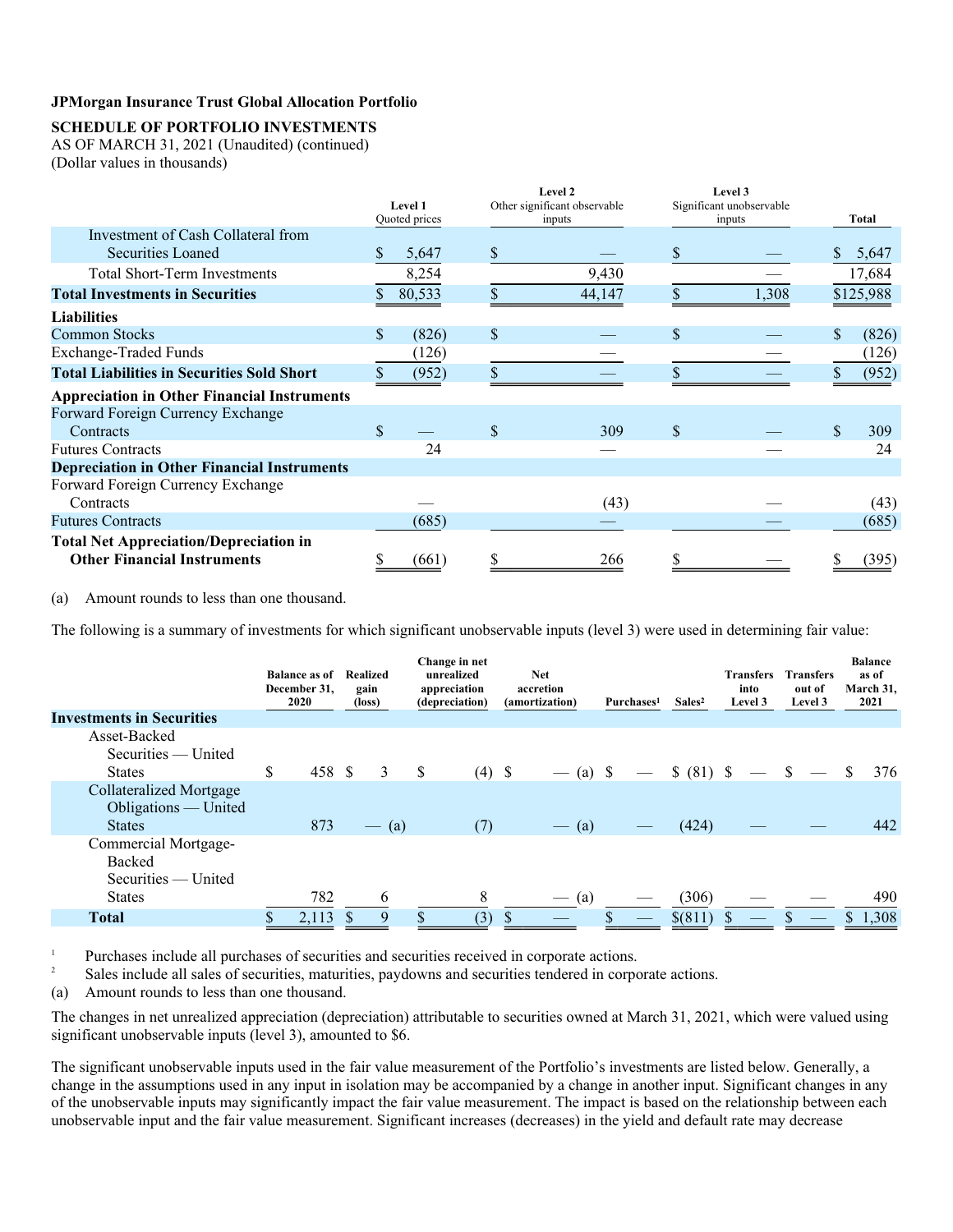**JPMorgan Insurance Trust Global Allocation Portfolio**

**SCHEDULE OF PORTFOLIO INVESTMENTS**

AS OF MARCH 31, 2021 (Unaudited) (continued)

(Dollar values in thousands)

| | Level 1 Quoted prices | Level 2 Other significant observable inputs | Level 3 Significant unobservable inputs | Total |
|---|---|---|---|---|
| Investment of Cash Collateral from Securities Loaned | $ 5,647 | $ — | $ — | $ 5,647 |
| Total Short-Term Investments | 8,254 | 9,430 | — | 17,684 |
| **Total Investments in Securities** | **$ 80,533** | **$ 44,147** | **$ 1,308** | **$125,988** |
| **Liabilities** | | | | |
| Common Stocks | $ (826) | $ — | $ — | $ (826) |
| Exchange-Traded Funds | (126) | — | — | (126) |
| **Total Liabilities in Securities Sold Short** | **$ (952)** | **$ —** | **$ —** | **$ (952)** |
| **Appreciation in Other Financial Instruments** | | | | |
| Forward Foreign Currency Exchange Contracts | $ — | $ 309 | $ — | $ 309 |
| Futures Contracts | 24 | — | — | 24 |
| **Depreciation in Other Financial Instruments** | | | | |
| Forward Foreign Currency Exchange Contracts | — | (43) | — | (43) |
| Futures Contracts | (685) | — | — | (685) |
| **Total Net Appreciation/Depreciation in Other Financial Instruments** | **$ (661)** | **$ 266** | **$ —** | **$ (395)** |

(a) Amount rounds to less than one thousand.

The following is a summary of investments for which significant unobservable inputs (level 3) were used in determining fair value:

| | Balance as of December 31, 2020 | Realized gain (loss) | Change in net unrealized appreciation (depreciation) | Net accretion (amortization) | Purchases[1] | Sales[2] | Transfers into Level 3 | Transfers out of Level 3 | Balance as of March 31, 2021 |
|---|---|---|---|---|---|---|---|---|---|
| **Investments in Securities** | | | | | | | | | |
| Asset-Backed Securities — United States | $ 458 | $ 3 | $ (4) | $ — (a) | $ — | $ (81) | $ — | $ — | $ 376 |
| Collateralized Mortgage Obligations — United States | 873 | — (a) | (7) | — (a) | — | (424) | — | — | 442 |
| Commercial Mortgage-Backed Securities — United States | 782 | 6 | 8 | — (a) | — | (306) | — | — | 490 |
| **Total** | **$ 2,113** | **$ 9** | **$ (3)** | **$ —** | **$ —** | **$(811)** | **$ —** | **$ —** | **$ 1,308** |

[1] Purchases include all purchases of securities and securities received in corporate actions.

[2] Sales include all sales of securities, maturities, paydowns and securities tendered in corporate actions.

(a) Amount rounds to less than one thousand.

The changes in net unrealized appreciation (depreciation) attributable to securities owned at March 31, 2021, which were valued using significant unobservable inputs (level 3), amounted to $6.

The significant unobservable inputs used in the fair value measurement of the Portfolio's investments are listed below. Generally, a change in the assumptions used in any input in isolation may be accompanied by a change in another input. Significant changes in any of the unobservable inputs may significantly impact the fair value measurement. The impact is based on the relationship between each unobservable input and the fair value measurement. Significant increases (decreases) in the yield and default rate may decrease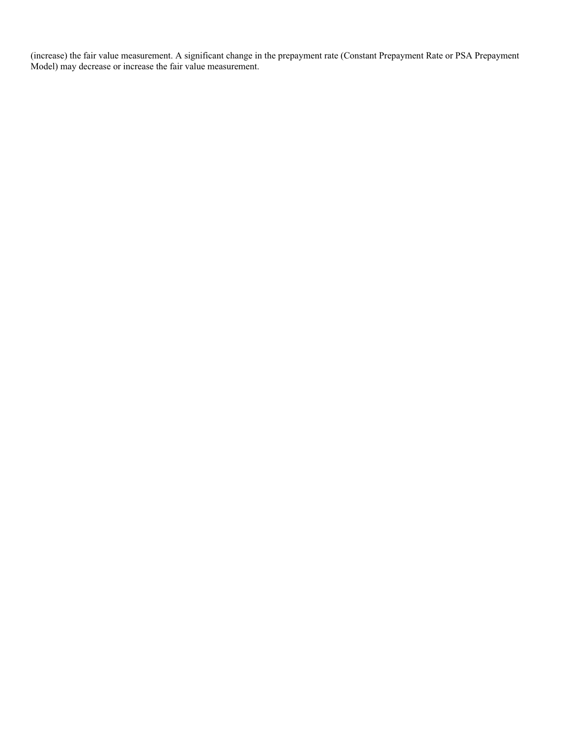(increase) the fair value measurement. A significant change in the prepayment rate (Constant Prepayment Rate or PSA Prepayment Model) may decrease or increase the fair value measurement.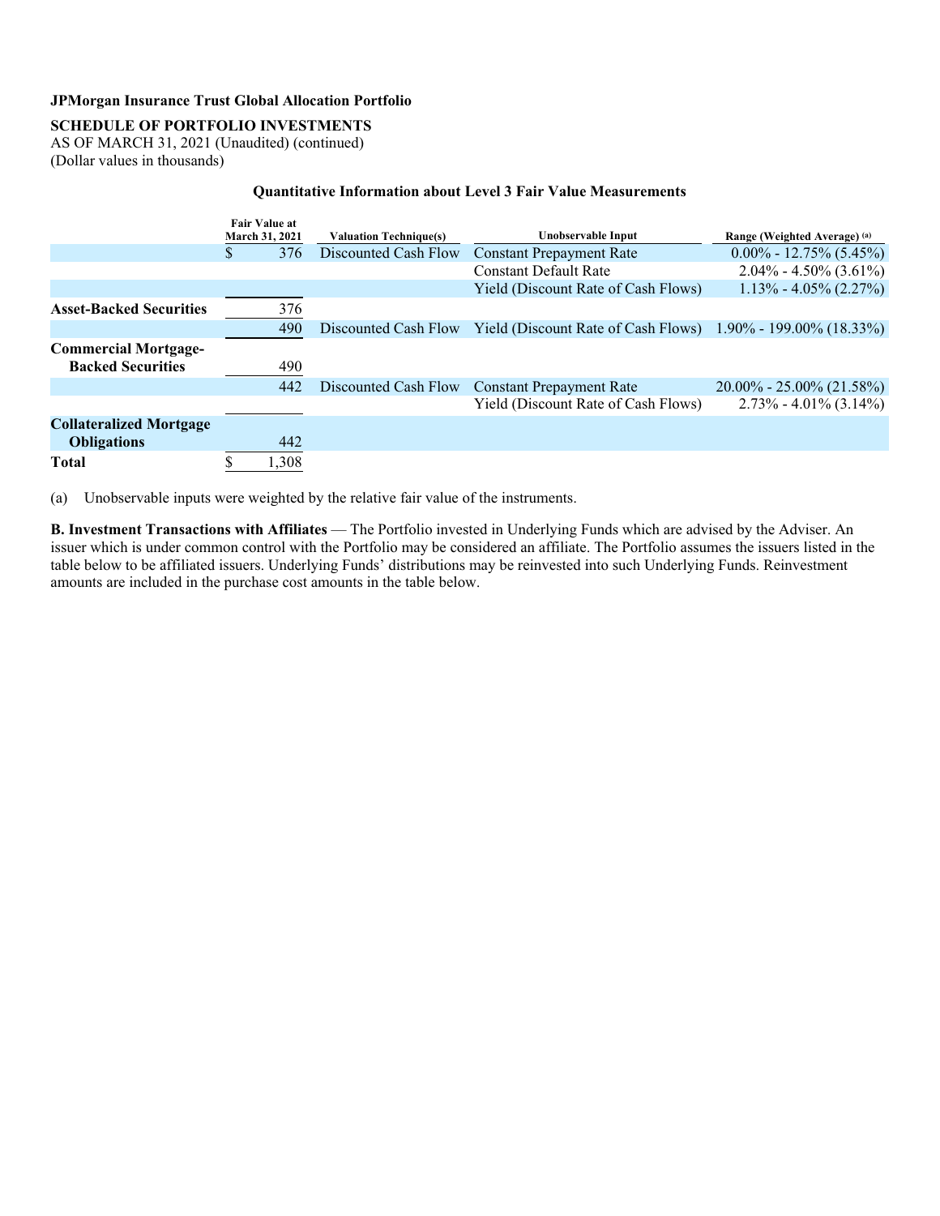**JPMorgan Insurance Trust Global Allocation Portfolio**

**SCHEDULE OF PORTFOLIO INVESTMENTS**
AS OF MARCH 31, 2021 (Unaudited) (continued)
(Dollar values in thousands)

**Quantitative Information about Level 3 Fair Value Measurements**

| | Fair Value at March 31, 2021 | Valuation Technique(s) | Unobservable Input | Range (Weighted Average) (a) |
|---|---|---|---|---|
| | $ 376 | Discounted Cash Flow | Constant Prepayment Rate | 0.00% - 12.75% (5.45%) |
| | | | Constant Default Rate | 2.04% - 4.50% (3.61%) |
| | | | Yield (Discount Rate of Cash Flows) | 1.13% - 4.05% (2.27%) |
| **Asset-Backed Securities** | 376 | | | |
| | 490 | Discounted Cash Flow | Yield (Discount Rate of Cash Flows) | 1.90% - 199.00% (18.33%) |
| **Commercial Mortgage-Backed Securities** | 490 | | | |
| | 442 | Discounted Cash Flow | Constant Prepayment Rate | 20.00% - 25.00% (21.58%) |
| | | | Yield (Discount Rate of Cash Flows) | 2.73% - 4.01% (3.14%) |
| **Collateralized Mortgage Obligations** | 442 | | | |
| **Total** | $ 1,308 | | | |

(a) Unobservable inputs were weighted by the relative fair value of the instruments.

**B. Investment Transactions with Affiliates** — The Portfolio invested in Underlying Funds which are advised by the Adviser. An issuer which is under common control with the Portfolio may be considered an affiliate. The Portfolio assumes the issuers listed in the table below to be affiliated issuers. Underlying Funds' distributions may be reinvested into such Underlying Funds. Reinvestment amounts are included in the purchase cost amounts in the table below.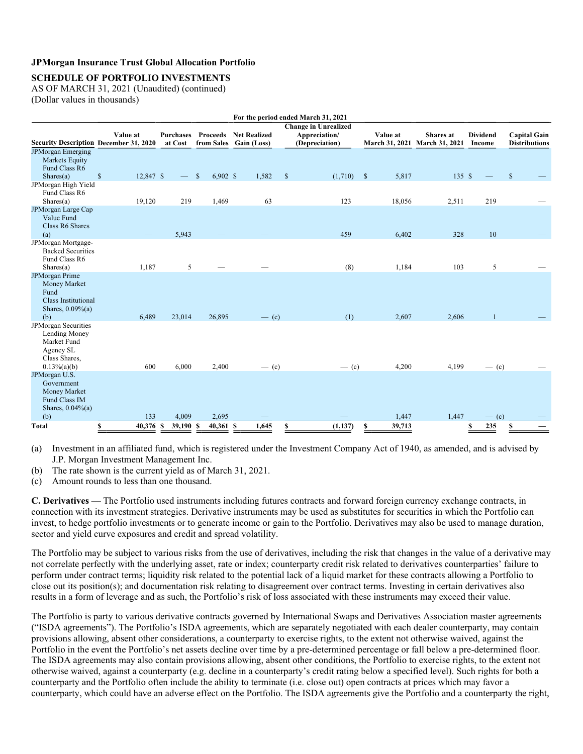**JPMorgan Insurance Trust Global Allocation Portfolio**

**SCHEDULE OF PORTFOLIO INVESTMENTS**

AS OF MARCH 31, 2021 (Unaudited) (continued)

(Dollar values in thousands)

| | For the period ended March 31, 2021 | | | | | | | | |
|---|---|---|---|---|---|---|---|---|---|
| **Security Description** | **Value at December 31, 2020** | **Purchases at Cost** | **Proceeds from Sales** | **Net Realized Gain (Loss)** | **Change in Unrealized Appreciation/ (Depreciation)** | **Value at March 31, 2021** | **Shares at March 31, 2021** | **Dividend Income** | **Capital Gain Distributions** |
| JPMorgan Emerging Markets Equity Fund Class R6 Shares(a) | $ 12,847 | $ — | $ 6,902 | $ 1,582 | $ (1,710) | $ 5,817 | 135 | $ — | $ — |
| JPMorgan High Yield Fund Class R6 Shares(a) | 19,120 | 219 | 1,469 | 63 | 123 | 18,056 | 2,511 | 219 | — |
| JPMorgan Large Cap Value Fund Class R6 Shares (a) | — | 5,943 | — | — | 459 | 6,402 | 328 | 10 | — |
| JPMorgan Mortgage-Backed Securities Fund Class R6 Shares(a) | 1,187 | 5 | — | — | (8) | 1,184 | 103 | 5 | — |
| JPMorgan Prime Money Market Fund Class Institutional Shares, 0.09%(a)(b) | 6,489 | 23,014 | 26,895 | — (c) | (1) | 2,607 | 2,606 | 1 | — |
| JPMorgan Securities Lending Money Market Fund Agency SL Class Shares, 0.13%(a)(b) | 600 | 6,000 | 2,400 | — (c) | — (c) | 4,200 | 4,199 | — (c) | — |
| JPMorgan U.S. Government Money Market Fund Class IM Shares, 0.04%(a)(b) | 133 | 4,009 | 2,695 | — | — | 1,447 | 1,447 | — (c) | — |
| **Total** | **$ 40,376** | **$ 39,190** | **$ 40,361** | **$ 1,645** | **$ (1,137)** | **$ 39,713** | | **$ 235** | **$ —** |

(a) Investment in an affiliated fund, which is registered under the Investment Company Act of 1940, as amended, and is advised by J.P. Morgan Investment Management Inc.

(b) The rate shown is the current yield as of March 31, 2021.

(c) Amount rounds to less than one thousand.

**C. Derivatives** — The Portfolio used instruments including futures contracts and forward foreign currency exchange contracts, in connection with its investment strategies. Derivative instruments may be used as substitutes for securities in which the Portfolio can invest, to hedge portfolio investments or to generate income or gain to the Portfolio. Derivatives may also be used to manage duration, sector and yield curve exposures and credit and spread volatility.

The Portfolio may be subject to various risks from the use of derivatives, including the risk that changes in the value of a derivative may not correlate perfectly with the underlying asset, rate or index; counterparty credit risk related to derivatives counterparties' failure to perform under contract terms; liquidity risk related to the potential lack of a liquid market for these contracts allowing a Portfolio to close out its position(s); and documentation risk relating to disagreement over contract terms. Investing in certain derivatives also results in a form of leverage and as such, the Portfolio's risk of loss associated with these instruments may exceed their value.

The Portfolio is party to various derivative contracts governed by International Swaps and Derivatives Association master agreements ("ISDA agreements"). The Portfolio's ISDA agreements, which are separately negotiated with each dealer counterparty, may contain provisions allowing, absent other considerations, a counterparty to exercise rights, to the extent not otherwise waived, against the Portfolio in the event the Portfolio's net assets decline over time by a pre-determined percentage or fall below a pre-determined floor. The ISDA agreements may also contain provisions allowing, absent other conditions, the Portfolio to exercise rights, to the extent not otherwise waived, against a counterparty (e.g. decline in a counterparty's credit rating below a specified level). Such rights for both a counterparty and the Portfolio often include the ability to terminate (i.e. close out) open contracts at prices which may favor a counterparty, which could have an adverse effect on the Portfolio. The ISDA agreements give the Portfolio and a counterparty the right,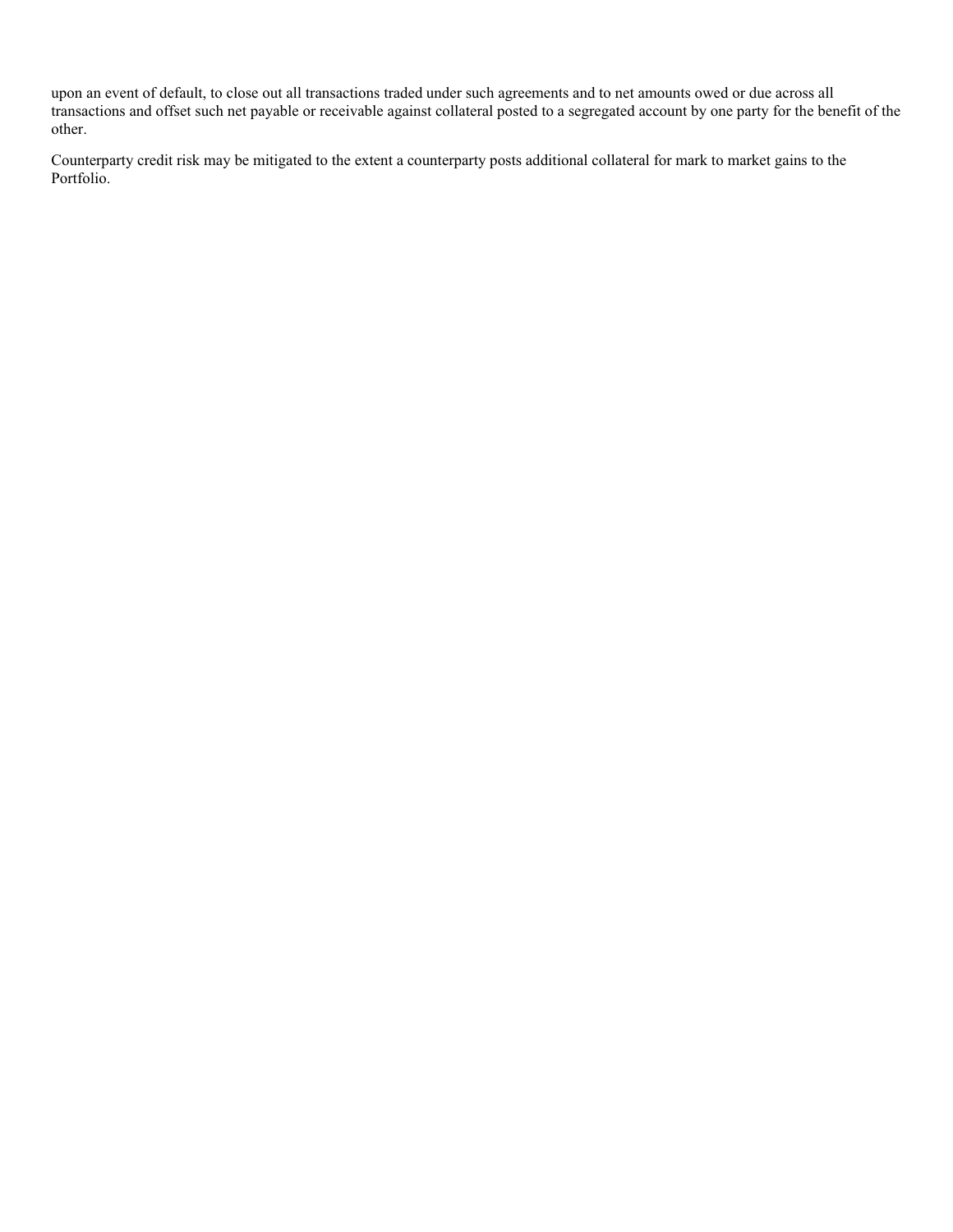upon an event of default, to close out all transactions traded under such agreements and to net amounts owed or due across all transactions and offset such net payable or receivable against collateral posted to a segregated account by one party for the benefit of the other.

Counterparty credit risk may be mitigated to the extent a counterparty posts additional collateral for mark to market gains to the Portfolio.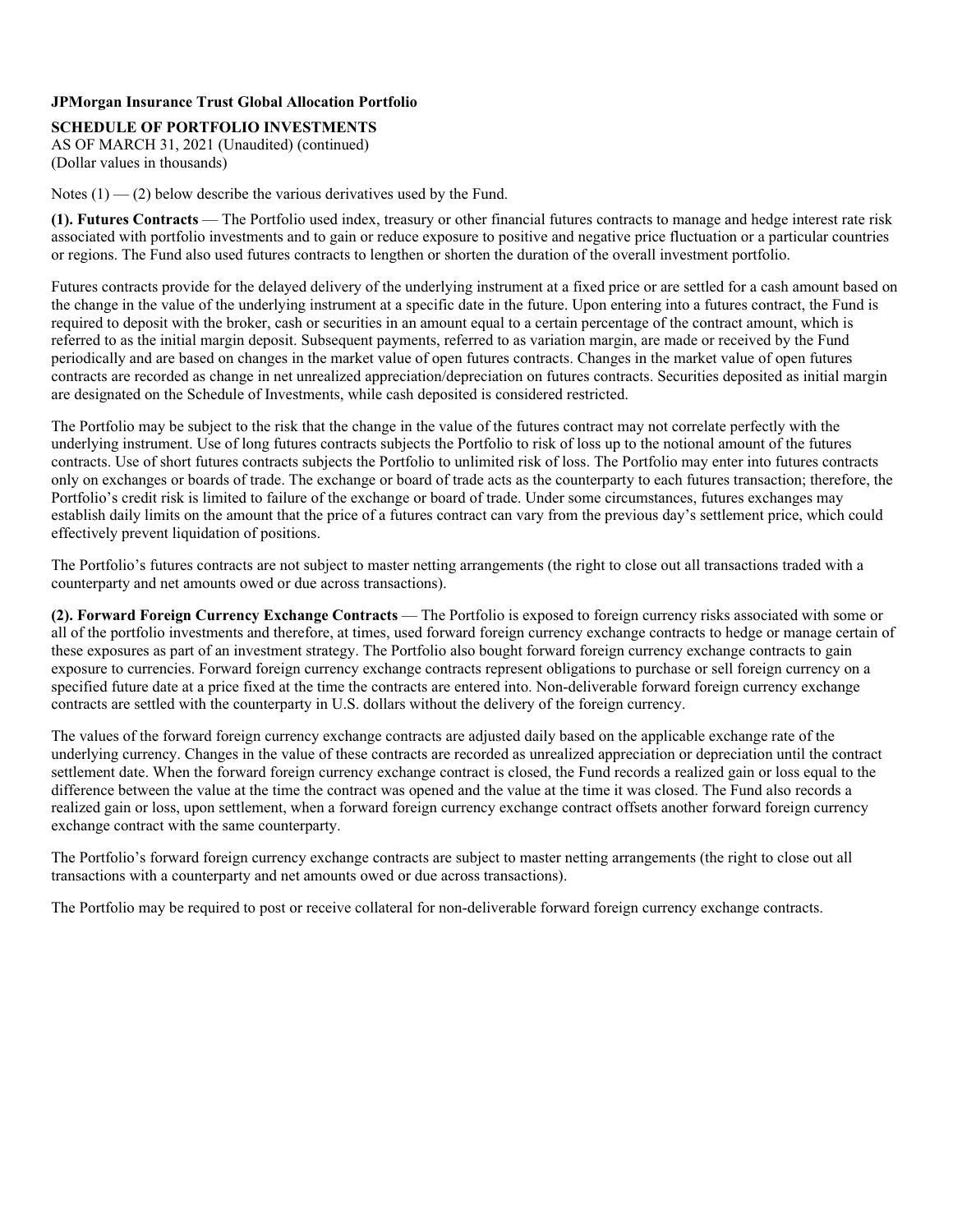**JPMorgan Insurance Trust Global Allocation Portfolio**

**SCHEDULE OF PORTFOLIO INVESTMENTS**

AS OF MARCH 31, 2021 (Unaudited) (continued)

(Dollar values in thousands)

Notes (1) — (2) below describe the various derivatives used by the Fund.

**(1). Futures Contracts** — The Portfolio used index, treasury or other financial futures contracts to manage and hedge interest rate risk associated with portfolio investments and to gain or reduce exposure to positive and negative price fluctuation or a particular countries or regions. The Fund also used futures contracts to lengthen or shorten the duration of the overall investment portfolio.

Futures contracts provide for the delayed delivery of the underlying instrument at a fixed price or are settled for a cash amount based on the change in the value of the underlying instrument at a specific date in the future. Upon entering into a futures contract, the Fund is required to deposit with the broker, cash or securities in an amount equal to a certain percentage of the contract amount, which is referred to as the initial margin deposit. Subsequent payments, referred to as variation margin, are made or received by the Fund periodically and are based on changes in the market value of open futures contracts. Changes in the market value of open futures contracts are recorded as change in net unrealized appreciation/depreciation on futures contracts. Securities deposited as initial margin are designated on the Schedule of Investments, while cash deposited is considered restricted.

The Portfolio may be subject to the risk that the change in the value of the futures contract may not correlate perfectly with the underlying instrument. Use of long futures contracts subjects the Portfolio to risk of loss up to the notional amount of the futures contracts. Use of short futures contracts subjects the Portfolio to unlimited risk of loss. The Portfolio may enter into futures contracts only on exchanges or boards of trade. The exchange or board of trade acts as the counterparty to each futures transaction; therefore, the Portfolio's credit risk is limited to failure of the exchange or board of trade. Under some circumstances, futures exchanges may establish daily limits on the amount that the price of a futures contract can vary from the previous day's settlement price, which could effectively prevent liquidation of positions.

The Portfolio's futures contracts are not subject to master netting arrangements (the right to close out all transactions traded with a counterparty and net amounts owed or due across transactions).

**(2). Forward Foreign Currency Exchange Contracts** — The Portfolio is exposed to foreign currency risks associated with some or all of the portfolio investments and therefore, at times, used forward foreign currency exchange contracts to hedge or manage certain of these exposures as part of an investment strategy. The Portfolio also bought forward foreign currency exchange contracts to gain exposure to currencies. Forward foreign currency exchange contracts represent obligations to purchase or sell foreign currency on a specified future date at a price fixed at the time the contracts are entered into. Non-deliverable forward foreign currency exchange contracts are settled with the counterparty in U.S. dollars without the delivery of the foreign currency.

The values of the forward foreign currency exchange contracts are adjusted daily based on the applicable exchange rate of the underlying currency. Changes in the value of these contracts are recorded as unrealized appreciation or depreciation until the contract settlement date. When the forward foreign currency exchange contract is closed, the Fund records a realized gain or loss equal to the difference between the value at the time the contract was opened and the value at the time it was closed. The Fund also records a realized gain or loss, upon settlement, when a forward foreign currency exchange contract offsets another forward foreign currency exchange contract with the same counterparty.

The Portfolio's forward foreign currency exchange contracts are subject to master netting arrangements (the right to close out all transactions with a counterparty and net amounts owed or due across transactions).

The Portfolio may be required to post or receive collateral for non-deliverable forward foreign currency exchange contracts.